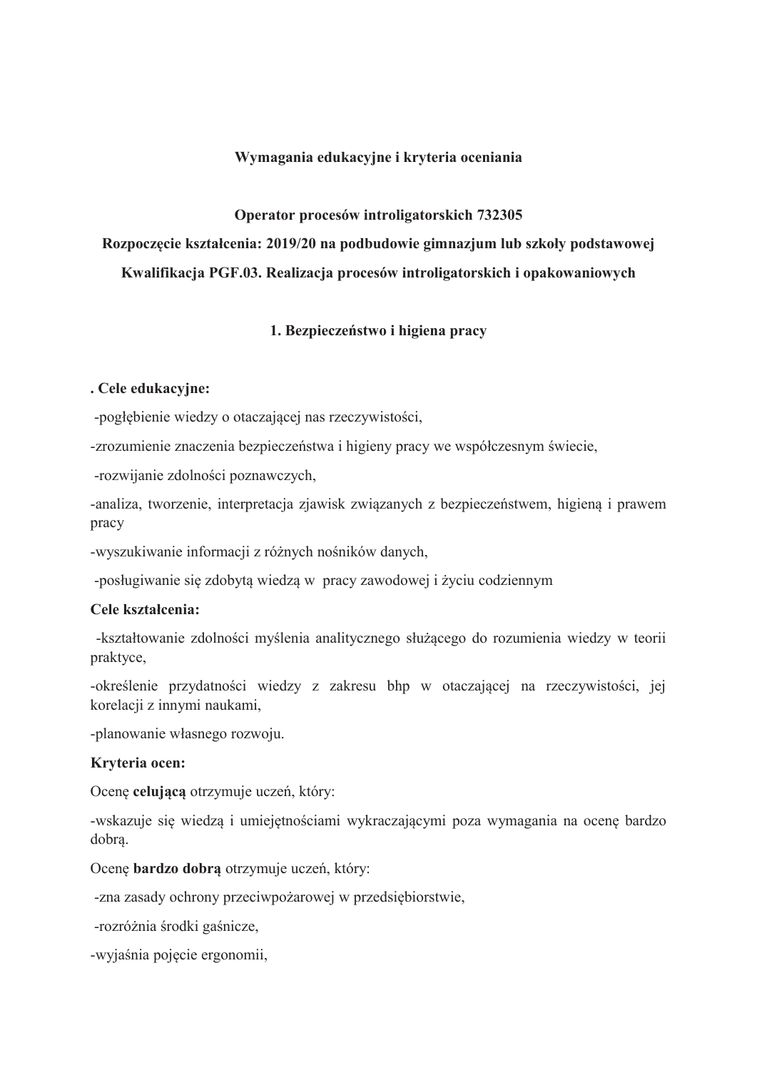**Wymagania edukacyjne i kryteria oceniania**

**Operator procesów introligatorskich 732305**

**Rozpoczęcie kształcenia: 2019/20 na podbudowie gimnazjum lub szkoły podstawowej**

**Kwalifikacja PGF.03. Realizacja procesów introligatorskich i opakowaniowych**

## 1. Bezpieczeństwo i higiena pracy

**. Cele edukacyjne:**

-pogłębienie wiedzy o otaczającej nas rzeczywistości,

-zrozumienie znaczenia bezpieczeństwa i higieny pracy we współczesnym świecie,

-rozwijanie zdolności poznawczych,

-analiza, tworzenie, interpretacja zjawisk związanych z bezpieczeństwem, higieną i prawem pracy

-wyszukiwanie informacji z różnych nośników danych,

-posługiwanie się zdobytą wiedzą w pracy zawodowej i życiu codziennym

**Cele kształcenia:**

-kształtowanie zdolności myślenia analitycznego służącego do rozumienia wiedzy w teorii praktyce,

-określenie przydatności wiedzy z zakresu bhp w otaczającej na rzeczywistości, jej korelacji z innymi naukami,

-planowanie własnego rozwoju.

**Kryteria ocen:**

Ocenę **celującą** otrzymuje uczeń, który:

-wskazuje się wiedzą i umiejętnościami wykraczającymi poza wymagania na ocenę bardzo dobrą.

Ocenę **bardzo dobrą** otrzymuje uczeń, który:

-zna zasady ochrony przeciwpożarowej w przedsiębiorstwie,

-rozróżnia środki gaśnicze,

-wyjaśnia pojęcie ergonomii,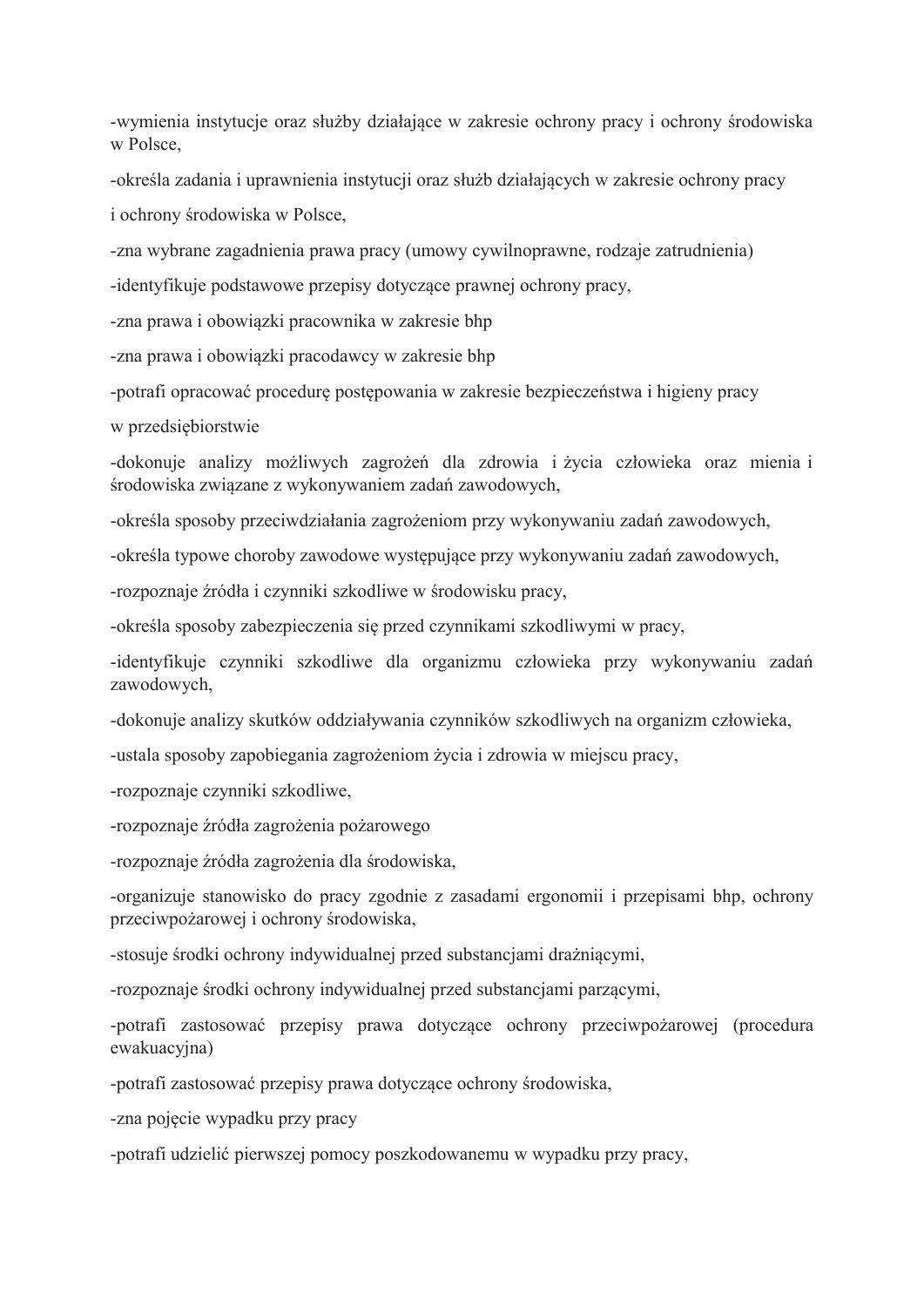-wymienia instytucje oraz służby działające w zakresie ochrony pracy i ochrony środowiska w Polsce,

-określa zadania i uprawnienia instytucji oraz służb działających w zakresie ochrony pracy

i ochrony środowiska w Polsce,

-zna wybrane zagadnienia prawa pracy (umowy cywilnoprawne, rodzaje zatrudnienia)

-identyfikuje podstawowe przepisy dotyczące prawnej ochrony pracy,

-zna prawa i obowiązki pracownika w zakresie bhp

-zna prawa i obowiązki pracodawcy w zakresie bhp

-potrafi opracować procedurę postępowania w zakresie bezpieczeństwa i higieny pracy

w przedsiębiorstwie

-dokonuje analizy możliwych zagrożeń dla zdrowia i życia człowieka oraz mienia i środowiska związane z wykonywaniem zadań zawodowych,

-określa sposoby przeciwdziałania zagrożeniom przy wykonywaniu zadań zawodowych,

-określa typowe choroby zawodowe występujące przy wykonywaniu zadań zawodowych,

-rozpoznaje źródła i czynniki szkodliwe w środowisku pracy,

-określa sposoby zabezpieczenia się przed czynnikami szkodliwymi w pracy,

-identyfikuje czynniki szkodliwe dla organizmu człowieka przy wykonywaniu zadań zawodowych,

-dokonuje analizy skutków oddziaływania czynników szkodliwych na organizm człowieka,

-ustala sposoby zapobiegania zagrożeniom życia i zdrowia w miejscu pracy,

-rozpoznaje czynniki szkodliwe,

-rozpoznaje źródła zagrożenia pożarowego

-rozpoznaje źródła zagrożenia dla środowiska,

-organizuje stanowisko do pracy zgodnie z zasadami ergonomii i przepisami bhp, ochrony przeciwpożarowej i ochrony środowiska,

-stosuje środki ochrony indywidualnej przed substancjami drażniącymi,

-rozpoznaje środki ochrony indywidualnej przed substancjami parzącymi,

-potrafi zastosować przepisy prawa dotyczące ochrony przeciwpożarowej (procedura ewakuacyjna)

-potrafi zastosować przepisy prawa dotyczące ochrony środowiska,

-zna pojęcie wypadku przy pracy

-potrafi udzielić pierwszej pomocy poszkodowanemu w wypadku przy pracy,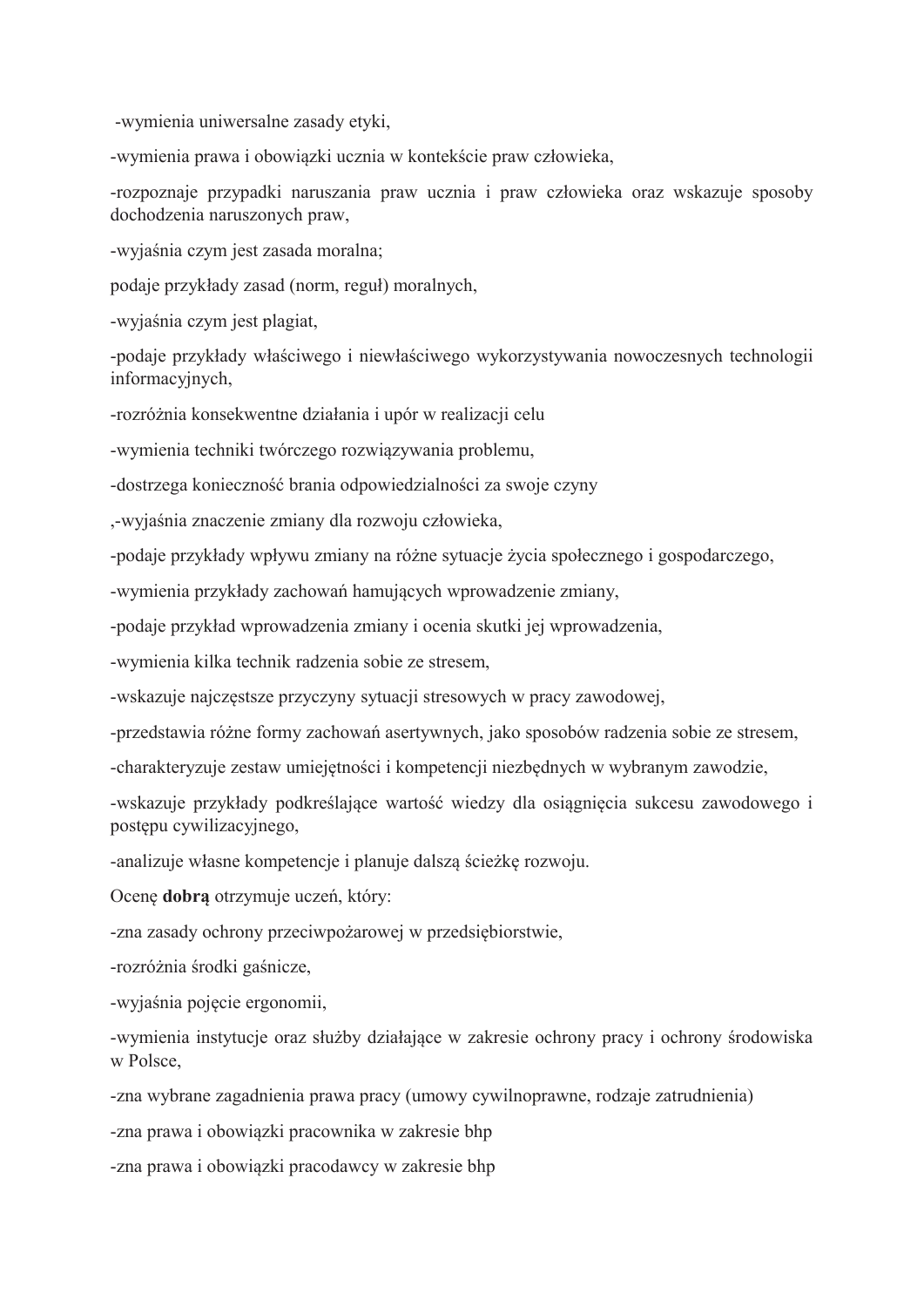-wymienia uniwersalne zasady etyki,

-wymienia prawa i obowiązki ucznia w kontekście praw człowieka,

-rozpoznaje przypadki naruszania praw ucznia i praw człowieka oraz wskazuje sposoby dochodzenia naruszonych praw,

-wyjaśnia czym jest zasada moralna;

podaje przykłady zasad (norm, reguł) moralnych,

-wyjaśnia czym jest plagiat,

-podaje przykłady właściwego i niewłaściwego wykorzystywania nowoczesnych technologii informacyjnych,

-rozróżnia konsekwentne działania i upór w realizacji celu

-wymienia techniki twórczego rozwiązywania problemu,

-dostrzega konieczność brania odpowiedzialności za swoje czyny

,-wyjaśnia znaczenie zmiany dla rozwoju człowieka,

-podaje przykłady wpływu zmiany na różne sytuacje życia społecznego i gospodarczego,

-wymienia przykłady zachowań hamujących wprowadzenie zmiany,

-podaje przykład wprowadzenia zmiany i ocenia skutki jej wprowadzenia,

-wymienia kilka technik radzenia sobie ze stresem,

-wskazuje najczęstsze przyczyny sytuacji stresowych w pracy zawodowej,

-przedstawia różne formy zachowań asertywnych, jako sposobów radzenia sobie ze stresem,

-charakteryzuje zestaw umiejętności i kompetencji niezbędnych w wybranym zawodzie,

-wskazuje przykłady podkreślające wartość wiedzy dla osiągnięcia sukcesu zawodowego i postępu cywilizacyjnego,

-analizuje własne kompetencje i planuje dalszą ścieżkę rozwoju.

Ocenę **dobrą** otrzymuje uczeń, który:

-zna zasady ochrony przeciwpożarowej w przedsiębiorstwie,

-rozróżnia środki gaśnicze,

-wyjaśnia pojęcie ergonomii,

-wymienia instytucje oraz służby działające w zakresie ochrony pracy i ochrony środowiska w Polsce,

-zna wybrane zagadnienia prawa pracy (umowy cywilnoprawne, rodzaje zatrudnienia)

-zna prawa i obowiązki pracownika w zakresie bhp

-zna prawa i obowiązki pracodawcy w zakresie bhp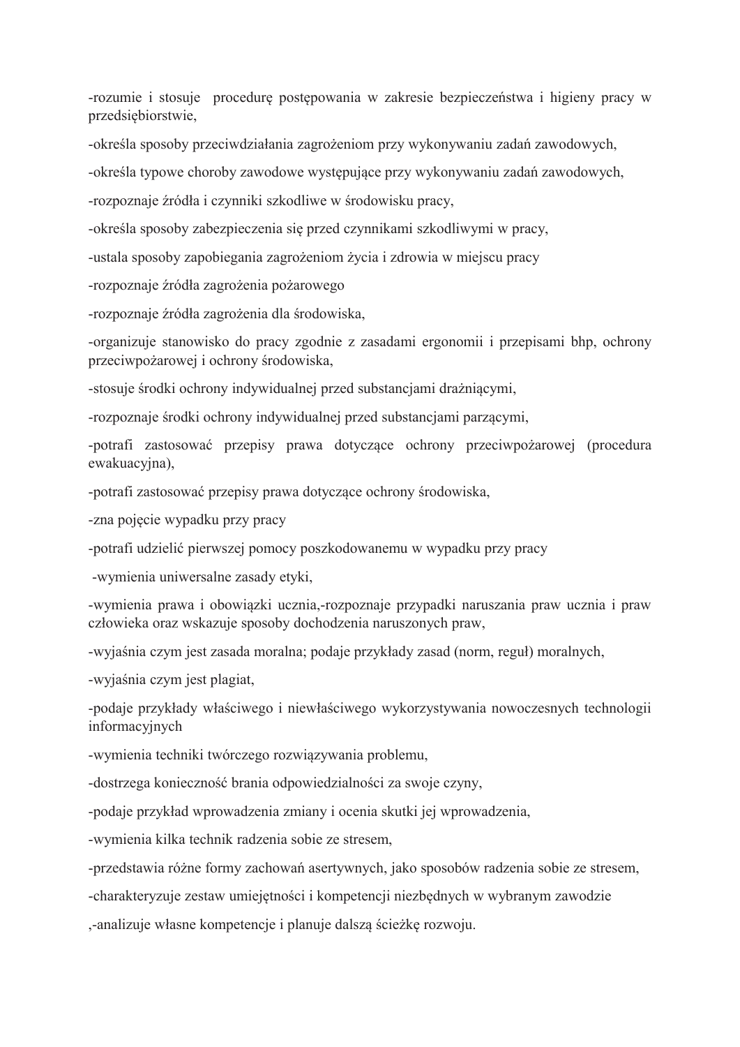-rozumie i stosuje procedurę postępowania w zakresie bezpieczeństwa i higieny pracy w przedsiębiorstwie,

-określa sposoby przeciwdziałania zagrożeniom przy wykonywaniu zadań zawodowych,

-określa typowe choroby zawodowe występujące przy wykonywaniu zadań zawodowych,

-rozpoznaje źródła i czynniki szkodliwe w środowisku pracy,

-określa sposoby zabezpieczenia się przed czynnikami szkodliwymi w pracy,

-ustala sposoby zapobiegania zagrożeniom życia i zdrowia w miejscu pracy

-rozpoznaje źródła zagrożenia pożarowego

-rozpoznaje źródła zagrożenia dla środowiska,

-organizuje stanowisko do pracy zgodnie z zasadami ergonomii i przepisami bhp, ochrony przeciwpożarowej i ochrony środowiska,

-stosuje środki ochrony indywidualnej przed substancjami drażniącymi,

-rozpoznaje środki ochrony indywidualnej przed substancjami parzącymi,

-potrafi zastosować przepisy prawa dotyczące ochrony przeciwpożarowej (procedura ewakuacyjna),

-potrafi zastosować przepisy prawa dotyczące ochrony środowiska,

-zna pojęcie wypadku przy pracy

-potrafi udzielić pierwszej pomocy poszkodowanemu w wypadku przy pracy

-wymienia uniwersalne zasady etyki,

-wymienia prawa i obowiązki ucznia,-rozpoznaje przypadki naruszania praw ucznia i praw człowieka oraz wskazuje sposoby dochodzenia naruszonych praw,

-wyjaśnia czym jest zasada moralna; podaje przykłady zasad (norm, reguł) moralnych,

-wyjaśnia czym jest plagiat,

-podaje przykłady właściwego i niewłaściwego wykorzystywania nowoczesnych technologii informacyjnych

-wymienia techniki twórczego rozwiązywania problemu,

-dostrzega konieczność brania odpowiedzialności za swoje czyny,

-podaje przykład wprowadzenia zmiany i ocenia skutki jej wprowadzenia,

-wymienia kilka technik radzenia sobie ze stresem,

-przedstawia różne formy zachowań asertywnych, jako sposobów radzenia sobie ze stresem,

-charakteryzuje zestaw umiejętności i kompetencji niezbędnych w wybranym zawodzie

,-analizuje własne kompetencje i planuje dalszą ścieżkę rozwoju.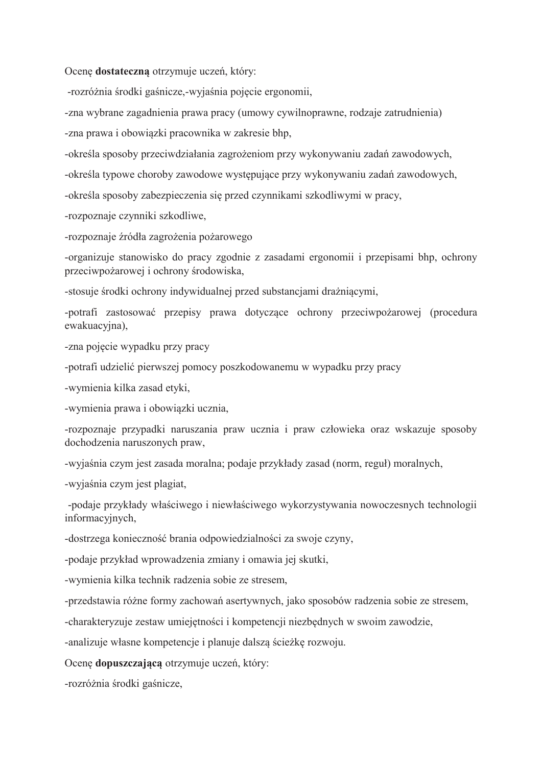Ocenę **dostateczną** otrzymuje uczeń, który:

-rozróżnia środki gaśnicze,-wyjaśnia pojęcie ergonomii,

-zna wybrane zagadnienia prawa pracy (umowy cywilnoprawne, rodzaje zatrudnienia)

-zna prawa i obowiązki pracownika w zakresie bhp,

-określa sposoby przeciwdziałania zagrożeniom przy wykonywaniu zadań zawodowych,

-określa typowe choroby zawodowe występujące przy wykonywaniu zadań zawodowych,

-określa sposoby zabezpieczenia się przed czynnikami szkodliwymi w pracy,

-rozpoznaje czynniki szkodliwe,

-rozpoznaje źródła zagrożenia pożarowego

-organizuje stanowisko do pracy zgodnie z zasadami ergonomii i przepisami bhp, ochrony przeciwpożarowej i ochrony środowiska,

-stosuje środki ochrony indywidualnej przed substancjami drażniącymi,

-potrafi zastosować przepisy prawa dotyczące ochrony przeciwpożarowej (procedura ewakuacyjna),

-zna pojęcie wypadku przy pracy

-potrafi udzielić pierwszej pomocy poszkodowanemu w wypadku przy pracy

-wymienia kilka zasad etyki,

-wymienia prawa i obowiązki ucznia,

-rozpoznaje przypadki naruszania praw ucznia i praw człowieka oraz wskazuje sposoby dochodzenia naruszonych praw,

-wyjaśnia czym jest zasada moralna; podaje przykłady zasad (norm, reguł) moralnych,

-wyjaśnia czym jest plagiat,

-podaje przykłady właściwego i niewłaściwego wykorzystywania nowoczesnych technologii informacyjnych,

-dostrzega konieczność brania odpowiedzialności za swoje czyny,

-podaje przykład wprowadzenia zmiany i omawia jej skutki,

-wymienia kilka technik radzenia sobie ze stresem,

-przedstawia różne formy zachowań asertywnych, jako sposobów radzenia sobie ze stresem,

-charakteryzuje zestaw umiejętności i kompetencji niezbędnych w swoim zawodzie,

-analizuje własne kompetencje i planuje dalszą ścieżkę rozwoju.

Ocenę **dopuszczającą** otrzymuje uczeń, który:

-rozróżnia środki gaśnicze,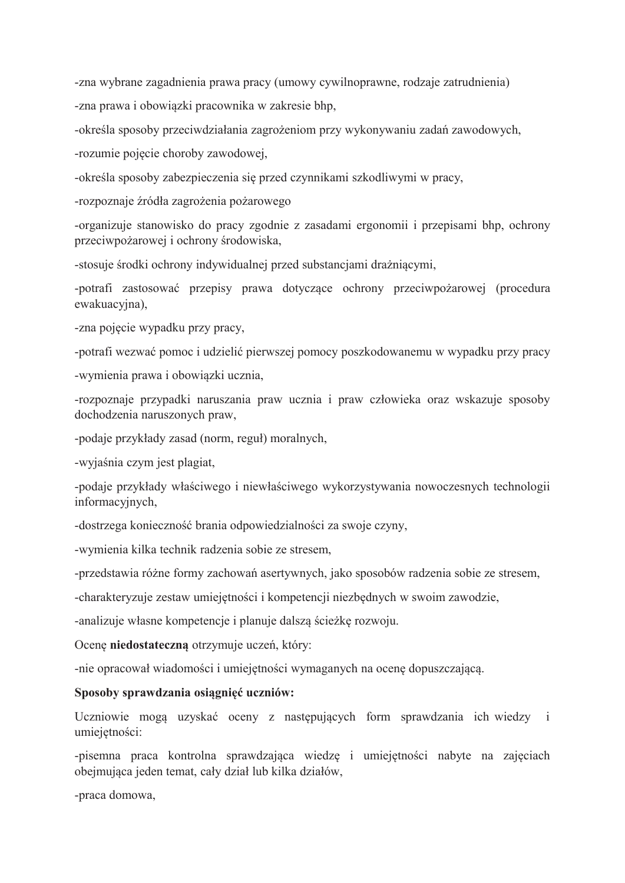-zna wybrane zagadnienia prawa pracy (umowy cywilnoprawne, rodzaje zatrudnienia)

-zna prawa i obowiązki pracownika w zakresie bhp,

-określa sposoby przeciwdziałania zagrożeniom przy wykonywaniu zadań zawodowych,

-rozumie pojęcie choroby zawodowej,

-określa sposoby zabezpieczenia się przed czynnikami szkodliwymi w pracy,

-rozpoznaje źródła zagrożenia pożarowego

-organizuje stanowisko do pracy zgodnie z zasadami ergonomii i przepisami bhp, ochrony przeciwpożarowej i ochrony środowiska,

-stosuje środki ochrony indywidualnej przed substancjami drażniącymi,

-potrafi zastosować przepisy prawa dotyczące ochrony przeciwpożarowej (procedura ewakuacyjna),

-zna pojęcie wypadku przy pracy,

-potrafi wezwać pomoc i udzielić pierwszej pomocy poszkodowanemu w wypadku przy pracy

-wymienia prawa i obowiązki ucznia,

-rozpoznaje przypadki naruszania praw ucznia i praw człowieka oraz wskazuje sposoby dochodzenia naruszonych praw,

-podaje przykłady zasad (norm, reguł) moralnych,

-wyjaśnia czym jest plagiat,

-podaje przykłady właściwego i niewłaściwego wykorzystywania nowoczesnych technologii informacyjnych,

-dostrzega konieczność brania odpowiedzialności za swoje czyny,

-wymienia kilka technik radzenia sobie ze stresem,

-przedstawia różne formy zachowań asertywnych, jako sposobów radzenia sobie ze stresem,

-charakteryzuje zestaw umiejętności i kompetencji niezbędnych w swoim zawodzie,

-analizuje własne kompetencje i planuje dalszą ścieżkę rozwoju.

Ocenę **niedostateczną** otrzymuje uczeń, który:

-nie opracował wiadomości i umiejętności wymaganych na ocenę dopuszczającą.

**Sposoby sprawdzania osiągnięć uczniów:**

Uczniowie mogą uzyskać oceny z następujących form sprawdzania ich wiedzy i umiejętności:

-pisemna praca kontrolna sprawdzająca wiedzę i umiejętności nabyte na zajęciach obejmująca jeden temat, cały dział lub kilka działów,

-praca domowa,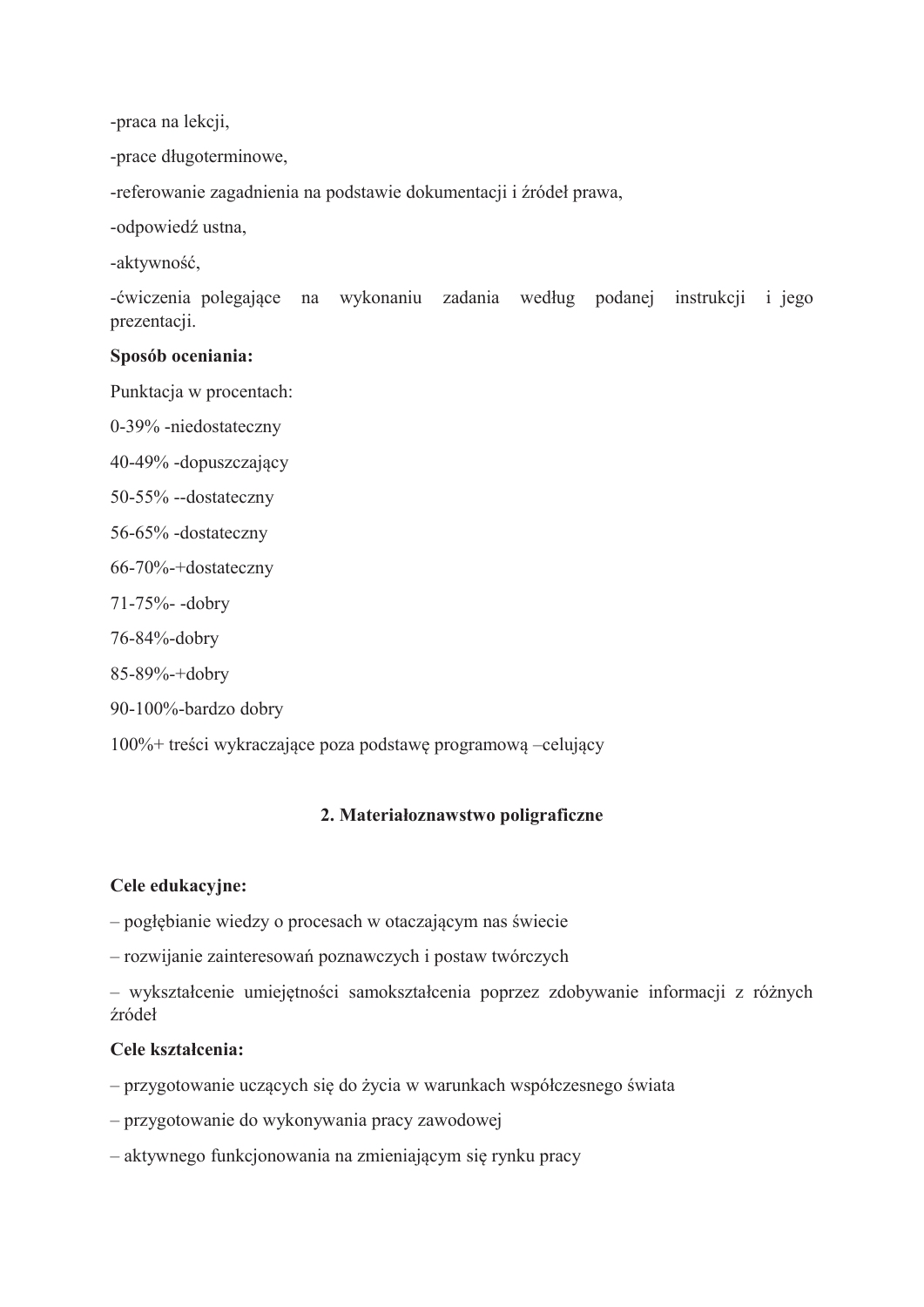-praca na lekcji,

-prace długoterminowe,

-referowanie zagadnienia na podstawie dokumentacji i źródeł prawa,

-odpowiedź ustna,

-aktywność,

-ćwiczenia polegające na wykonaniu zadania według podanej instrukcji i jego prezentacji.

**Sposób oceniania:**

Punktacja w procentach:

0-39% -niedostateczny

40-49% -dopuszczający

50-55% --dostateczny

56-65% -dostateczny

66-70%-+dostateczny

71-75%- -dobry

76-84%-dobry

85-89%-+dobry

90-100%-bardzo dobry

100%+ treści wykraczające poza podstawę programową –celujący

## 2. Materiałoznawstwo poligraficzne

**Cele edukacyjne:**

– pogłębianie wiedzy o procesach w otaczającym nas świecie

– rozwijanie zainteresowań poznawczych i postaw twórczych

– wykształcenie umiejętności samokształcenia poprzez zdobywanie informacji z różnych źródeł

**Cele kształcenia:**

– przygotowanie uczących się do życia w warunkach współczesnego świata

– przygotowanie do wykonywania pracy zawodowej

– aktywnego funkcjonowania na zmieniającym się rynku pracy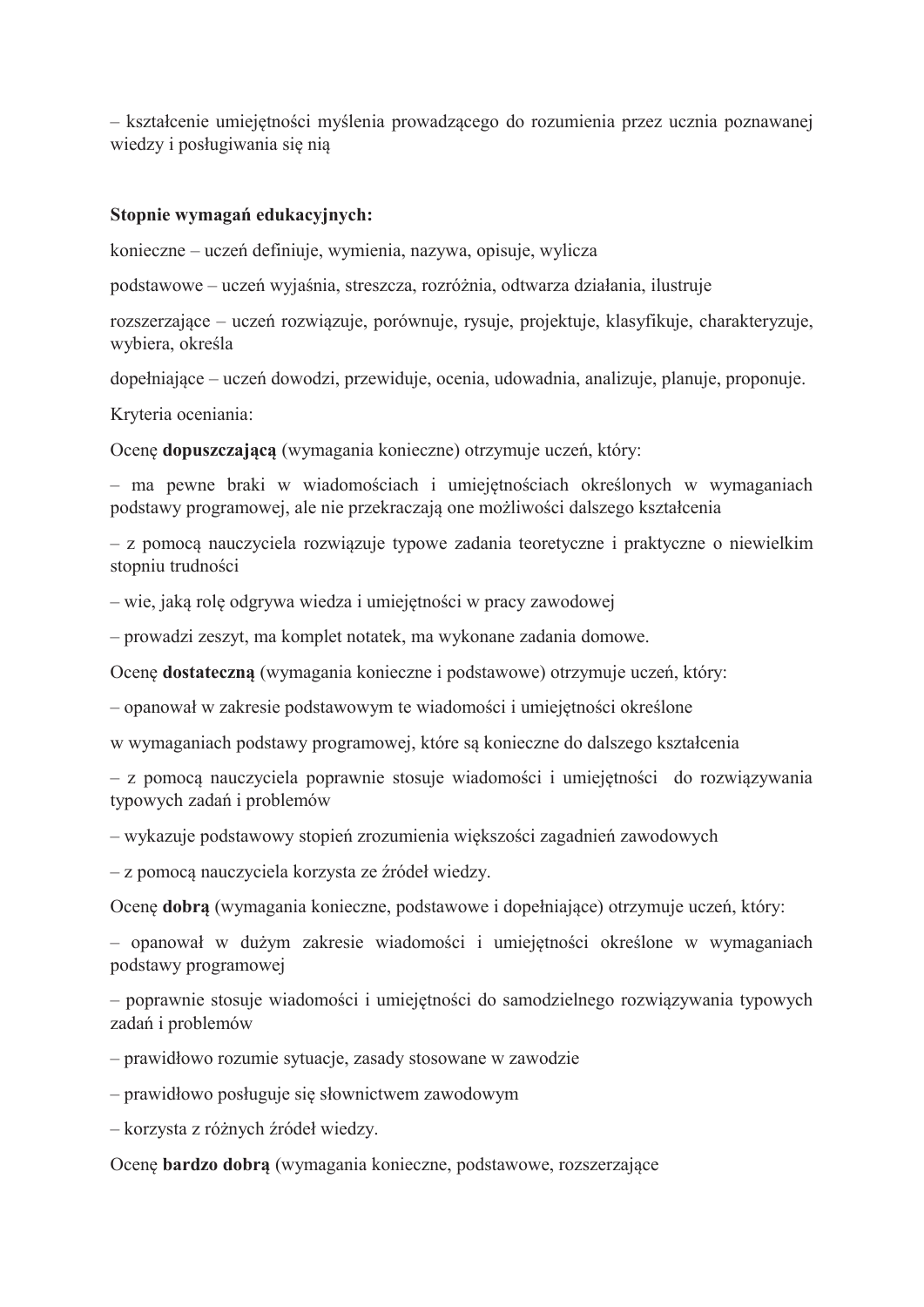– kształcenie umiejętności myślenia prowadzącego do rozumienia przez ucznia poznawanej wiedzy i posługiwania się nią

**Stopnie wymagań edukacyjnych:**

konieczne – uczeń definiuje, wymienia, nazywa, opisuje, wylicza

podstawowe – uczeń wyjaśnia, streszcza, rozróżnia, odtwarza działania, ilustruje

rozszerzające – uczeń rozwiązuje, porównuje, rysuje, projektuje, klasyfikuje, charakteryzuje, wybiera, określa

dopełniające – uczeń dowodzi, przewiduje, ocenia, udowadnia, analizuje, planuje, proponuje.

Kryteria oceniania:

Ocenę **dopuszczającą** (wymagania konieczne) otrzymuje uczeń, który:

– ma pewne braki w wiadomościach i umiejętnościach określonych w wymaganiach podstawy programowej, ale nie przekraczają one możliwości dalszego kształcenia

– z pomocą nauczyciela rozwiązuje typowe zadania teoretyczne i praktyczne o niewielkim stopniu trudności

– wie, jaką rolę odgrywa wiedza i umiejętności w pracy zawodowej

– prowadzi zeszyt, ma komplet notatek, ma wykonane zadania domowe.

Ocenę **dostateczną** (wymagania konieczne i podstawowe) otrzymuje uczeń, który:

– opanował w zakresie podstawowym te wiadomości i umiejętności określone

w wymaganiach podstawy programowej, które są konieczne do dalszego kształcenia

– z pomocą nauczyciela poprawnie stosuje wiadomości i umiejętności do rozwiązywania typowych zadań i problemów

– wykazuje podstawowy stopień zrozumienia większości zagadnień zawodowych

– z pomocą nauczyciela korzysta ze źródeł wiedzy.

Ocenę **dobrą** (wymagania konieczne, podstawowe i dopełniające) otrzymuje uczeń, który:

– opanował w dużym zakresie wiadomości i umiejętności określone w wymaganiach podstawy programowej

– poprawnie stosuje wiadomości i umiejętności do samodzielnego rozwiązywania typowych zadań i problemów

– prawidłowo rozumie sytuacje, zasady stosowane w zawodzie

– prawidłowo posługuje się słownictwem zawodowym

– korzysta z różnych źródeł wiedzy.

Ocenę **bardzo dobrą** (wymagania konieczne, podstawowe, rozszerzające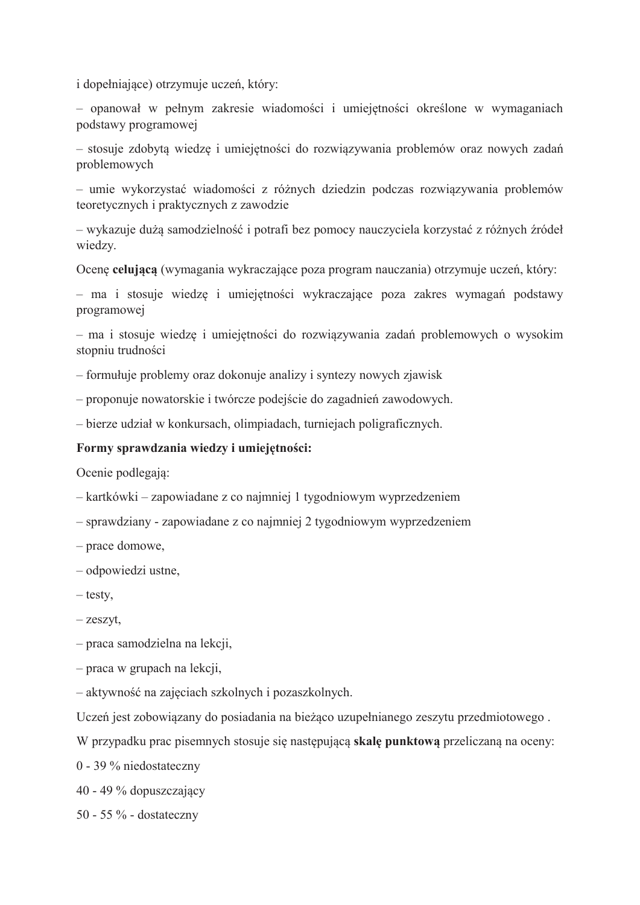i dopełniające) otrzymuje uczeń, który:

– opanował w pełnym zakresie wiadomości i umiejętności określone w wymaganiach podstawy programowej

– stosuje zdobytą wiedzę i umiejętności do rozwiązywania problemów oraz nowych zadań problemowych

– umie wykorzystać wiadomości z różnych dziedzin podczas rozwiązywania problemów teoretycznych i praktycznych z zawodzie

– wykazuje dużą samodzielność i potrafi bez pomocy nauczyciela korzystać z różnych źródeł wiedzy.

Ocenę **celującą** (wymagania wykraczające poza program nauczania) otrzymuje uczeń, który:

– ma i stosuje wiedzę i umiejętności wykraczające poza zakres wymagań podstawy programowej

– ma i stosuje wiedzę i umiejętności do rozwiązywania zadań problemowych o wysokim stopniu trudności

– formułuje problemy oraz dokonuje analizy i syntezy nowych zjawisk

– proponuje nowatorskie i twórcze podejście do zagadnień zawodowych.

– bierze udział w konkursach, olimpiadach, turniejach poligraficznych.

**Formy sprawdzania wiedzy i umiejętności:**

Ocenie podlegają:

– kartkówki – zapowiadane z co najmniej 1 tygodniowym wyprzedzeniem

– sprawdziany - zapowiadane z co najmniej 2 tygodniowym wyprzedzeniem

– prace domowe,

– odpowiedzi ustne,

– testy,

– zeszyt,

– praca samodzielna na lekcji,

– praca w grupach na lekcji,

– aktywność na zajęciach szkolnych i pozaszkolnych.

Uczeń jest zobowiązany do posiadania na bieżąco uzupełnianego zeszytu przedmiotowego .

W przypadku prac pisemnych stosuje się następującą **skalę punktową** przeliczaną na oceny:

0 - 39 % niedostateczny

40 - 49 % dopuszczający

50 - 55 % - dostateczny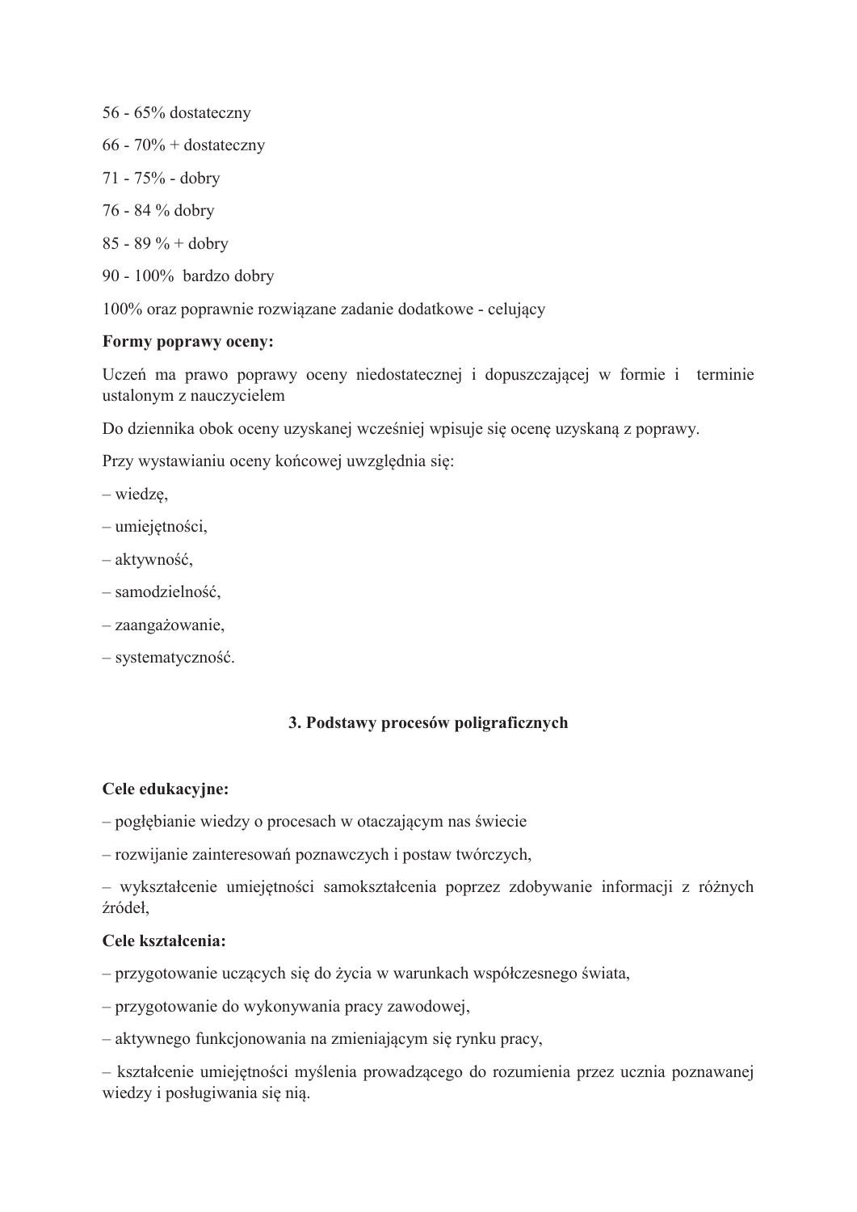56 - 65% dostateczny

66 - 70% + dostateczny

71 - 75% - dobry

76 - 84 % dobry

85 - 89 % + dobry

90 - 100%  bardzo dobry

100% oraz poprawnie rozwiązane zadanie dodatkowe - celujący

**Formy poprawy oceny:**

Uczeń ma prawo poprawy oceny niedostatecznej i dopuszczającej w formie i terminie ustalonym z nauczycielem

Do dziennika obok oceny uzyskanej wcześniej wpisuje się ocenę uzyskaną z poprawy.

Przy wystawianiu oceny końcowej uwzględnia się:

– wiedzę,

– umiejętności,

– aktywność,

– samodzielność,

– zaangażowanie,

– systematyczność.

## 3. Podstawy procesów poligraficznych

**Cele edukacyjne:**

– pogłębianie wiedzy o procesach w otaczającym nas świecie

– rozwijanie zainteresowań poznawczych i postaw twórczych,

– wykształcenie umiejętności samokształcenia poprzez zdobywanie informacji z różnych źródeł,

**Cele kształcenia:**

– przygotowanie uczących się do życia w warunkach współczesnego świata,

– przygotowanie do wykonywania pracy zawodowej,

– aktywnego funkcjonowania na zmieniającym się rynku pracy,

– kształcenie umiejętności myślenia prowadzącego do rozumienia przez ucznia poznawanej wiedzy i posługiwania się nią.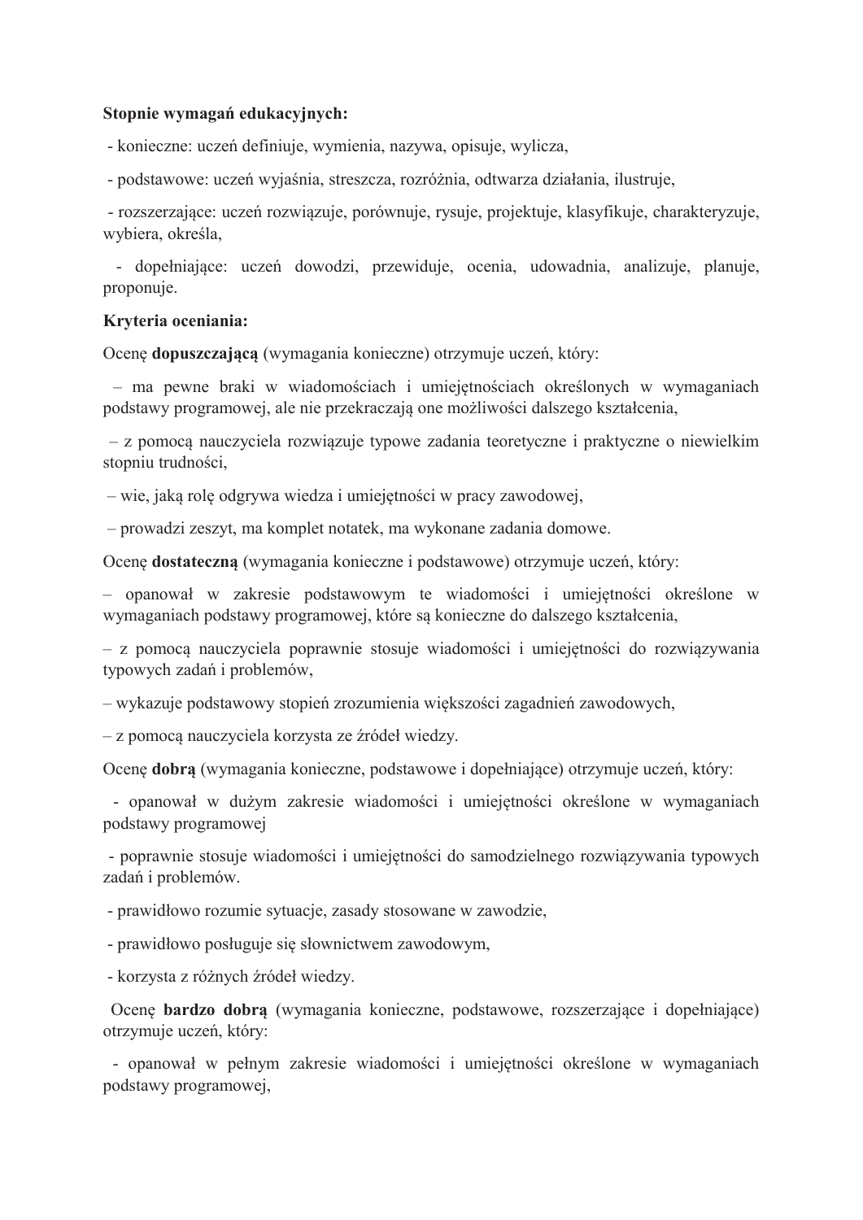**Stopnie wymagań edukacyjnych:**

- konieczne: uczeń definiuje, wymienia, nazywa, opisuje, wylicza,
- podstawowe: uczeń wyjaśnia, streszcza, rozróżnia, odtwarza działania, ilustruje,
- rozszerzające: uczeń rozwiązuje, porównuje, rysuje, projektuje, klasyfikuje, charakteryzuje, wybiera, określa,
- dopełniające: uczeń dowodzi, przewiduje, ocenia, udowadnia, analizuje, planuje, proponuje.

**Kryteria oceniania:**

Ocenę **dopuszczającą** (wymagania konieczne) otrzymuje uczeń, który:

– ma pewne braki w wiadomościach i umiejętnościach określonych w wymaganiach podstawy programowej, ale nie przekraczają one możliwości dalszego kształcenia,

– z pomocą nauczyciela rozwiązuje typowe zadania teoretyczne i praktyczne o niewielkim stopniu trudności,

– wie, jaką rolę odgrywa wiedza i umiejętności w pracy zawodowej,

– prowadzi zeszyt, ma komplet notatek, ma wykonane zadania domowe.

Ocenę **dostateczną** (wymagania konieczne i podstawowe) otrzymuje uczeń, który:

– opanował w zakresie podstawowym te wiadomości i umiejętności określone w wymaganiach podstawy programowej, które są konieczne do dalszego kształcenia,

– z pomocą nauczyciela poprawnie stosuje wiadomości i umiejętności do rozwiązywania typowych zadań i problemów,

– wykazuje podstawowy stopień zrozumienia większości zagadnień zawodowych,

– z pomocą nauczyciela korzysta ze źródeł wiedzy.

Ocenę **dobrą** (wymagania konieczne, podstawowe i dopełniające) otrzymuje uczeń, który:

- opanował w dużym zakresie wiadomości i umiejętności określone w wymaganiach podstawy programowej
- poprawnie stosuje wiadomości i umiejętności do samodzielnego rozwiązywania typowych zadań i problemów.
- prawidłowo rozumie sytuacje, zasady stosowane w zawodzie,
- prawidłowo posługuje się słownictwem zawodowym,
- korzysta z różnych źródeł wiedzy.

Ocenę **bardzo dobrą** (wymagania konieczne, podstawowe, rozszerzające i dopełniające) otrzymuje uczeń, który:

- opanował w pełnym zakresie wiadomości i umiejętności określone w wymaganiach podstawy programowej,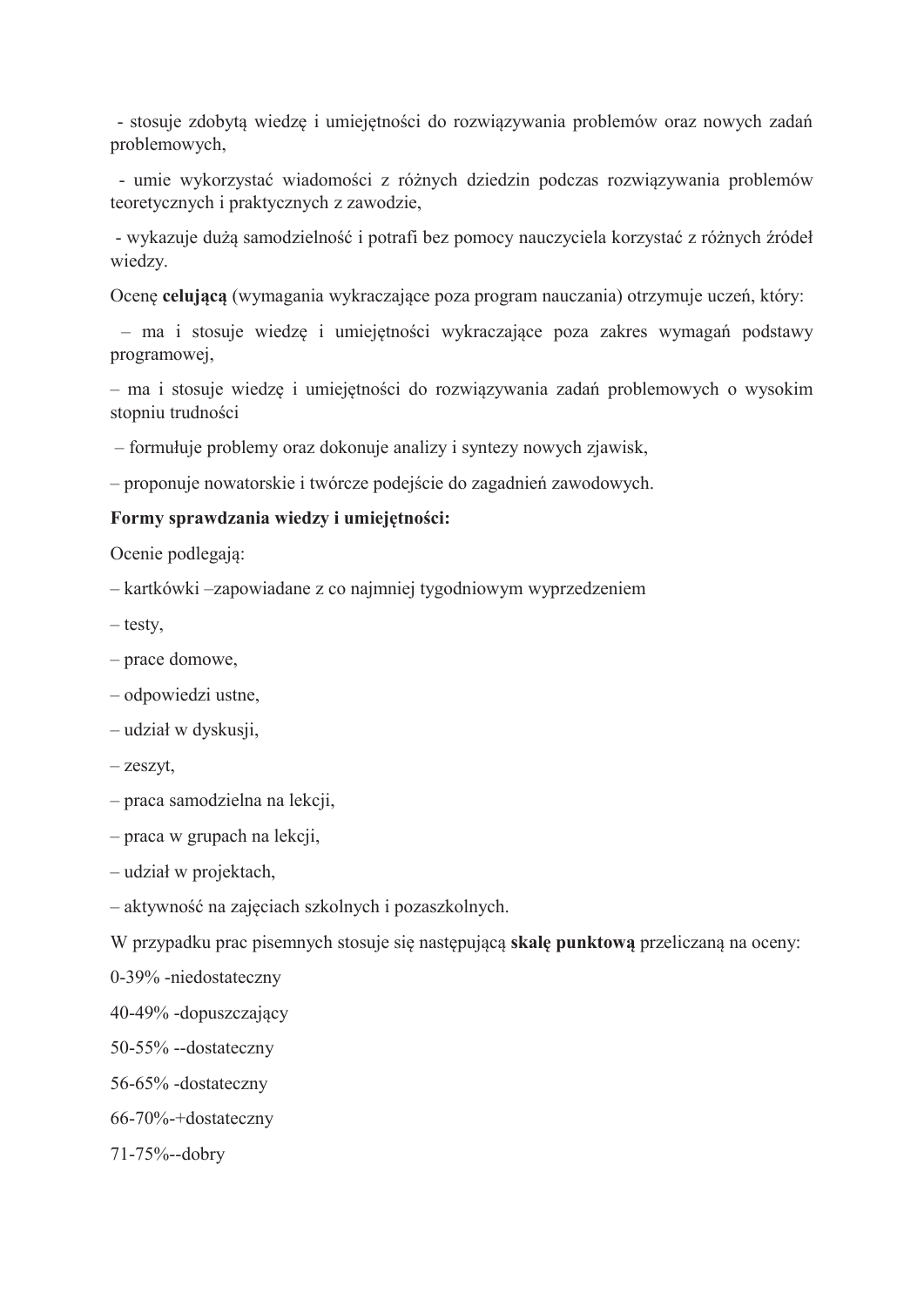- stosuje zdobytą wiedzę i umiejętności do rozwiązywania problemów oraz nowych zadań problemowych,

- umie wykorzystać wiadomości z różnych dziedzin podczas rozwiązywania problemów teoretycznych i praktycznych z zawodzie,

- wykazuje dużą samodzielność i potrafi bez pomocy nauczyciela korzystać z różnych źródeł wiedzy.

Ocenę **celującą** (wymagania wykraczające poza program nauczania) otrzymuje uczeń, który:

– ma i stosuje wiedzę i umiejętności wykraczające poza zakres wymagań podstawy programowej,

– ma i stosuje wiedzę i umiejętności do rozwiązywania zadań problemowych o wysokim stopniu trudności

– formułuje problemy oraz dokonuje analizy i syntezy nowych zjawisk,

– proponuje nowatorskie i twórcze podejście do zagadnień zawodowych.

**Formy sprawdzania wiedzy i umiejętności:**

Ocenie podlegają:

– kartkówki –zapowiadane z co najmniej tygodniowym wyprzedzeniem

– testy,

– prace domowe,

– odpowiedzi ustne,

– udział w dyskusji,

– zeszyt,

– praca samodzielna na lekcji,

– praca w grupach na lekcji,

– udział w projektach,

– aktywność na zajęciach szkolnych i pozaszkolnych.

W przypadku prac pisemnych stosuje się następującą **skalę punktową** przeliczaną na oceny:

0-39% -niedostateczny

40-49% -dopuszczający

50-55% --dostateczny

56-65% -dostateczny

66-70%-+dostateczny

71-75%--dobry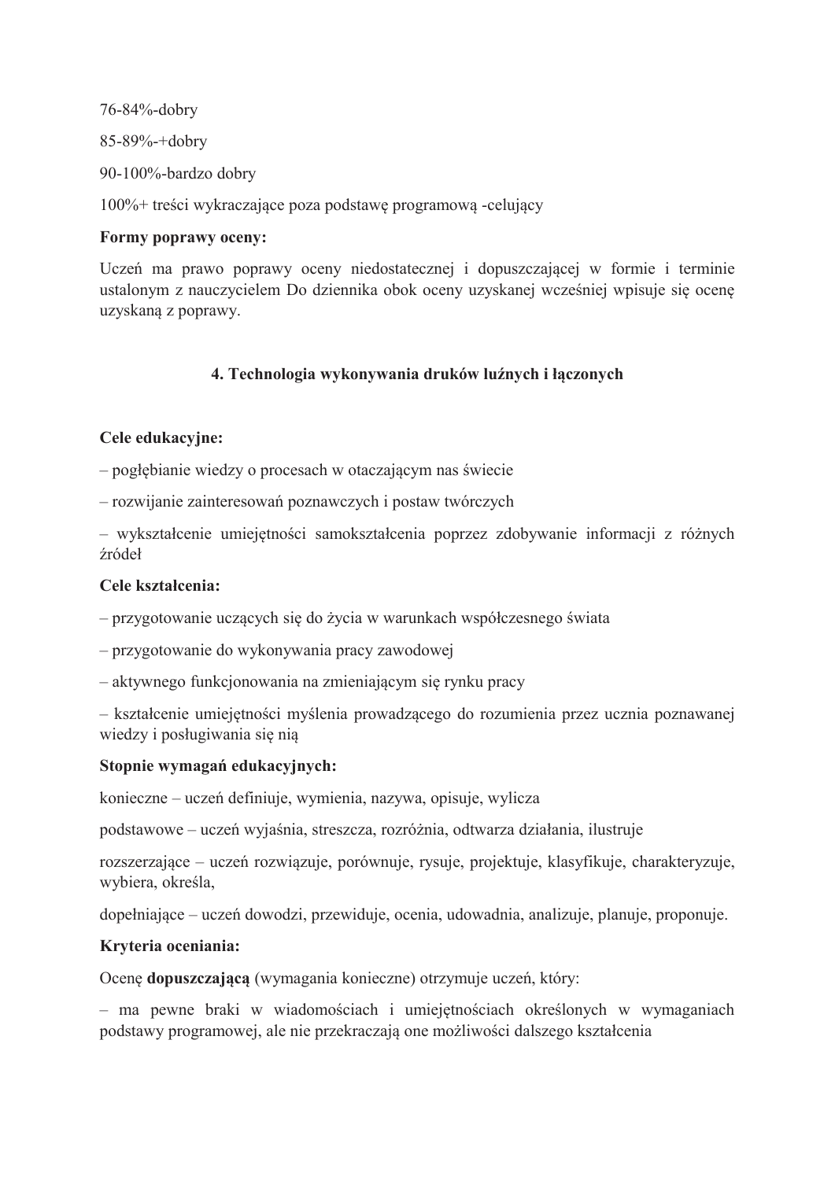76-84%-dobry

85-89%-+dobry

90-100%-bardzo dobry

100%+ treści wykraczające poza podstawę programową -celujący

**Formy poprawy oceny:**

Uczeń ma prawo poprawy oceny niedostatecznej i dopuszczającej w formie i terminie ustalonym z nauczycielem Do dziennika obok oceny uzyskanej wcześniej wpisuje się ocenę uzyskaną z poprawy.

## 4. Technologia wykonywania druków luźnych i łączonych

**Cele edukacyjne:**

– pogłębianie wiedzy o procesach w otaczającym nas świecie

– rozwijanie zainteresowań poznawczych i postaw twórczych

– wykształcenie umiejętności samokształcenia poprzez zdobywanie informacji z różnych źródeł

**Cele kształcenia:**

– przygotowanie uczących się do życia w warunkach współczesnego świata

– przygotowanie do wykonywania pracy zawodowej

– aktywnego funkcjonowania na zmieniającym się rynku pracy

– kształcenie umiejętności myślenia prowadzącego do rozumienia przez ucznia poznawanej wiedzy i posługiwania się nią

**Stopnie wymagań edukacyjnych:**

konieczne – uczeń definiuje, wymienia, nazywa, opisuje, wylicza

podstawowe – uczeń wyjaśnia, streszcza, rozróżnia, odtwarza działania, ilustruje

rozszerzające – uczeń rozwiązuje, porównuje, rysuje, projektuje, klasyfikuje, charakteryzuje, wybiera, określa,

dopełniające – uczeń dowodzi, przewiduje, ocenia, udowadnia, analizuje, planuje, proponuje.

**Kryteria oceniania:**

Ocenę **dopuszczającą** (wymagania konieczne) otrzymuje uczeń, który:

– ma pewne braki w wiadomościach i umiejętnościach określonych w wymaganiach podstawy programowej, ale nie przekraczają one możliwości dalszego kształcenia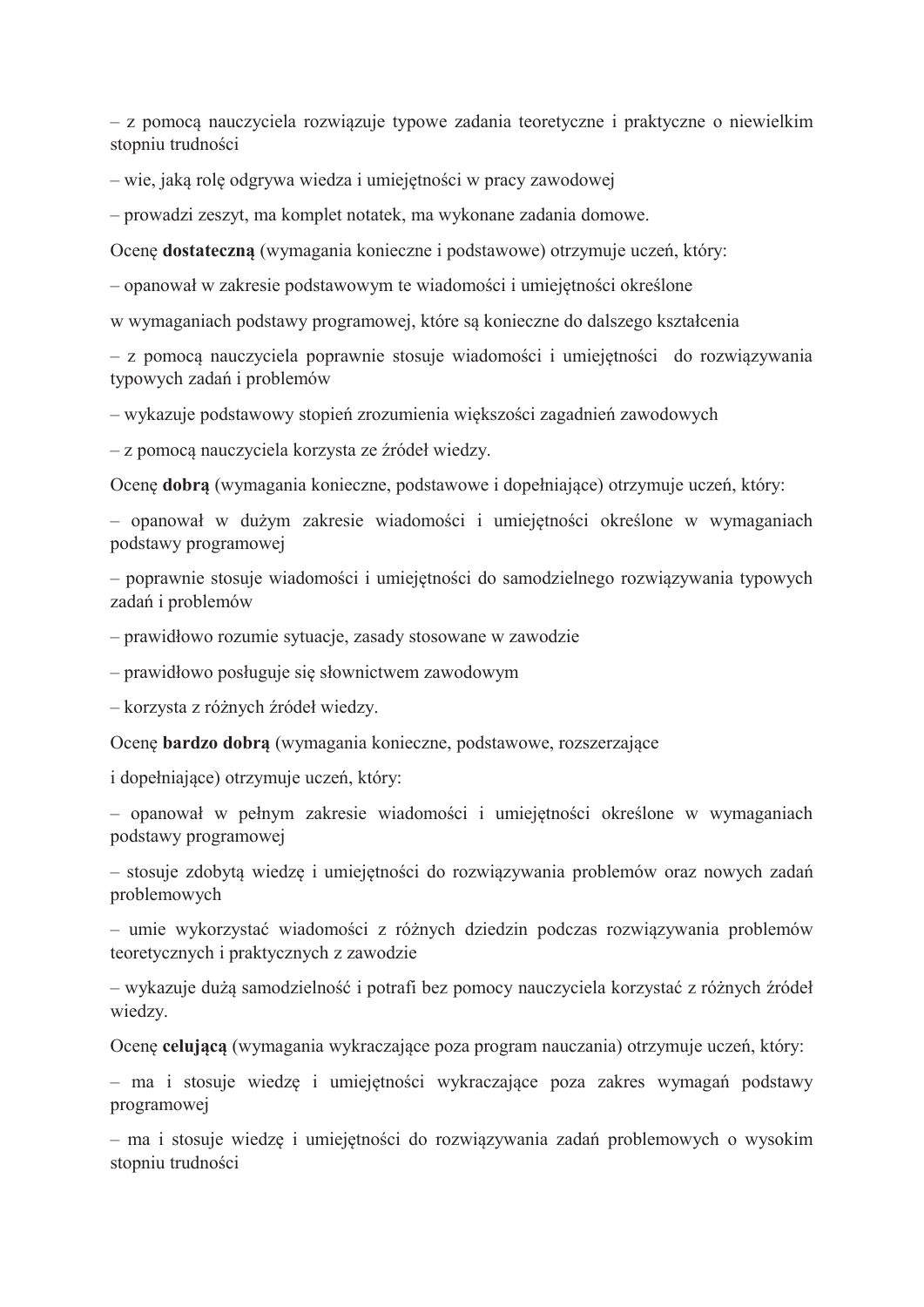– z pomocą nauczyciela rozwiązuje typowe zadania teoretyczne i praktyczne o niewielkim stopniu trudności

– wie, jaką rolę odgrywa wiedza i umiejętności w pracy zawodowej

– prowadzi zeszyt, ma komplet notatek, ma wykonane zadania domowe.

Ocenę **dostateczną** (wymagania konieczne i podstawowe) otrzymuje uczeń, który:

– opanował w zakresie podstawowym te wiadomości i umiejętności określone

w wymaganiach podstawy programowej, które są konieczne do dalszego kształcenia

– z pomocą nauczyciela poprawnie stosuje wiadomości i umiejętności do rozwiązywania typowych zadań i problemów

– wykazuje podstawowy stopień zrozumienia większości zagadnień zawodowych

– z pomocą nauczyciela korzysta ze źródeł wiedzy.

Ocenę **dobrą** (wymagania konieczne, podstawowe i dopełniające) otrzymuje uczeń, który:

– opanował w dużym zakresie wiadomości i umiejętności określone w wymaganiach podstawy programowej

– poprawnie stosuje wiadomości i umiejętności do samodzielnego rozwiązywania typowych zadań i problemów

– prawidłowo rozumie sytuacje, zasady stosowane w zawodzie

– prawidłowo posługuje się słownictwem zawodowym

– korzysta z różnych źródeł wiedzy.

Ocenę **bardzo dobrą** (wymagania konieczne, podstawowe, rozszerzające

i dopełniające) otrzymuje uczeń, który:

– opanował w pełnym zakresie wiadomości i umiejętności określone w wymaganiach podstawy programowej

– stosuje zdobytą wiedzę i umiejętności do rozwiązywania problemów oraz nowych zadań problemowych

– umie wykorzystać wiadomości z różnych dziedzin podczas rozwiązywania problemów teoretycznych i praktycznych z zawodzie

– wykazuje dużą samodzielność i potrafi bez pomocy nauczyciela korzystać z różnych źródeł wiedzy.

Ocenę **celującą** (wymagania wykraczające poza program nauczania) otrzymuje uczeń, który:

– ma i stosuje wiedzę i umiejętności wykraczające poza zakres wymagań podstawy programowej

– ma i stosuje wiedzę i umiejętności do rozwiązywania zadań problemowych o wysokim stopniu trudności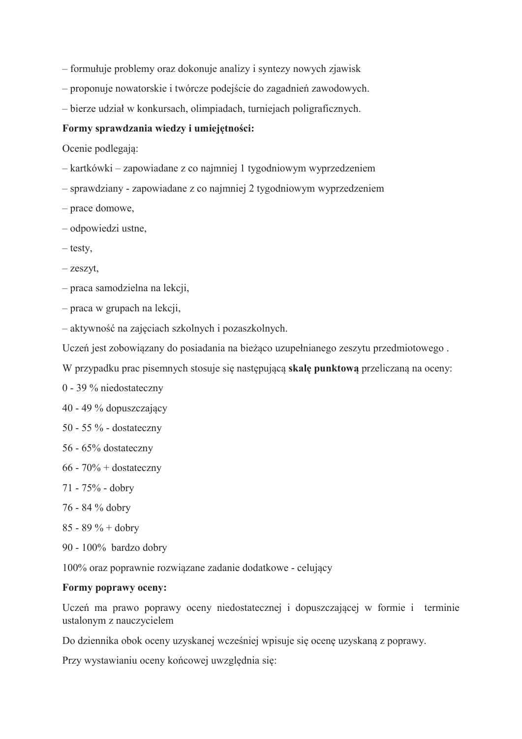– formułuje problemy oraz dokonuje analizy i syntezy nowych zjawisk

– proponuje nowatorskie i twórcze podejście do zagadnień zawodowych.

– bierze udział w konkursach, olimpiadach, turniejach poligraficznych.

**Formy sprawdzania wiedzy i umiejętności:**

Ocenie podlegają:

– kartkówki – zapowiadane z co najmniej 1 tygodniowym wyprzedzeniem

– sprawdziany - zapowiadane z co najmniej 2 tygodniowym wyprzedzeniem

– prace domowe,

– odpowiedzi ustne,

– testy,

– zeszyt,

– praca samodzielna na lekcji,

– praca w grupach na lekcji,

– aktywność na zajęciach szkolnych i pozaszkolnych.

Uczeń jest zobowiązany do posiadania na bieżąco uzupełnianego zeszytu przedmiotowego .

W przypadku prac pisemnych stosuje się następującą **skalę punktową** przeliczaną na oceny:

0 - 39 % niedostateczny

40 - 49 % dopuszczający

50 - 55 % - dostateczny

56 - 65% dostateczny

66 - 70% + dostateczny

71 - 75% - dobry

76 - 84 % dobry

85 - 89 % + dobry

90 - 100% bardzo dobry

100% oraz poprawnie rozwiązane zadanie dodatkowe - celujący

**Formy poprawy oceny:**

Uczeń ma prawo poprawy oceny niedostatecznej i dopuszczającej w formie i terminie ustalonym z nauczycielem

Do dziennika obok oceny uzyskanej wcześniej wpisuje się ocenę uzyskaną z poprawy.

Przy wystawianiu oceny końcowej uwzględnia się: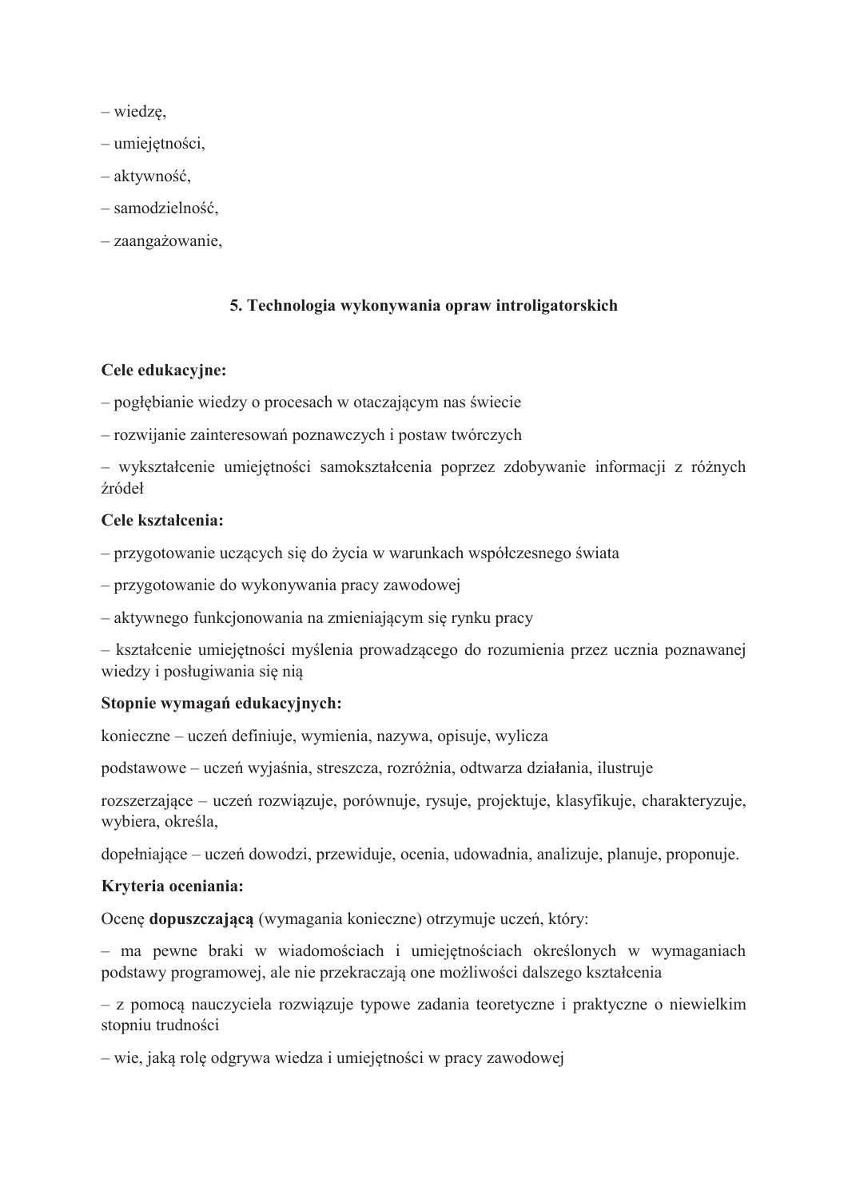– wiedzę,

– umiejętności,

– aktywność,

– samodzielność,

– zaangażowanie,

## 5. Technologia wykonywania opraw introligatorskich

**Cele edukacyjne:**

– pogłębianie wiedzy o procesach w otaczającym nas świecie

– rozwijanie zainteresowań poznawczych i postaw twórczych

– wykształcenie umiejętności samokształcenia poprzez zdobywanie informacji z różnych źródeł

**Cele kształcenia:**

– przygotowanie uczących się do życia w warunkach współczesnego świata

– przygotowanie do wykonywania pracy zawodowej

– aktywnego funkcjonowania na zmieniającym się rynku pracy

– kształcenie umiejętności myślenia prowadzącego do rozumienia przez ucznia poznawanej wiedzy i posługiwania się nią

**Stopnie wymagań edukacyjnych:**

konieczne – uczeń definiuje, wymienia, nazywa, opisuje, wylicza

podstawowe – uczeń wyjaśnia, streszcza, rozróżnia, odtwarza działania, ilustruje

rozszerzające – uczeń rozwiązuje, porównuje, rysuje, projektuje, klasyfikuje, charakteryzuje, wybiera, określa,

dopełniające – uczeń dowodzi, przewiduje, ocenia, udowadnia, analizuje, planuje, proponuje.

**Kryteria oceniania:**

Ocenę **dopuszczającą** (wymagania konieczne) otrzymuje uczeń, który:

– ma pewne braki w wiadomościach i umiejętnościach określonych w wymaganiach podstawy programowej, ale nie przekraczają one możliwości dalszego kształcenia

– z pomocą nauczyciela rozwiązuje typowe zadania teoretyczne i praktyczne o niewielkim stopniu trudności

– wie, jaką rolę odgrywa wiedza i umiejętności w pracy zawodowej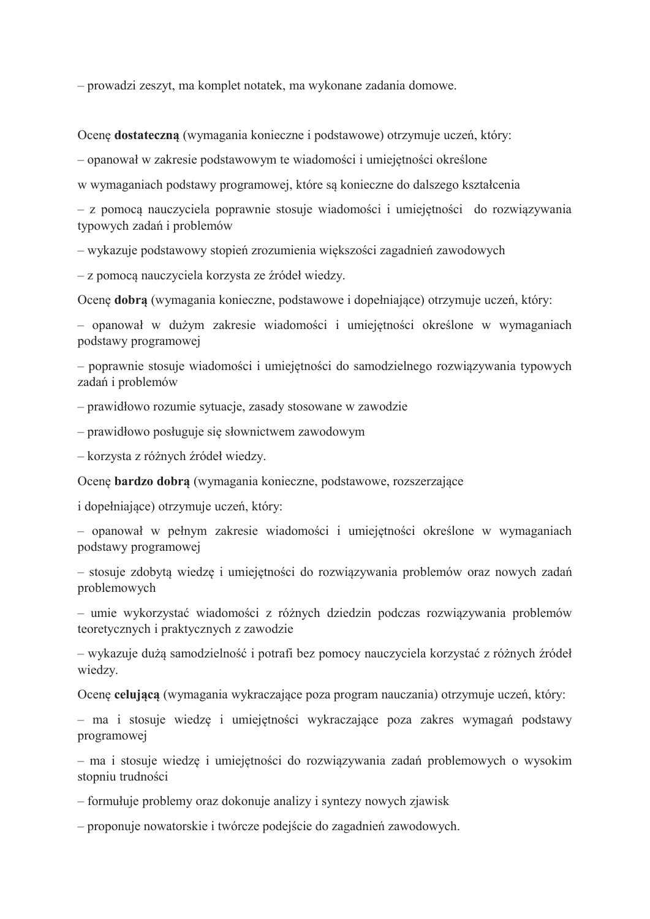– prowadzi zeszyt, ma komplet notatek, ma wykonane zadania domowe.

Ocenę **dostateczną** (wymagania konieczne i podstawowe) otrzymuje uczeń, który:

– opanował w zakresie podstawowym te wiadomości i umiejętności określone

w wymaganiach podstawy programowej, które są konieczne do dalszego kształcenia

– z pomocą nauczyciela poprawnie stosuje wiadomości i umiejętności do rozwiązywania typowych zadań i problemów

– wykazuje podstawowy stopień zrozumienia większości zagadnień zawodowych

– z pomocą nauczyciela korzysta ze źródeł wiedzy.

Ocenę **dobrą** (wymagania konieczne, podstawowe i dopełniające) otrzymuje uczeń, który:

– opanował w dużym zakresie wiadomości i umiejętności określone w wymaganiach podstawy programowej

– poprawnie stosuje wiadomości i umiejętności do samodzielnego rozwiązywania typowych zadań i problemów

– prawidłowo rozumie sytuacje, zasady stosowane w zawodzie

– prawidłowo posługuje się słownictwem zawodowym

– korzysta z różnych źródeł wiedzy.

Ocenę **bardzo dobrą** (wymagania konieczne, podstawowe, rozszerzające

i dopełniające) otrzymuje uczeń, który:

– opanował w pełnym zakresie wiadomości i umiejętności określone w wymaganiach podstawy programowej

– stosuje zdobytą wiedzę i umiejętności do rozwiązywania problemów oraz nowych zadań problemowych

– umie wykorzystać wiadomości z różnych dziedzin podczas rozwiązywania problemów teoretycznych i praktycznych z zawodzie

– wykazuje dużą samodzielność i potrafi bez pomocy nauczyciela korzystać z różnych źródeł wiedzy.

Ocenę **celującą** (wymagania wykraczające poza program nauczania) otrzymuje uczeń, który:

– ma i stosuje wiedzę i umiejętności wykraczające poza zakres wymagań podstawy programowej

– ma i stosuje wiedzę i umiejętności do rozwiązywania zadań problemowych o wysokim stopniu trudności

– formułuje problemy oraz dokonuje analizy i syntezy nowych zjawisk

– proponuje nowatorskie i twórcze podejście do zagadnień zawodowych.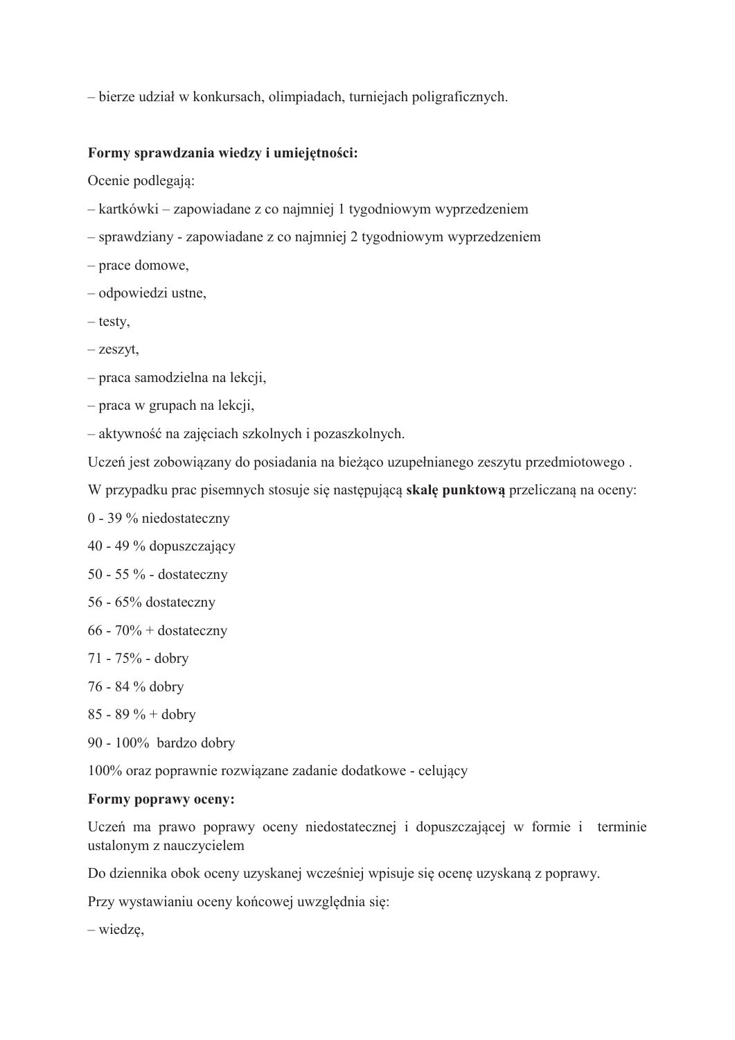– bierze udział w konkursach, olimpiadach, turniejach poligraficznych.

**Formy sprawdzania wiedzy i umiejętności:**

Ocenie podlegają:

– kartkówki – zapowiadane z co najmniej 1 tygodniowym wyprzedzeniem

– sprawdziany - zapowiadane z co najmniej 2 tygodniowym wyprzedzeniem

– prace domowe,

– odpowiedzi ustne,

– testy,

– zeszyt,

– praca samodzielna na lekcji,

– praca w grupach na lekcji,

– aktywność na zajęciach szkolnych i pozaszkolnych.

Uczeń jest zobowiązany do posiadania na bieżąco uzupełnianego zeszytu przedmiotowego .

W przypadku prac pisemnych stosuje się następującą **skalę punktową** przeliczaną na oceny:

0 - 39 % niedostateczny

40 - 49 % dopuszczający

50 - 55 % - dostateczny

56 - 65% dostateczny

66 - 70% + dostateczny

71 - 75% - dobry

76 - 84 % dobry

85 - 89 % + dobry

90 - 100%  bardzo dobry

100% oraz poprawnie rozwiązane zadanie dodatkowe - celujący

**Formy poprawy oceny:**

Uczeń ma prawo poprawy oceny niedostatecznej i dopuszczającej w formie i terminie ustalonym z nauczycielem

Do dziennika obok oceny uzyskanej wcześniej wpisuje się ocenę uzyskaną z poprawy.

Przy wystawianiu oceny końcowej uwzględnia się:

– wiedzę,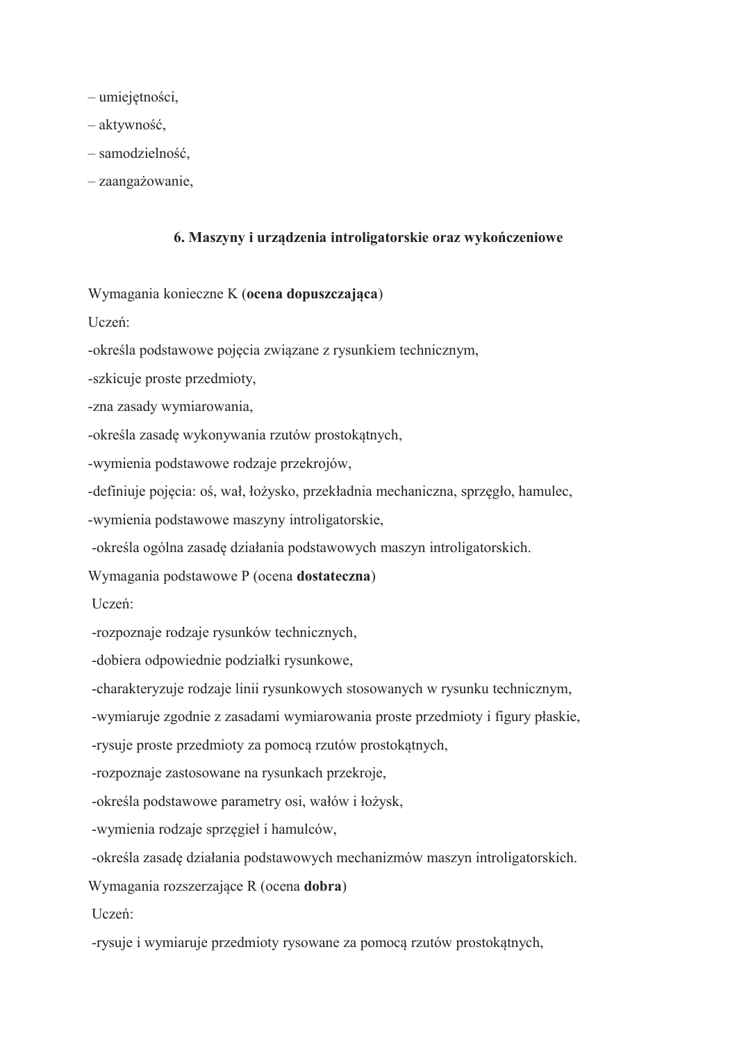– umiejętności,

– aktywność,

– samodzielność,

– zaangażowanie,

## 6. Maszyny i urządzenia introligatorskie oraz wykończeniowe

Wymagania konieczne K (**ocena dopuszczająca**)

Uczeń:

-określa podstawowe pojęcia związane z rysunkiem technicznym,

-szkicuje proste przedmioty,

-zna zasady wymiarowania,

-określa zasadę wykonywania rzutów prostokątnych,

-wymienia podstawowe rodzaje przekrojów,

-definiuje pojęcia: oś, wał, łożysko, przekładnia mechaniczna, sprzęgło, hamulec,

-wymienia podstawowe maszyny introligatorskie,

-określa ogólna zasadę działania podstawowych maszyn introligatorskich.

Wymagania podstawowe P (ocena **dostateczna**)

Uczeń:

-rozpoznaje rodzaje rysunków technicznych,

-dobiera odpowiednie podziałki rysunkowe,

-charakteryzuje rodzaje linii rysunkowych stosowanych w rysunku technicznym,

-wymiaruje zgodnie z zasadami wymiarowania proste przedmioty i figury płaskie,

-rysuje proste przedmioty za pomocą rzutów prostokątnych,

-rozpoznaje zastosowane na rysunkach przekroje,

-określa podstawowe parametry osi, wałów i łożysk,

-wymienia rodzaje sprzęgieł i hamulców,

-określa zasadę działania podstawowych mechanizmów maszyn introligatorskich.

Wymagania rozszerzające R (ocena **dobra**)

Uczeń:

-rysuje i wymiaruje przedmioty rysowane za pomocą rzutów prostokątnych,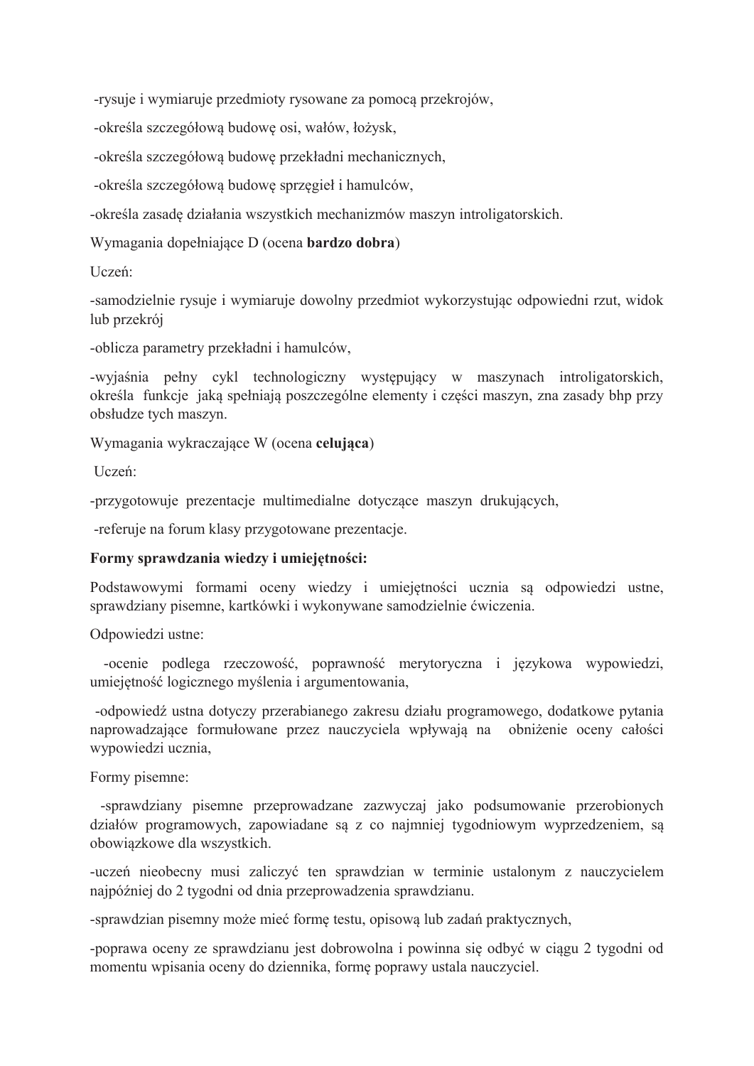-rysuje i wymiaruje przedmioty rysowane za pomocą przekrojów,

-określa szczegółową budowę osi, wałów, łożysk,

-określa szczegółową budowę przekładni mechanicznych,

-określa szczegółową budowę sprzęgieł i hamulców,

-określa zasadę działania wszystkich mechanizmów maszyn introligatorskich.

Wymagania dopełniające D (ocena **bardzo dobra**)

Uczeń:

-samodzielnie rysuje i wymiaruje dowolny przedmiot wykorzystując odpowiedni rzut, widok lub przekrój

-oblicza parametry przekładni i hamulców,

-wyjaśnia pełny cykl technologiczny występujący w maszynach introligatorskich, określa funkcje jaką spełniają poszczególne elementy i części maszyn, zna zasady bhp przy obsłudze tych maszyn.

Wymagania wykraczające W (ocena **celująca**)

Uczeń:

-przygotowuje prezentacje multimedialne dotyczące maszyn drukujących,

-referuje na forum klasy przygotowane prezentacje.

**Formy sprawdzania wiedzy i umiejętności:**

Podstawowymi formami oceny wiedzy i umiejętności ucznia są odpowiedzi ustne, sprawdziany pisemne, kartkówki i wykonywane samodzielnie ćwiczenia.

Odpowiedzi ustne:

-ocenie podlega rzeczowość, poprawność merytoryczna i językowa wypowiedzi, umiejętność logicznego myślenia i argumentowania,

-odpowiedź ustna dotyczy przerabianego zakresu działu programowego, dodatkowe pytania naprowadzające formułowane przez nauczyciela wpływają na obniżenie oceny całości wypowiedzi ucznia,

Formy pisemne:

-sprawdziany pisemne przeprowadzane zazwyczaj jako podsumowanie przerobionych działów programowych, zapowiadane są z co najmniej tygodniowym wyprzedzeniem, są obowiązkowe dla wszystkich.

-uczeń nieobecny musi zaliczyć ten sprawdzian w terminie ustalonym z nauczycielem najpóźniej do 2 tygodni od dnia przeprowadzenia sprawdzianu.

-sprawdzian pisemny może mieć formę testu, opisową lub zadań praktycznych,

-poprawa oceny ze sprawdzianu jest dobrowolna i powinna się odbyć w ciągu 2 tygodni od momentu wpisania oceny do dziennika, formę poprawy ustala nauczyciel.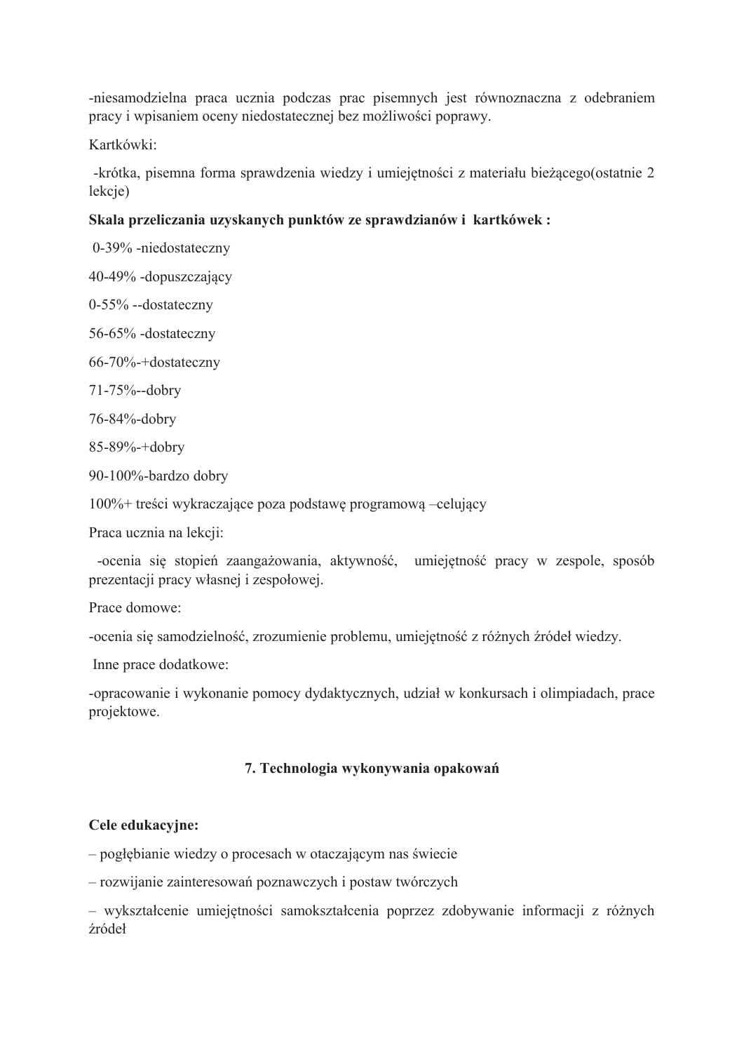-niesamodzielna praca ucznia podczas prac pisemnych jest równoznaczna z odebraniem pracy i wpisaniem oceny niedostatecznej bez możliwości poprawy.

Kartkówki:

-krótka, pisemna forma sprawdzenia wiedzy i umiejętności z materiału bieżącego(ostatnie 2 lekcje)

**Skala przeliczania uzyskanych punktów ze sprawdzianów i kartkówek :**

0-39% -niedostateczny

40-49% -dopuszczający

0-55% --dostateczny

56-65% -dostateczny

66-70%-+dostateczny

71-75%--dobry

76-84%-dobry

85-89%-+dobry

90-100%-bardzo dobry

100%+ treści wykraczające poza podstawę programową –celujący

Praca ucznia na lekcji:

-ocenia się stopień zaangażowania, aktywność, umiejętność pracy w zespole, sposób prezentacji pracy własnej i zespołowej.

Prace domowe:

-ocenia się samodzielność, zrozumienie problemu, umiejętność z różnych źródeł wiedzy.

Inne prace dodatkowe:

-opracowanie i wykonanie pomocy dydaktycznych, udział w konkursach i olimpiadach, prace projektowe.

## 7. Technologia wykonywania opakowań

**Cele edukacyjne:**

– pogłębianie wiedzy o procesach w otaczającym nas świecie

– rozwijanie zainteresowań poznawczych i postaw twórczych

– wykształcenie umiejętności samokształcenia poprzez zdobywanie informacji z różnych źródeł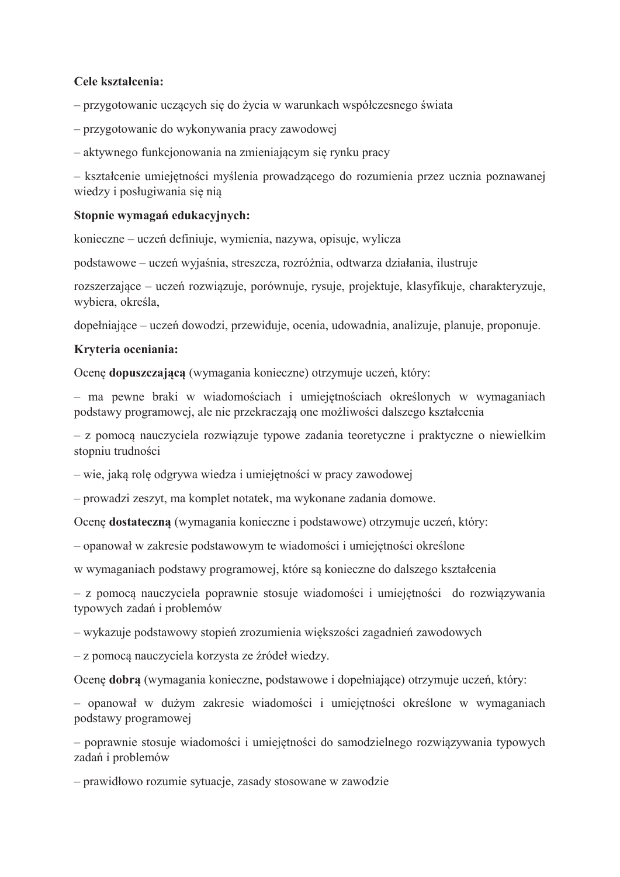**Cele kształcenia:**

– przygotowanie uczących się do życia w warunkach współczesnego świata

– przygotowanie do wykonywania pracy zawodowej

– aktywnego funkcjonowania na zmieniającym się rynku pracy

– kształcenie umiejętności myślenia prowadzącego do rozumienia przez ucznia poznawanej wiedzy i posługiwania się nią

**Stopnie wymagań edukacyjnych:**

konieczne – uczeń definiuje, wymienia, nazywa, opisuje, wylicza

podstawowe – uczeń wyjaśnia, streszcza, rozróżnia, odtwarza działania, ilustruje

rozszerzające – uczeń rozwiązuje, porównuje, rysuje, projektuje, klasyfikuje, charakteryzuje, wybiera, określa,

dopełniające – uczeń dowodzi, przewiduje, ocenia, udowadnia, analizuje, planuje, proponuje.

**Kryteria oceniania:**

Ocenę **dopuszczającą** (wymagania konieczne) otrzymuje uczeń, który:

– ma pewne braki w wiadomościach i umiejętnościach określonych w wymaganiach podstawy programowej, ale nie przekraczają one możliwości dalszego kształcenia

– z pomocą nauczyciela rozwiązuje typowe zadania teoretyczne i praktyczne o niewielkim stopniu trudności

– wie, jaką rolę odgrywa wiedza i umiejętności w pracy zawodowej

– prowadzi zeszyt, ma komplet notatek, ma wykonane zadania domowe.

Ocenę **dostateczną** (wymagania konieczne i podstawowe) otrzymuje uczeń, który:

– opanował w zakresie podstawowym te wiadomości i umiejętności określone

w wymaganiach podstawy programowej, które są konieczne do dalszego kształcenia

– z pomocą nauczyciela poprawnie stosuje wiadomości i umiejętności do rozwiązywania typowych zadań i problemów

– wykazuje podstawowy stopień zrozumienia większości zagadnień zawodowych

– z pomocą nauczyciela korzysta ze źródeł wiedzy.

Ocenę **dobrą** (wymagania konieczne, podstawowe i dopełniające) otrzymuje uczeń, który:

– opanował w dużym zakresie wiadomości i umiejętności określone w wymaganiach podstawy programowej

– poprawnie stosuje wiadomości i umiejętności do samodzielnego rozwiązywania typowych zadań i problemów

– prawidłowo rozumie sytuacje, zasady stosowane w zawodzie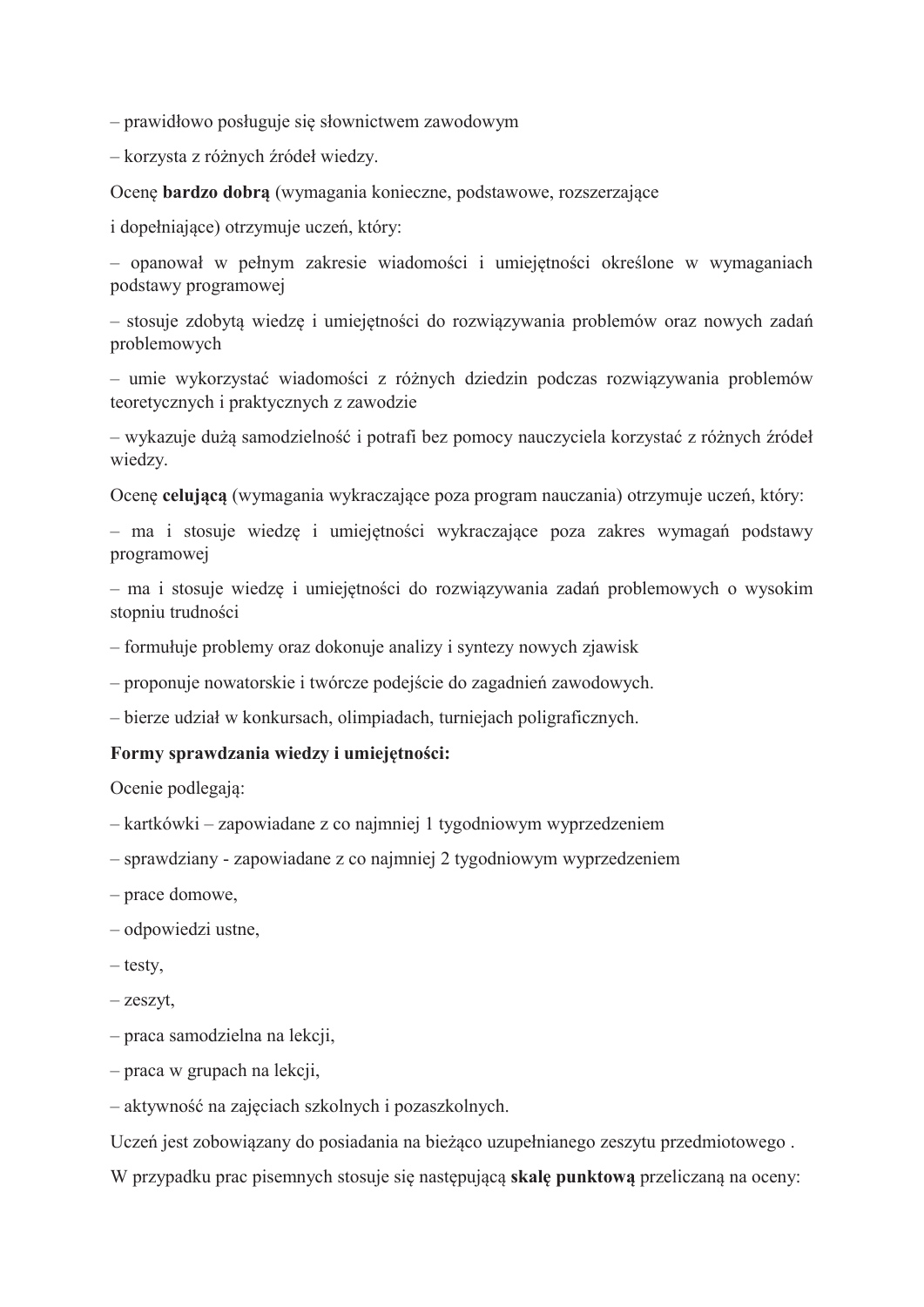– prawidłowo posługuje się słownictwem zawodowym

– korzysta z różnych źródeł wiedzy.

Ocenę **bardzo dobrą** (wymagania konieczne, podstawowe, rozszerzające

i dopełniające) otrzymuje uczeń, który:

– opanował w pełnym zakresie wiadomości i umiejętności określone w wymaganiach podstawy programowej

– stosuje zdobytą wiedzę i umiejętności do rozwiązywania problemów oraz nowych zadań problemowych

– umie wykorzystać wiadomości z różnych dziedzin podczas rozwiązywania problemów teoretycznych i praktycznych z zawodzie

– wykazuje dużą samodzielność i potrafi bez pomocy nauczyciela korzystać z różnych źródeł wiedzy.

Ocenę **celującą** (wymagania wykraczające poza program nauczania) otrzymuje uczeń, który:

– ma i stosuje wiedzę i umiejętności wykraczające poza zakres wymagań podstawy programowej

– ma i stosuje wiedzę i umiejętności do rozwiązywania zadań problemowych o wysokim stopniu trudności

– formułuje problemy oraz dokonuje analizy i syntezy nowych zjawisk

– proponuje nowatorskie i twórcze podejście do zagadnień zawodowych.

– bierze udział w konkursach, olimpiadach, turniejach poligraficznych.

**Formy sprawdzania wiedzy i umiejętności:**

Ocenie podlegają:

– kartkówki – zapowiadane z co najmniej 1 tygodniowym wyprzedzeniem

– sprawdziany - zapowiadane z co najmniej 2 tygodniowym wyprzedzeniem

– prace domowe,

– odpowiedzi ustne,

– testy,

– zeszyt,

– praca samodzielna na lekcji,

– praca w grupach na lekcji,

– aktywność na zajęciach szkolnych i pozaszkolnych.

Uczeń jest zobowiązany do posiadania na bieżąco uzupełnianego zeszytu przedmiotowego .

W przypadku prac pisemnych stosuje się następującą **skalę punktową** przeliczaną na oceny: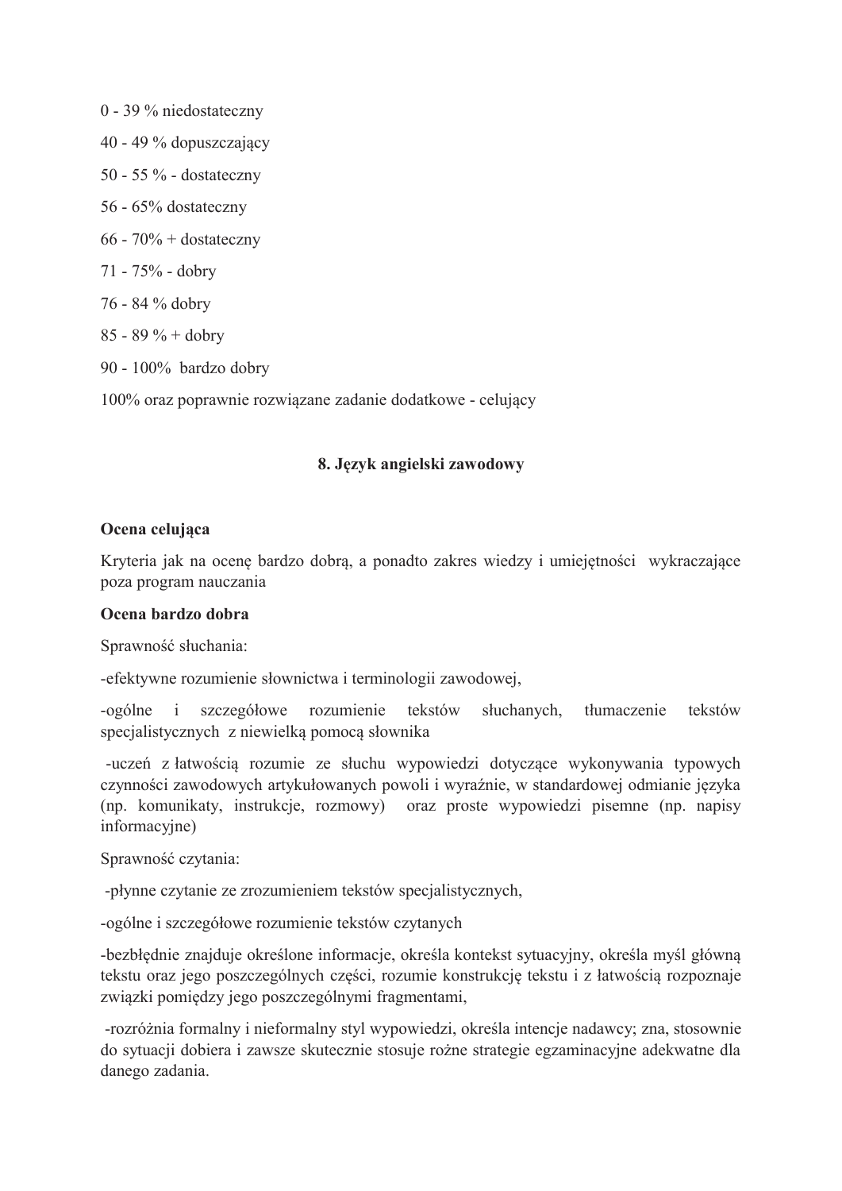0 - 39 % niedostateczny

40 - 49 % dopuszczający

50 - 55 % - dostateczny

56 - 65% dostateczny

66 - 70% + dostateczny

71 - 75% - dobry

76 - 84 % dobry

85 - 89 % + dobry

90 - 100%  bardzo dobry

100% oraz poprawnie rozwiązane zadanie dodatkowe - celujący

### 8. Język angielski zawodowy

**Ocena celująca**

Kryteria jak na ocenę bardzo dobrą, a ponadto zakres wiedzy i umiejętności wykraczające poza program nauczania

**Ocena bardzo dobra**

Sprawność słuchania:

-efektywne rozumienie słownictwa i terminologii zawodowej,

-ogólne i szczegółowe rozumienie tekstów słuchanych, tłumaczenie tekstów specjalistycznych z niewielką pomocą słownika

-uczeń z łatwością rozumie ze słuchu wypowiedzi dotyczące wykonywania typowych czynności zawodowych artykułowanych powoli i wyraźnie, w standardowej odmianie języka (np. komunikaty, instrukcje, rozmowy) oraz proste wypowiedzi pisemne (np. napisy informacyjne)

Sprawność czytania:

-płynne czytanie ze zrozumieniem tekstów specjalistycznych,

-ogólne i szczegółowe rozumienie tekstów czytanych

-bezbłędnie znajduje określone informacje, określa kontekst sytuacyjny, określa myśl główną tekstu oraz jego poszczególnych części, rozumie konstrukcję tekstu i z łatwością rozpoznaje związki pomiędzy jego poszczególnymi fragmentami,

-rozróżnia formalny i nieformalny styl wypowiedzi, określa intencje nadawcy; zna, stosownie do sytuacji dobiera i zawsze skutecznie stosuje rożne strategie egzaminacyjne adekwatne dla danego zadania.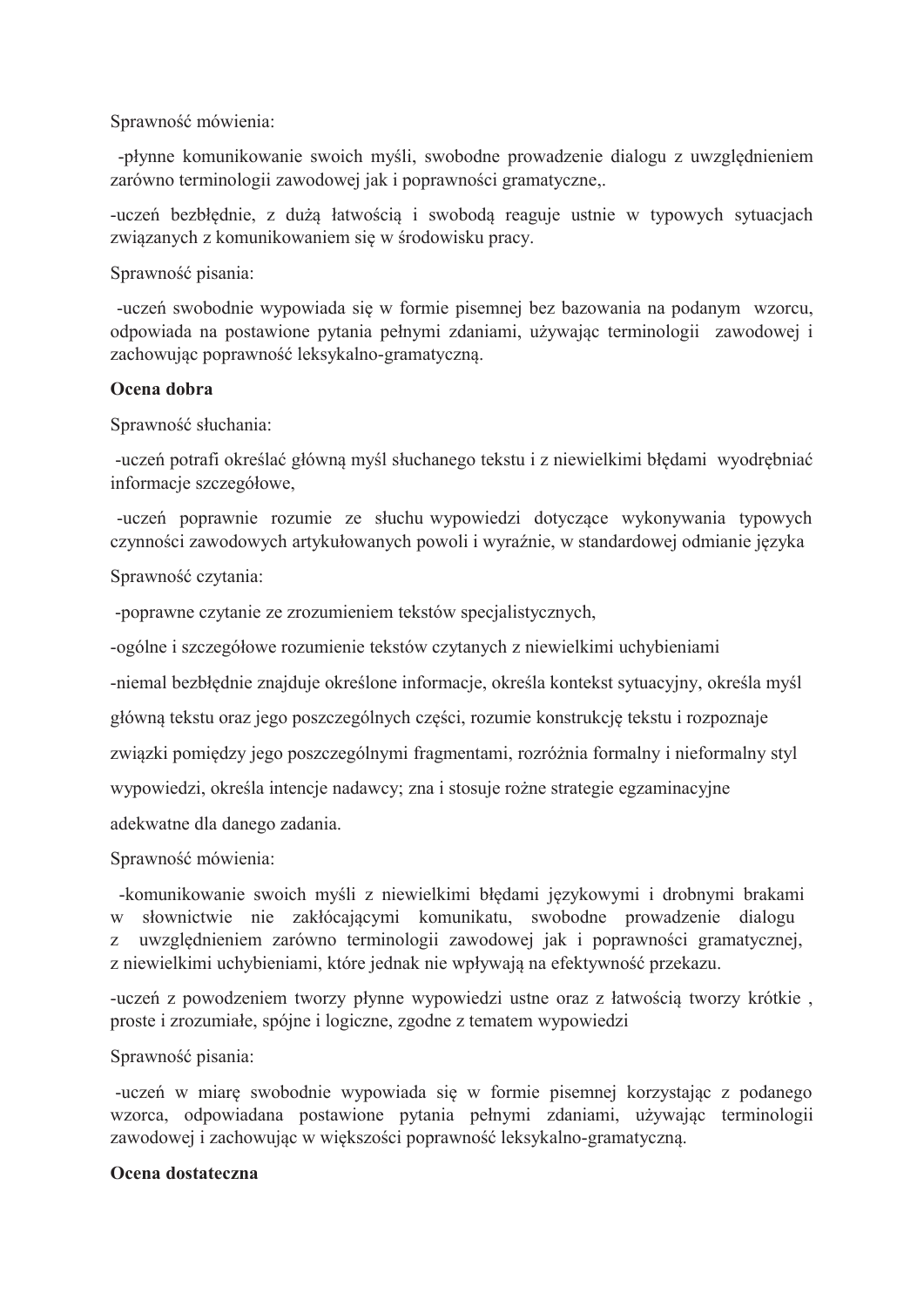Sprawność mówienia:

-płynne komunikowanie swoich myśli, swobodne prowadzenie dialogu z uwzględnieniem zarówno terminologii zawodowej jak i poprawności gramatyczne,.

-uczeń bezbłędnie, z dużą łatwością i swobodą reaguje ustnie w typowych sytuacjach związanych z komunikowaniem się w środowisku pracy.

Sprawność pisania:

-uczeń swobodnie wypowiada się w formie pisemnej bez bazowania na podanym wzorcu, odpowiada na postawione pytania pełnymi zdaniami, używając terminologii zawodowej i zachowując poprawność leksykalno-gramatyczną.

**Ocena dobra**

Sprawność słuchania:

-uczeń potrafi określać główną myśl słuchanego tekstu i z niewielkimi błędami wyodrębniać informacje szczegółowe,

-uczeń poprawnie rozumie ze słuchu wypowiedzi dotyczące wykonywania typowych czynności zawodowych artykułowanych powoli i wyraźnie, w standardowej odmianie języka

Sprawność czytania:

-poprawne czytanie ze zrozumieniem tekstów specjalistycznych,

-ogólne i szczegółowe rozumienie tekstów czytanych z niewielkimi uchybieniami

-niemal bezbłędnie znajduje określone informacje, określa kontekst sytuacyjny, określa myśl główną tekstu oraz jego poszczególnych części, rozumie konstrukcję tekstu i rozpoznaje związki pomiędzy jego poszczególnymi fragmentami, rozróżnia formalny i nieformalny styl wypowiedzi, określa intencje nadawcy; zna i stosuje rożne strategie egzaminacyjne adekwatne dla danego zadania.

Sprawność mówienia:

-komunikowanie swoich myśli z niewielkimi błędami językowymi i drobnymi brakami w słownictwie nie zakłócającymi komunikatu, swobodne prowadzenie dialogu z uwzględnieniem zarówno terminologii zawodowej jak i poprawności gramatycznej, z niewielkimi uchybieniami, które jednak nie wpływają na efektywność przekazu.

-uczeń z powodzeniem tworzy płynne wypowiedzi ustne oraz z łatwością tworzy krótkie , proste i zrozumiałe, spójne i logiczne, zgodne z tematem wypowiedzi

Sprawność pisania:

-uczeń w miarę swobodnie wypowiada się w formie pisemnej korzystając z podanego wzorca, odpowiadana postawione pytania pełnymi zdaniami, używając terminologii zawodowej i zachowując w większości poprawność leksykalno-gramatyczną.

**Ocena dostateczna**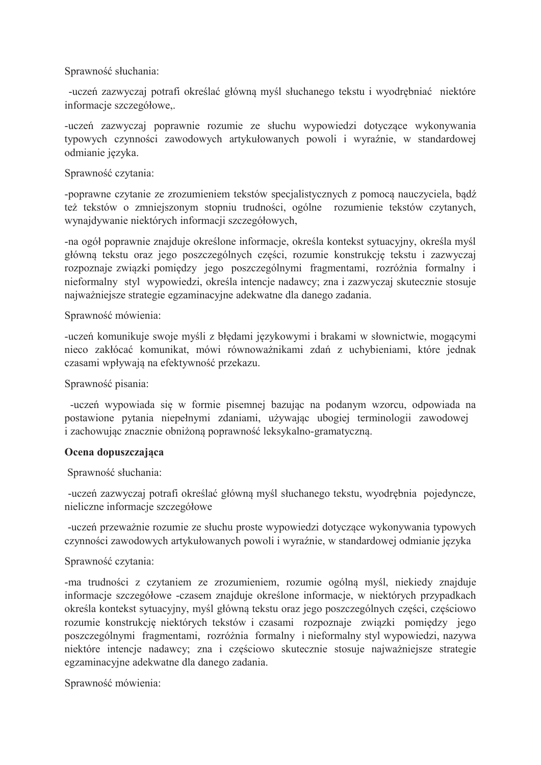Sprawność słuchania:

-uczeń zazwyczaj potrafi określać główną myśl słuchanego tekstu i wyodrębniać niektóre informacje szczegółowe,.

-uczeń zazwyczaj poprawnie rozumie ze słuchu wypowiedzi dotyczące wykonywania typowych czynności zawodowych artykułowanych powoli i wyraźnie, w standardowej odmianie języka.

Sprawność czytania:

-poprawne czytanie ze zrozumieniem tekstów specjalistycznych z pomocą nauczyciela, bądź też tekstów o zmniejszonym stopniu trudności, ogólne rozumienie tekstów czytanych, wynajdywanie niektórych informacji szczegółowych,

-na ogół poprawnie znajduje określone informacje, określa kontekst sytuacyjny, określa myśl główną tekstu oraz jego poszczególnych części, rozumie konstrukcję tekstu i zazwyczaj rozpoznaje związki pomiędzy jego poszczególnymi fragmentami, rozróżnia formalny i nieformalny styl wypowiedzi, określa intencje nadawcy; zna i zazwyczaj skutecznie stosuje najważniejsze strategie egzaminacyjne adekwatne dla danego zadania.

Sprawność mówienia:

-uczeń komunikuje swoje myśli z błędami językowymi i brakami w słownictwie, mogącymi nieco zakłócać komunikat, mówi równoważnikami zdań z uchybieniami, które jednak czasami wpływają na efektywność przekazu.

Sprawność pisania:

-uczeń wypowiada się w formie pisemnej bazując na podanym wzorcu, odpowiada na postawione pytania niepełnymi zdaniami, używając ubogiej terminologii zawodowej i zachowując znacznie obniżoną poprawność leksykalno-gramatyczną.

**Ocena dopuszczająca**

Sprawność słuchania:

-uczeń zazwyczaj potrafi określać główną myśl słuchanego tekstu, wyodrębnia pojedyncze, nieliczne informacje szczegółowe

-uczeń przeważnie rozumie ze słuchu proste wypowiedzi dotyczące wykonywania typowych czynności zawodowych artykułowanych powoli i wyraźnie, w standardowej odmianie języka

Sprawność czytania:

-ma trudności z czytaniem ze zrozumieniem, rozumie ogólną myśl, niekiedy znajduje informacje szczegółowe -czasem znajduje określone informacje, w niektórych przypadkach określa kontekst sytuacyjny, myśl główną tekstu oraz jego poszczególnych części, częściowo rozumie konstrukcję niektórych tekstów i czasami rozpoznaje związki pomiędzy jego poszczególnymi fragmentami, rozróżnia formalny i nieformalny styl wypowiedzi, nazywa niektóre intencje nadawcy; zna i częściowo skutecznie stosuje najważniejsze strategie egzaminacyjne adekwatne dla danego zadania.

Sprawność mówienia: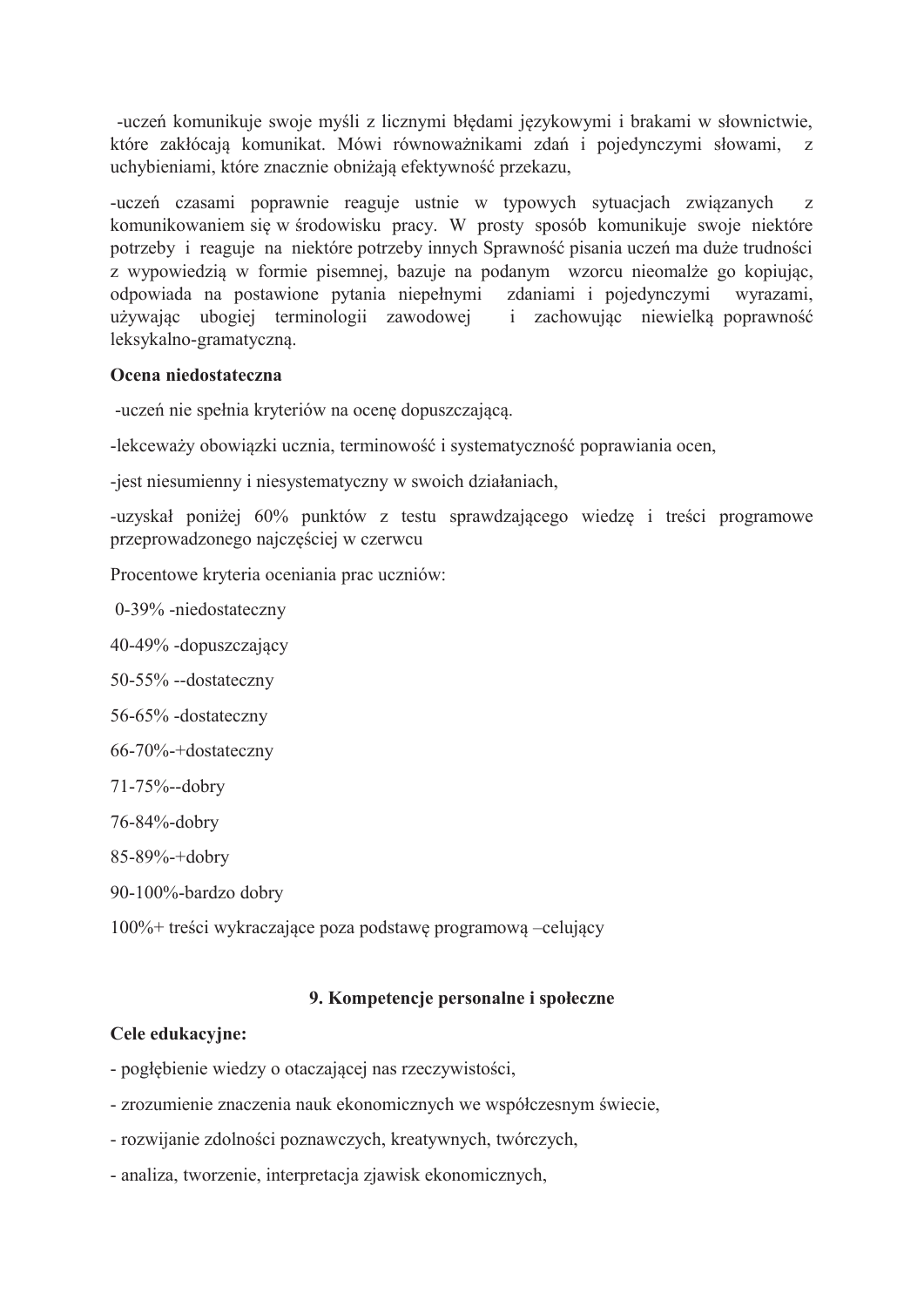-uczeń komunikuje swoje myśli z licznymi błędami językowymi i brakami w słownictwie, które zakłócają komunikat. Mówi równoważnikami zdań i pojedynczymi słowami, z uchybieniami, które znacznie obniżają efektywność przekazu,

-uczeń czasami poprawnie reaguje ustnie w typowych sytuacjach związanych z komunikowaniem się w środowisku pracy. W prosty sposób komunikuje swoje niektóre potrzeby i reaguje na niektóre potrzeby innych Sprawność pisania uczeń ma duże trudności z wypowiedzią w formie pisemnej, bazuje na podanym wzorcu nieomalże go kopiując, odpowiada na postawione pytania niepełnymi zdaniami i pojedynczymi wyrazami, używając ubogiej terminologii zawodowej i zachowując niewielką poprawność leksykalno-gramatyczną.

**Ocena niedostateczna**

-uczeń nie spełnia kryteriów na ocenę dopuszczającą.

-lekceważy obowiązki ucznia, terminowość i systematyczność poprawiania ocen,

-jest niesumienny i niesystematyczny w swoich działaniach,

-uzyskał poniżej 60% punktów z testu sprawdzającego wiedzę i treści programowe przeprowadzonego najczęściej w czerwcu

Procentowe kryteria oceniania prac uczniów:

0-39% -niedostateczny

40-49% -dopuszczający

50-55% --dostateczny

56-65% -dostateczny

66-70%-+dostateczny

71-75%--dobry

76-84%-dobry

85-89%-+dobry

90-100%-bardzo dobry

100%+ treści wykraczające poza podstawę programową –celujący

## 9. Kompetencje personalne i społeczne

**Cele edukacyjne:**

- pogłębienie wiedzy o otaczającej nas rzeczywistości,
- zrozumienie znaczenia nauk ekonomicznych we współczesnym świecie,
- rozwijanie zdolności poznawczych, kreatywnych, twórczych,
- analiza, tworzenie, interpretacja zjawisk ekonomicznych,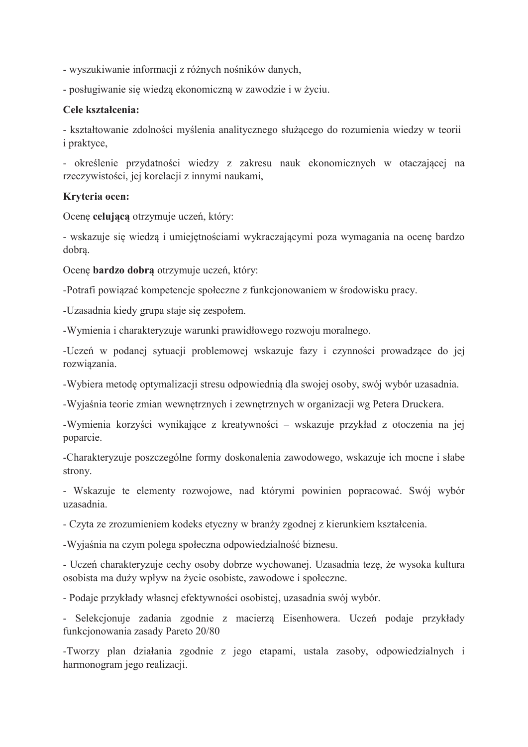- wyszukiwanie informacji z różnych nośników danych,

- posługiwanie się wiedzą ekonomiczną w zawodzie i w życiu.

**Cele kształcenia:**

- kształtowanie zdolności myślenia analitycznego służącego do rozumienia wiedzy w teorii i praktyce,

- określenie przydatności wiedzy z zakresu nauk ekonomicznych w otaczającej na rzeczywistości, jej korelacji z innymi naukami,

**Kryteria ocen:**

Ocenę **celującą** otrzymuje uczeń, który:

- wskazuje się wiedzą i umiejętnościami wykraczającymi poza wymagania na ocenę bardzo dobrą.

Ocenę **bardzo dobrą** otrzymuje uczeń, który:

-Potrafi powiązać kompetencje społeczne z funkcjonowaniem w środowisku pracy.

-Uzasadnia kiedy grupa staje się zespołem.

-Wymienia i charakteryzuje warunki prawidłowego rozwoju moralnego.

-Uczeń w podanej sytuacji problemowej wskazuje fazy i czynności prowadzące do jej rozwiązania.

-Wybiera metodę optymalizacji stresu odpowiednią dla swojej osoby, swój wybór uzasadnia.

-Wyjaśnia teorie zmian wewnętrznych i zewnętrznych w organizacji wg Petera Druckera.

-Wymienia korzyści wynikające z kreatywności – wskazuje przykład z otoczenia na jej poparcie.

-Charakteryzuje poszczególne formy doskonalenia zawodowego, wskazuje ich mocne i słabe strony.

- Wskazuje te elementy rozwojowe, nad którymi powinien popracować. Swój wybór uzasadnia.

- Czyta ze zrozumieniem kodeks etyczny w branży zgodnej z kierunkiem kształcenia.

-Wyjaśnia na czym polega społeczna odpowiedzialność biznesu.

- Uczeń charakteryzuje cechy osoby dobrze wychowanej. Uzasadnia tezę, że wysoka kultura osobista ma duży wpływ na życie osobiste, zawodowe i społeczne.

- Podaje przykłady własnej efektywności osobistej, uzasadnia swój wybór.

- Selekcjonuje zadania zgodnie z macierzą Eisenhowera. Uczeń podaje przykłady funkcjonowania zasady Pareto 20/80

-Tworzy plan działania zgodnie z jego etapami, ustala zasoby, odpowiedzialnych i harmonogram jego realizacji.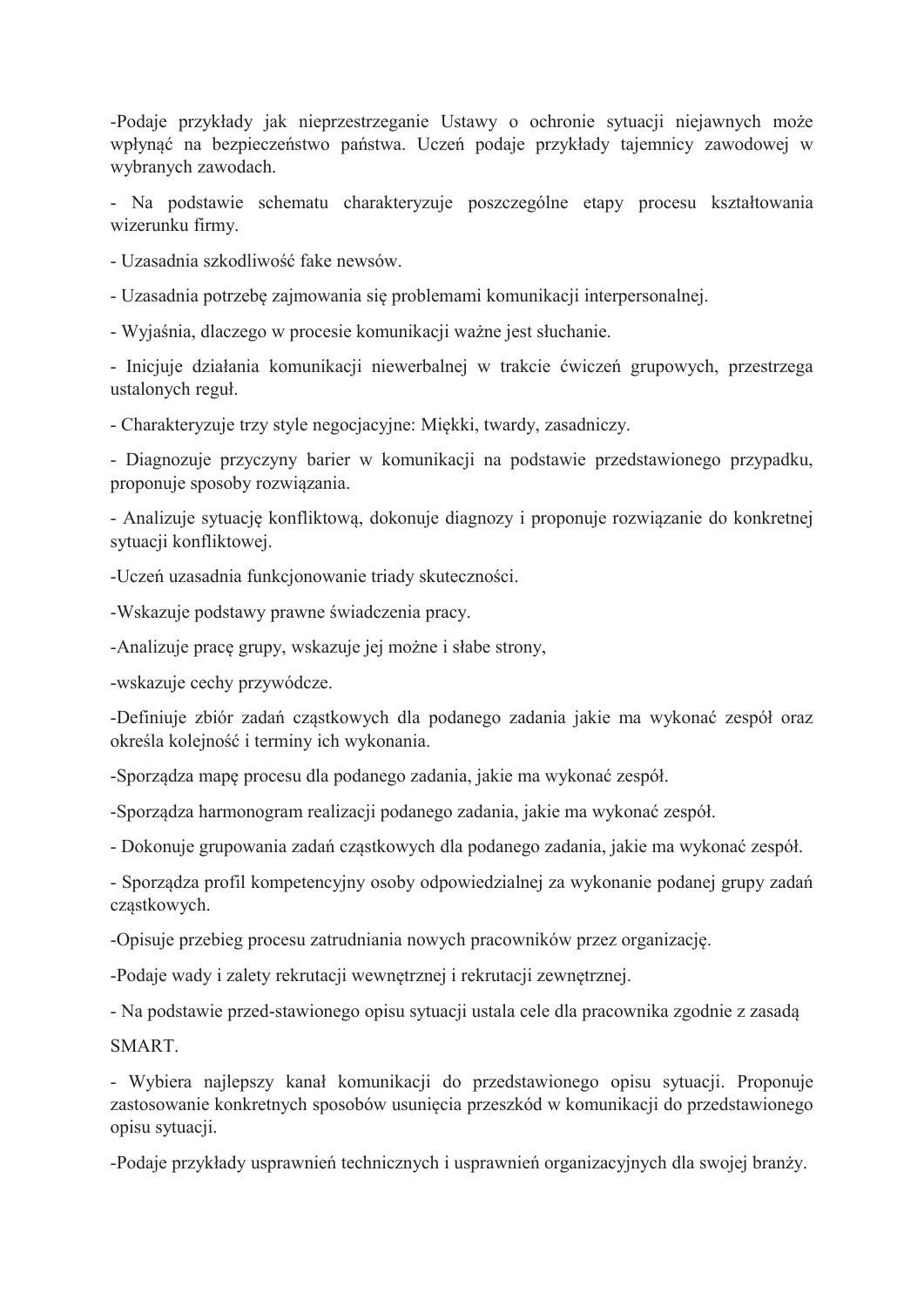-Podaje przykłady jak nieprzestrzeganie Ustawy o ochronie sytuacji niejawnych może wpłynąć na bezpieczeństwo państwa. Uczeń podaje przykłady tajemnicy zawodowej w wybranych zawodach.

- Na podstawie schematu charakteryzuje poszczególne etapy procesu kształtowania wizerunku firmy.

- Uzasadnia szkodliwość fake newsów.

- Uzasadnia potrzebę zajmowania się problemami komunikacji interpersonalnej.

- Wyjaśnia, dlaczego w procesie komunikacji ważne jest słuchanie.

- Inicjuje działania komunikacji niewerbalnej w trakcie ćwiczeń grupowych, przestrzega ustalonych reguł.

- Charakteryzuje trzy style negocjacyjne: Miękki, twardy, zasadniczy.

- Diagnozuje przyczyny barier w komunikacji na podstawie przedstawionego przypadku, proponuje sposoby rozwiązania.

- Analizuje sytuację konfliktową, dokonuje diagnozy i proponuje rozwiązanie do konkretnej sytuacji konfliktowej.

-Uczeń uzasadnia funkcjonowanie triady skuteczności.

-Wskazuje podstawy prawne świadczenia pracy.

-Analizuje pracę grupy, wskazuje jej możne i słabe strony,

-wskazuje cechy przywódcze.

-Definiuje zbiór zadań cząstkowych dla podanego zadania jakie ma wykonać zespół oraz określa kolejność i terminy ich wykonania.

-Sporządza mapę procesu dla podanego zadania, jakie ma wykonać zespół.

-Sporządza harmonogram realizacji podanego zadania, jakie ma wykonać zespół.

- Dokonuje grupowania zadań cząstkowych dla podanego zadania, jakie ma wykonać zespół.

- Sporządza profil kompetencyjny osoby odpowiedzialnej za wykonanie podanej grupy zadań cząstkowych.

-Opisuje przebieg procesu zatrudniania nowych pracowników przez organizację.

-Podaje wady i zalety rekrutacji wewnętrznej i rekrutacji zewnętrznej.

- Na podstawie przed-stawionego opisu sytuacji ustala cele dla pracownika zgodnie z zasadą

SMART.

- Wybiera najlepszy kanał komunikacji do przedstawionego opisu sytuacji. Proponuje zastosowanie konkretnych sposobów usunięcia przeszkód w komunikacji do przedstawionego opisu sytuacji.

-Podaje przykłady usprawnień technicznych i usprawnień organizacyjnych dla swojej branży.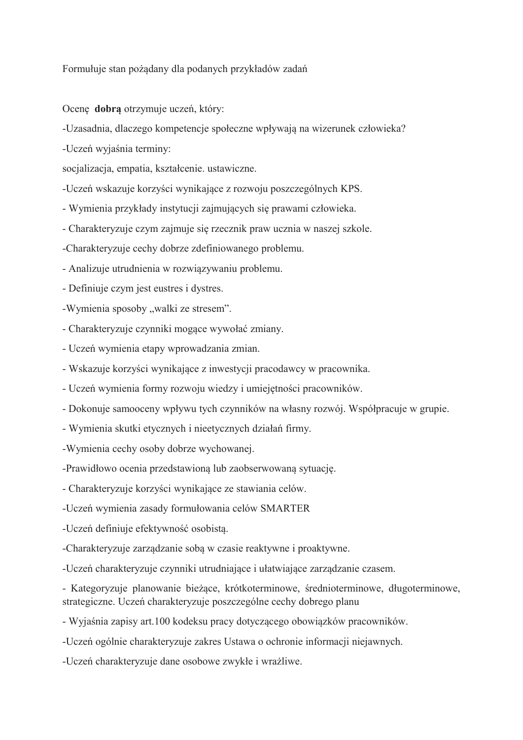Formułuje stan pożądany dla podanych przykładów zadań

Ocenę **dobrą** otrzymuje uczeń, który:

-Uzasadnia, dlaczego kompetencje społeczne wpływają na wizerunek człowieka?

-Uczeń wyjaśnia terminy:

socjalizacja, empatia, kształcenie. ustawiczne.

-Uczeń wskazuje korzyści wynikające z rozwoju poszczególnych KPS.

- Wymienia przykłady instytucji zajmujących się prawami człowieka.

- Charakteryzuje czym zajmuje się rzecznik praw ucznia w naszej szkole.

-Charakteryzuje cechy dobrze zdefiniowanego problemu.

- Analizuje utrudnienia w rozwiązywaniu problemu.

- Definiuje czym jest eustres i dystres.

-Wymienia sposoby „walki ze stresem".

- Charakteryzuje czynniki mogące wywołać zmiany.

- Uczeń wymienia etapy wprowadzania zmian.

- Wskazuje korzyści wynikające z inwestycji pracodawcy w pracownika.

- Uczeń wymienia formy rozwoju wiedzy i umiejętności pracowników.

- Dokonuje samooceny wpływu tych czynników na własny rozwój. Współpracuje w grupie.

- Wymienia skutki etycznych i nieetycznych działań firmy.

-Wymienia cechy osoby dobrze wychowanej.

-Prawidłowo ocenia przedstawioną lub zaobserwowaną sytuację.

- Charakteryzuje korzyści wynikające ze stawiania celów.

-Uczeń wymienia zasady formułowania celów SMARTER

-Uczeń definiuje efektywność osobistą.

-Charakteryzuje zarządzanie sobą w czasie reaktywne i proaktywne.

-Uczeń charakteryzuje czynniki utrudniające i ułatwiające zarządzanie czasem.

- Kategoryzuje planowanie bieżące, krótkoterminowe, średnioterminowe, długoterminowe, strategiczne. Uczeń charakteryzuje poszczególne cechy dobrego planu

- Wyjaśnia zapisy art.100 kodeksu pracy dotyczącego obowiązków pracowników.

-Uczeń ogólnie charakteryzuje zakres Ustawa o ochronie informacji niejawnych.

-Uczeń charakteryzuje dane osobowe zwykłe i wrażliwe.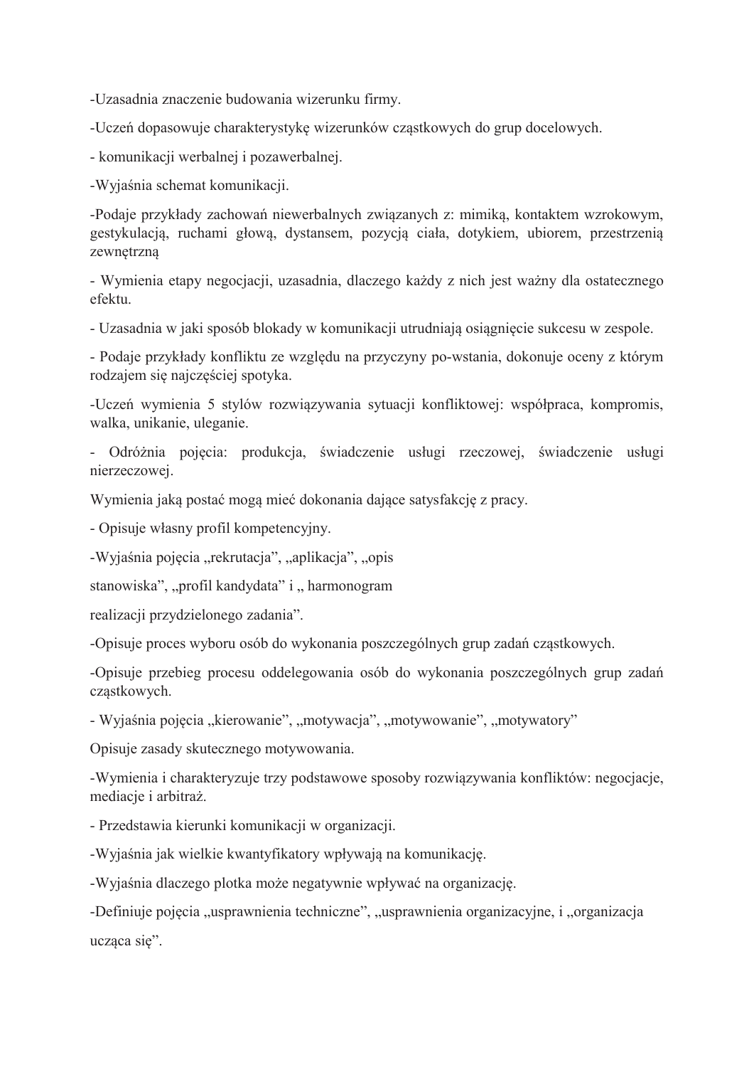-Uzasadnia znaczenie budowania wizerunku firmy.

-Uczeń dopasowuje charakterystykę wizerunków cząstkowych do grup docelowych.

- komunikacji werbalnej i pozawerbalnej.

-Wyjaśnia schemat komunikacji.

-Podaje przykłady zachowań niewerbalnych związanych z: mimiką, kontaktem wzrokowym, gestykulacją, ruchami głową, dystansem, pozycją ciała, dotykiem, ubiorem, przestrzenią zewnętrzną

- Wymienia etapy negocjacji, uzasadnia, dlaczego każdy z nich jest ważny dla ostatecznego efektu.

- Uzasadnia w jaki sposób blokady w komunikacji utrudniają osiągnięcie sukcesu w zespole.

- Podaje przykłady konfliktu ze względu na przyczyny po-wstania, dokonuje oceny z którym rodzajem się najczęściej spotyka.

-Uczeń wymienia 5 stylów rozwiązywania sytuacji konfliktowej: współpraca, kompromis, walka, unikanie, uleganie.

- Odróżnia pojęcia: produkcja, świadczenie usługi rzeczowej, świadczenie usługi nierzeczowej.

Wymienia jaką postać mogą mieć dokonania dające satysfakcję z pracy.

- Opisuje własny profil kompetencyjny.

-Wyjaśnia pojęcia „rekrutacja”, „aplikacja”, „opis stanowiska”, „profil kandydata” i „ harmonogram realizacji przydzielonego zadania”.

-Opisuje proces wyboru osób do wykonania poszczególnych grup zadań cząstkowych.

-Opisuje przebieg procesu oddelegowania osób do wykonania poszczególnych grup zadań cząstkowych.

- Wyjaśnia pojęcia „kierowanie”, „motywacja”, „motywowanie”, „motywatory”

Opisuje zasady skutecznego motywowania.

-Wymienia i charakteryzuje trzy podstawowe sposoby rozwiązywania konfliktów: negocjacje, mediacje i arbitraż.

- Przedstawia kierunki komunikacji w organizacji.

-Wyjaśnia jak wielkie kwantyfikatory wpływają na komunikację.

-Wyjaśnia dlaczego plotka może negatywnie wpływać na organizację.

-Definiuje pojęcia „usprawnienia techniczne”, „usprawnienia organizacyjne, i „organizacja ucząca się”.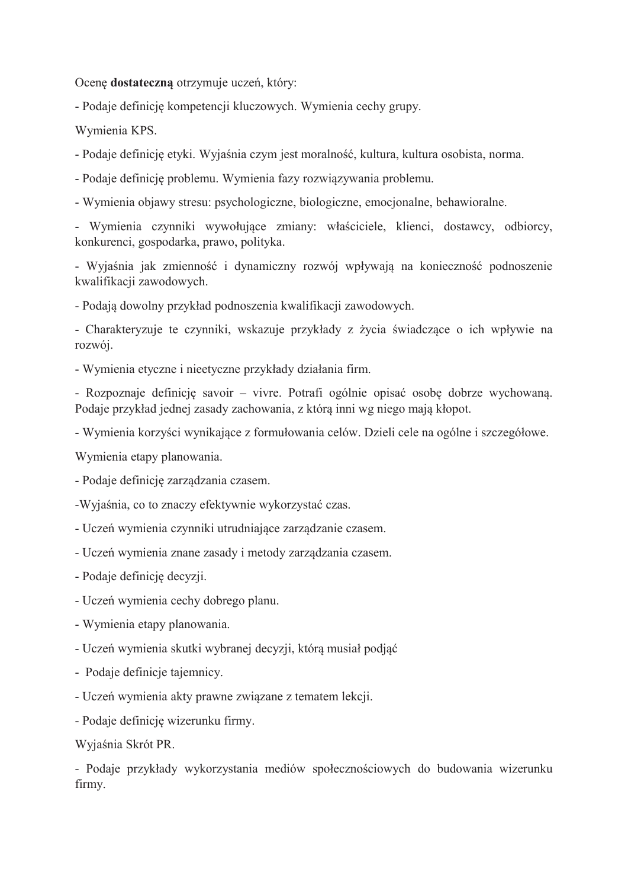Ocenę **dostateczną** otrzymuje uczeń, który:

- Podaje definicję kompetencji kluczowych. Wymienia cechy grupy.

Wymienia KPS.

- Podaje definicję etyki. Wyjaśnia czym jest moralność, kultura, kultura osobista, norma.
- Podaje definicję problemu. Wymienia fazy rozwiązywania problemu.
- Wymienia objawy stresu: psychologiczne, biologiczne, emocjonalne, behawioralne.
- Wymienia czynniki wywołujące zmiany: właściciele, klienci, dostawcy, odbiorcy, konkurenci, gospodarka, prawo, polityka.
- Wyjaśnia jak zmienność i dynamiczny rozwój wpływają na konieczność podnoszenie kwalifikacji zawodowych.
- Podają dowolny przykład podnoszenia kwalifikacji zawodowych.
- Charakteryzuje te czynniki, wskazuje przykłady z życia świadczące o ich wpływie na rozwój.
- Wymienia etyczne i nieetyczne przykłady działania firm.
- Rozpoznaje definicję savoir – vivre. Potrafi ogólnie opisać osobę dobrze wychowaną. Podaje przykład jednej zasady zachowania, z którą inni wg niego mają kłopot.
- Wymienia korzyści wynikające z formułowania celów. Dzieli cele na ogólne i szczegółowe.

Wymienia etapy planowania.

- Podaje definicję zarządzania czasem.

-Wyjaśnia, co to znaczy efektywnie wykorzystać czas.

- Uczeń wymienia czynniki utrudniające zarządzanie czasem.
- Uczeń wymienia znane zasady i metody zarządzania czasem.
- Podaje definicję decyzji.
- Uczeń wymienia cechy dobrego planu.
- Wymienia etapy planowania.
- Uczeń wymienia skutki wybranej decyzji, którą musiał podjąć
- Podaje definicje tajemnicy.
- Uczeń wymienia akty prawne związane z tematem lekcji.
- Podaje definicję wizerunku firmy.

Wyjaśnia Skrót PR.

- Podaje przykłady wykorzystania mediów społecznościowych do budowania wizerunku firmy.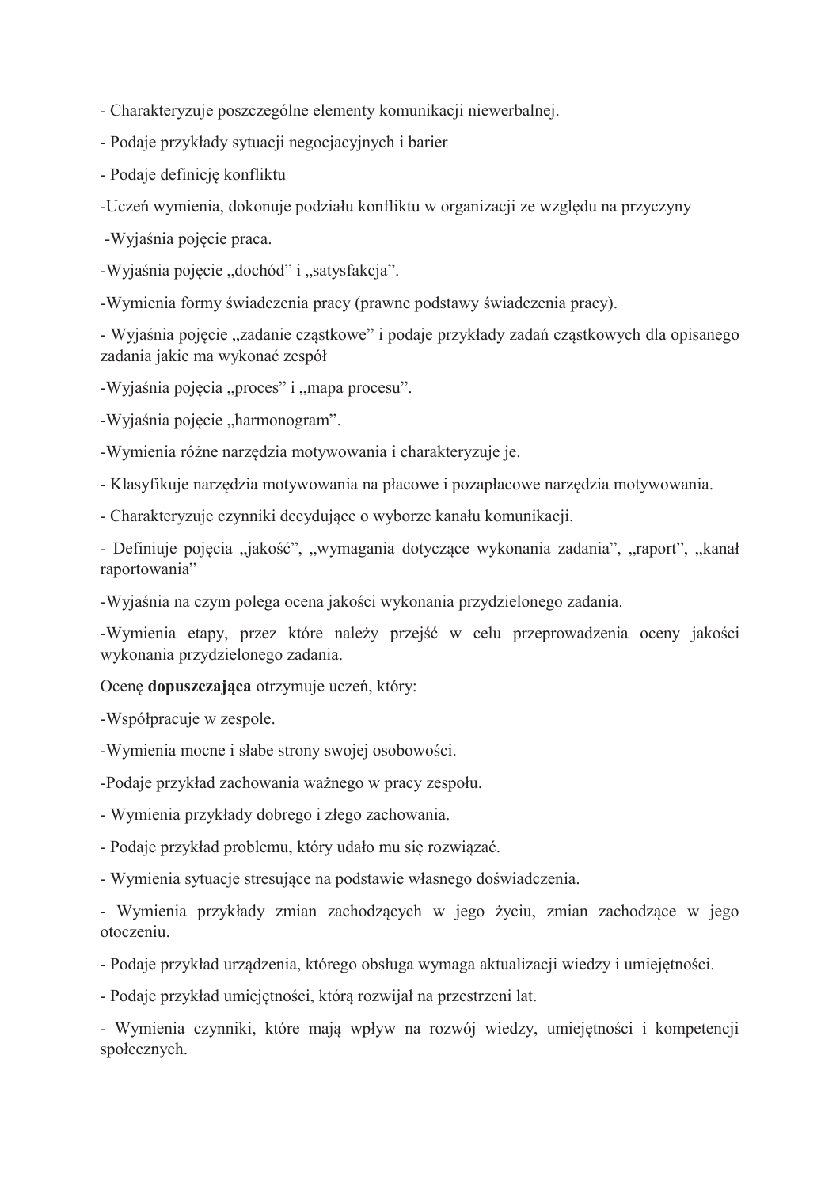- Charakteryzuje poszczególne elementy komunikacji niewerbalnej.

- Podaje przykłady sytuacji negocjacyjnych i barier

- Podaje definicję konfliktu

-Uczeń wymienia, dokonuje podziału konfliktu w organizacji ze względu na przyczyny

-Wyjaśnia pojęcie praca.

-Wyjaśnia pojęcie „dochód" i „satysfakcja".

-Wymienia formy świadczenia pracy (prawne podstawy świadczenia pracy).

- Wyjaśnia pojęcie „zadanie cząstkowe" i podaje przykłady zadań cząstkowych dla opisanego zadania jakie ma wykonać zespół

-Wyjaśnia pojęcia „proces" i „mapa procesu".

-Wyjaśnia pojęcie „harmonogram".

-Wymienia różne narzędzia motywowania i charakteryzuje je.

- Klasyfikuje narzędzia motywowania na płacowe i pozapłacowe narzędzia motywowania.

- Charakteryzuje czynniki decydujące o wyborze kanału komunikacji.

- Definiuje pojęcia „jakość", „wymagania dotyczące wykonania zadania", „raport", „kanał raportowania"

-Wyjaśnia na czym polega ocena jakości wykonania przydzielonego zadania.

-Wymienia etapy, przez które należy przejść w celu przeprowadzenia oceny jakości wykonania przydzielonego zadania.

Ocenę **dopuszczająca** otrzymuje uczeń, który:

-Współpracuje w zespole.

-Wymienia mocne i słabe strony swojej osobowości.

-Podaje przykład zachowania ważnego w pracy zespołu.

- Wymienia przykłady dobrego i złego zachowania.

- Podaje przykład problemu, który udało mu się rozwiązać.

- Wymienia sytuacje stresujące na podstawie własnego doświadczenia.

- Wymienia przykłady zmian zachodzących w jego życiu, zmian zachodzące w jego otoczeniu.

- Podaje przykład urządzenia, którego obsługa wymaga aktualizacji wiedzy i umiejętności.

- Podaje przykład umiejętności, którą rozwijał na przestrzeni lat.

- Wymienia czynniki, które mają wpływ na rozwój wiedzy, umiejętności i kompetencji społecznych.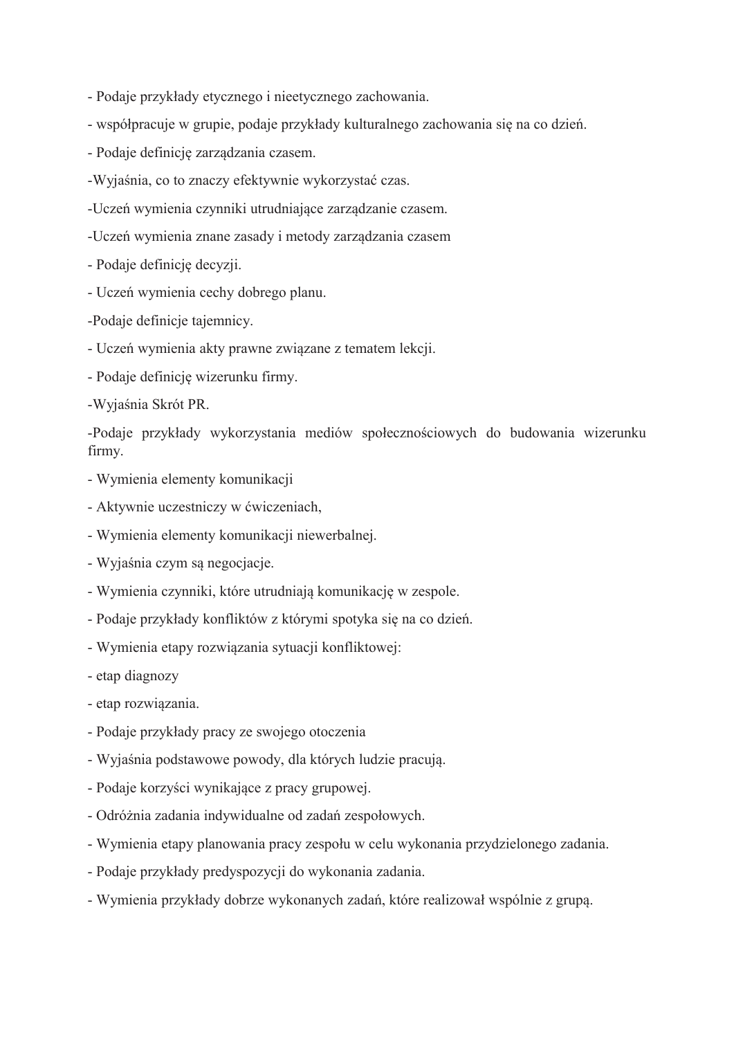- Podaje przykłady etycznego i nieetycznego zachowania.

- współpracuje w grupie, podaje przykłady kulturalnego zachowania się na co dzień.

- Podaje definicję zarządzania czasem.

-Wyjaśnia, co to znaczy efektywnie wykorzystać czas.

-Uczeń wymienia czynniki utrudniające zarządzanie czasem.

-Uczeń wymienia znane zasady i metody zarządzania czasem

- Podaje definicję decyzji.

- Uczeń wymienia cechy dobrego planu.

-Podaje definicje tajemnicy.

- Uczeń wymienia akty prawne związane z tematem lekcji.

- Podaje definicję wizerunku firmy.

-Wyjaśnia Skrót PR.

-Podaje przykłady wykorzystania mediów społecznościowych do budowania wizerunku firmy.

- Wymienia elementy komunikacji

- Aktywnie uczestniczy w ćwiczeniach,

- Wymienia elementy komunikacji niewerbalnej.

- Wyjaśnia czym są negocjacje.

- Wymienia czynniki, które utrudniają komunikację w zespole.

- Podaje przykłady konfliktów z którymi spotyka się na co dzień.

- Wymienia etapy rozwiązania sytuacji konfliktowej:

- etap diagnozy

- etap rozwiązania.

- Podaje przykłady pracy ze swojego otoczenia

- Wyjaśnia podstawowe powody, dla których ludzie pracują.

- Podaje korzyści wynikające z pracy grupowej.

- Odróżnia zadania indywidualne od zadań zespołowych.

- Wymienia etapy planowania pracy zespołu w celu wykonania przydzielonego zadania.

- Podaje przykłady predyspozycji do wykonania zadania.

- Wymienia przykłady dobrze wykonanych zadań, które realizował wspólnie z grupą.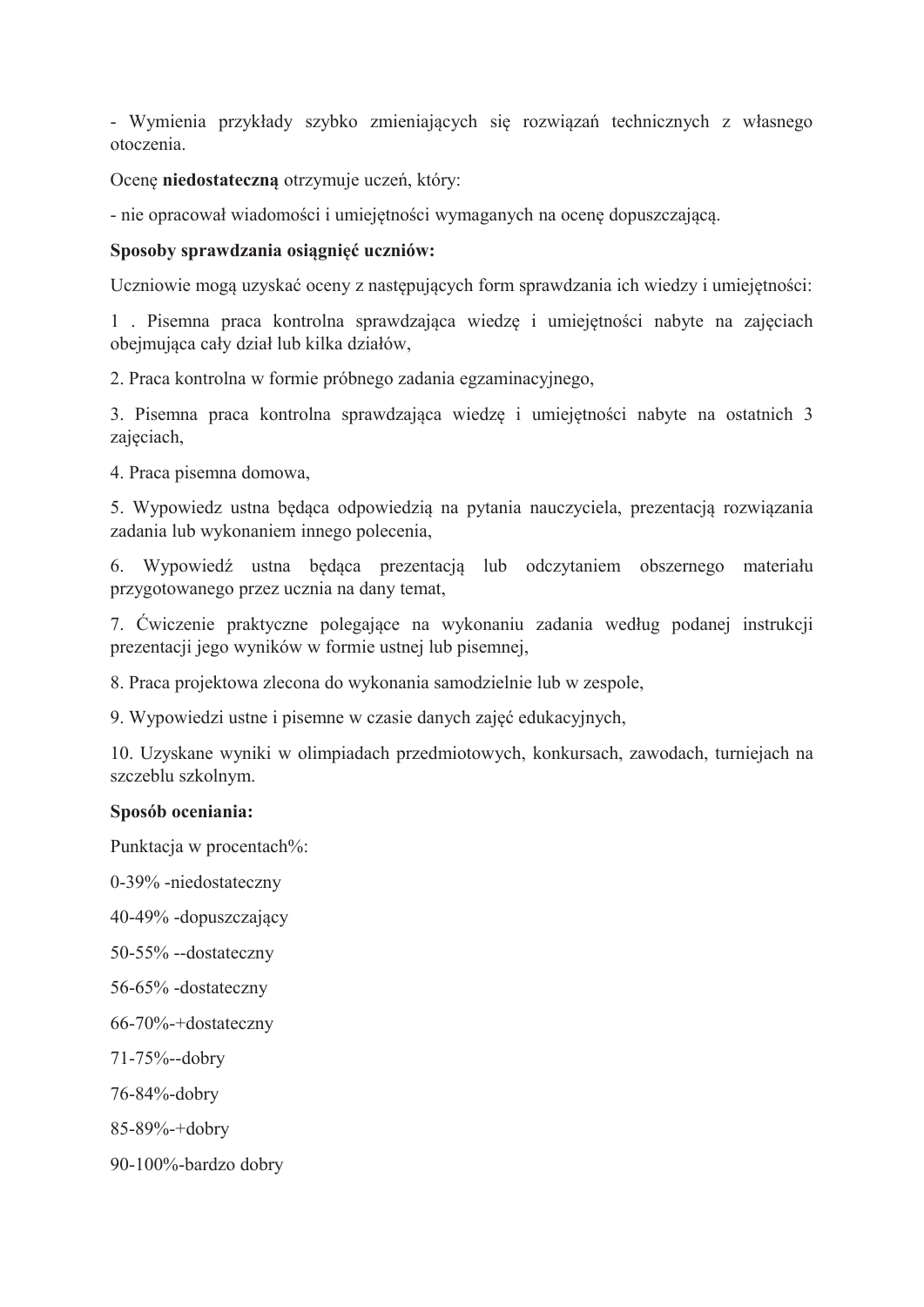- Wymienia przykłady szybko zmieniających się rozwiązań technicznych z własnego otoczenia.

Ocenę **niedostateczną** otrzymuje uczeń, który:

- nie opracował wiadomości i umiejętności wymaganych na ocenę dopuszczającą.

**Sposoby sprawdzania osiągnięć uczniów:**

Uczniowie mogą uzyskać oceny z następujących form sprawdzania ich wiedzy i umiejętności:

1 . Pisemna praca kontrolna sprawdzająca wiedzę i umiejętności nabyte na zajęciach obejmująca cały dział lub kilka działów,

2. Praca kontrolna w formie próbnego zadania egzaminacyjnego,

3. Pisemna praca kontrolna sprawdzająca wiedzę i umiejętności nabyte na ostatnich 3 zajęciach,

4. Praca pisemna domowa,

5. Wypowiedz ustna będąca odpowiedzią na pytania nauczyciela, prezentacją rozwiązania zadania lub wykonaniem innego polecenia,

6. Wypowiedź ustna będąca prezentacją lub odczytaniem obszernego materiału przygotowanego przez ucznia na dany temat,

7. Ćwiczenie praktyczne polegające na wykonaniu zadania według podanej instrukcji prezentacji jego wyników w formie ustnej lub pisemnej,

8. Praca projektowa zlecona do wykonania samodzielnie lub w zespole,

9. Wypowiedzi ustne i pisemne w czasie danych zajęć edukacyjnych,

10. Uzyskane wyniki w olimpiadach przedmiotowych, konkursach, zawodach, turniejach na szczeblu szkolnym.

**Sposób oceniania:**

Punktacja w procentach%:

0-39% -niedostateczny

40-49% -dopuszczający

50-55% --dostateczny

56-65% -dostateczny

66-70%-+dostateczny

71-75%--dobry

76-84%-dobry

85-89%-+dobry

90-100%-bardzo dobry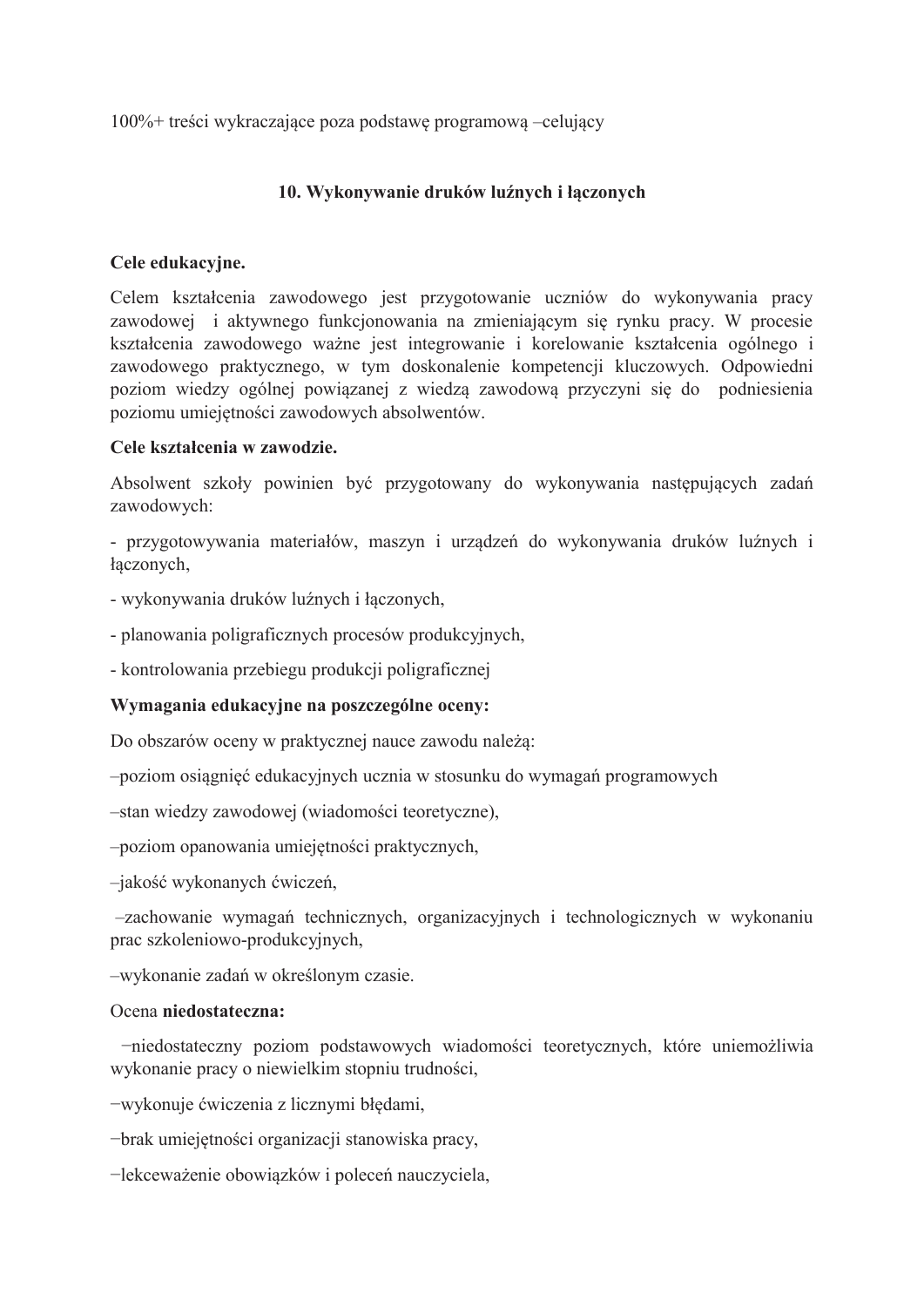100%+ treści wykraczające poza podstawę programową –celujący

## 10. Wykonywanie druków luźnych i łączonych

**Cele edukacyjne.**

Celem kształcenia zawodowego jest przygotowanie uczniów do wykonywania pracy zawodowej i aktywnego funkcjonowania na zmieniającym się rynku pracy. W procesie kształcenia zawodowego ważne jest integrowanie i korelowanie kształcenia ogólnego i zawodowego praktycznego, w tym doskonalenie kompetencji kluczowych. Odpowiedni poziom wiedzy ogólnej powiązanej z wiedzą zawodową przyczyni się do podniesienia poziomu umiejętności zawodowych absolwentów.

**Cele kształcenia w zawodzie.**

Absolwent szkoły powinien być przygotowany do wykonywania następujących zadań zawodowych:

- przygotowywania materiałów, maszyn i urządzeń do wykonywania druków luźnych i łączonych,
- wykonywania druków luźnych i łączonych,
- planowania poligraficznych procesów produkcyjnych,
- kontrolowania przebiegu produkcji poligraficznej

**Wymagania edukacyjne na poszczególne oceny:**

Do obszarów oceny w praktycznej nauce zawodu należą:

–poziom osiągnięć edukacyjnych ucznia w stosunku do wymagań programowych

–stan wiedzy zawodowej (wiadomości teoretyczne),

–poziom opanowania umiejętności praktycznych,

–jakość wykonanych ćwiczeń,

–zachowanie wymagań technicznych, organizacyjnych i technologicznych w wykonaniu prac szkoleniowo-produkcyjnych,

–wykonanie zadań w określonym czasie.

Ocena **niedostateczna:**

−niedostateczny poziom podstawowych wiadomości teoretycznych, które uniemożliwia wykonanie pracy o niewielkim stopniu trudności,

−wykonuje ćwiczenia z licznymi błędami,

−brak umiejętności organizacji stanowiska pracy,

−lekceważenie obowiązków i poleceń nauczyciela,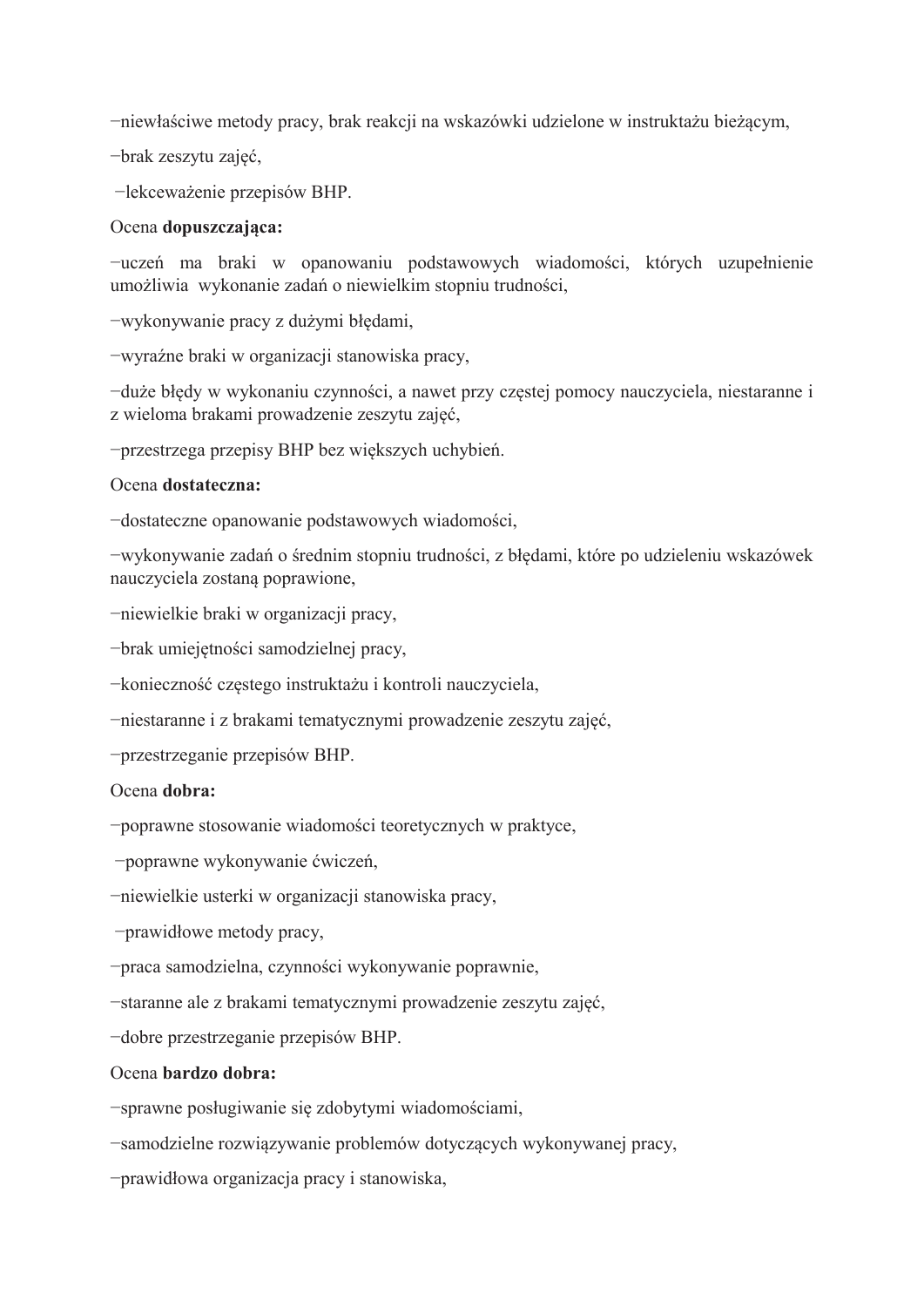−niewłaściwe metody pracy, brak reakcji na wskazówki udzielone w instruktażu bieżącym,

−brak zeszytu zajęć,

−lekceważenie przepisów BHP.

Ocena **dopuszczająca:**

−uczeń ma braki w opanowaniu podstawowych wiadomości, których uzupełnienie umożliwia wykonanie zadań o niewielkim stopniu trudności,

−wykonywanie pracy z dużymi błędami,

−wyraźne braki w organizacji stanowiska pracy,

−duże błędy w wykonaniu czynności, a nawet przy częstej pomocy nauczyciela, niestaranne i z wieloma brakami prowadzenie zeszytu zajęć,

−przestrzega przepisy BHP bez większych uchybień.

Ocena **dostateczna:**

−dostateczne opanowanie podstawowych wiadomości,

−wykonywanie zadań o średnim stopniu trudności, z błędami, które po udzieleniu wskazówek nauczyciela zostaną poprawione,

−niewielkie braki w organizacji pracy,

−brak umiejętności samodzielnej pracy,

−konieczność częstego instruktażu i kontroli nauczyciela,

−niestaranne i z brakami tematycznymi prowadzenie zeszytu zajęć,

−przestrzeganie przepisów BHP.

Ocena **dobra:**

−poprawne stosowanie wiadomości teoretycznych w praktyce,

−poprawne wykonywanie ćwiczeń,

−niewielkie usterki w organizacji stanowiska pracy,

−prawidłowe metody pracy,

−praca samodzielna, czynności wykonywanie poprawnie,

−staranne ale z brakami tematycznymi prowadzenie zeszytu zajęć,

−dobre przestrzeganie przepisów BHP.

Ocena **bardzo dobra:**

−sprawne posługiwanie się zdobytymi wiadomościami,

−samodzielne rozwiązywanie problemów dotyczących wykonywanej pracy,

−prawidłowa organizacja pracy i stanowiska,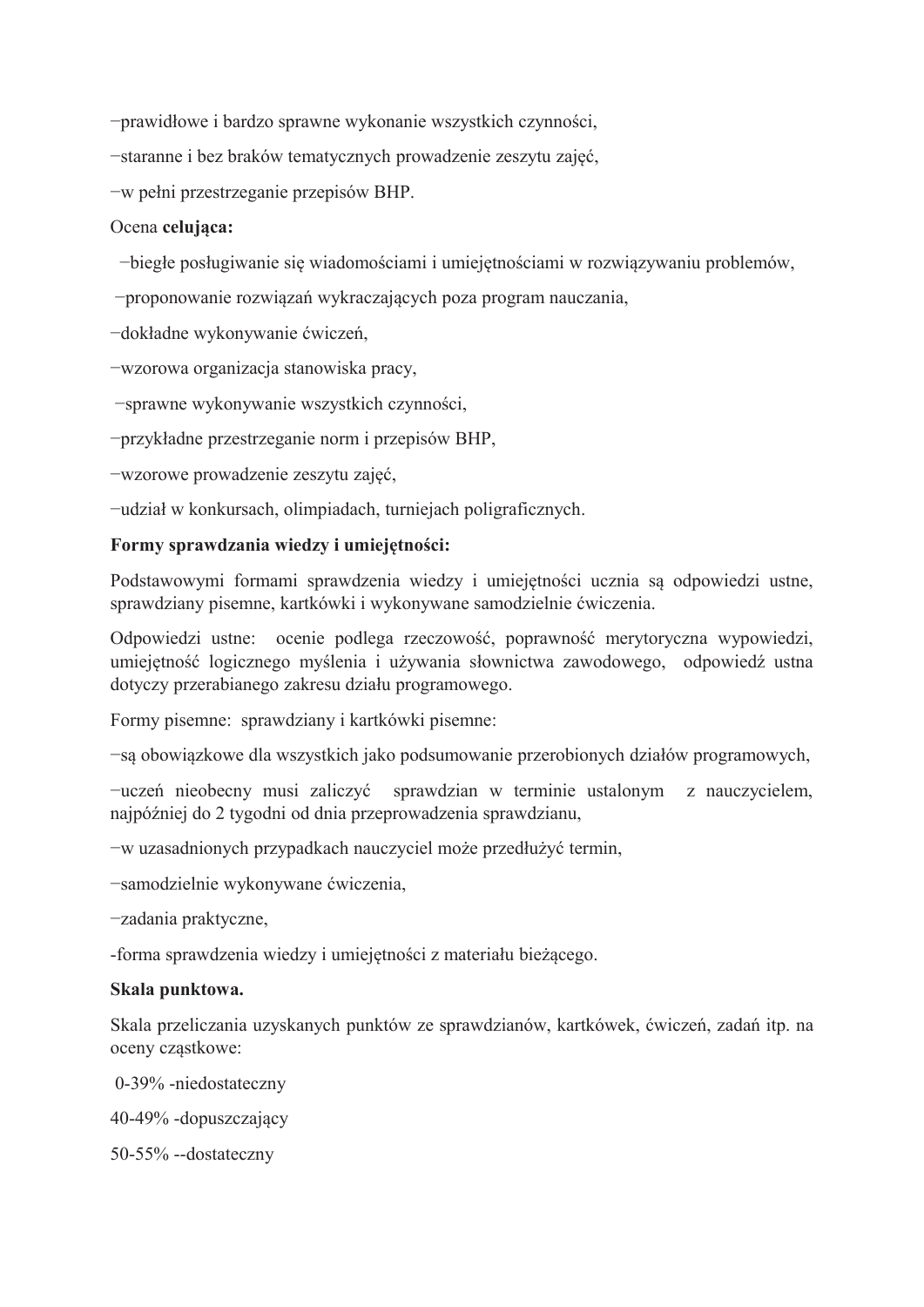−prawidłowe i bardzo sprawne wykonanie wszystkich czynności,

−staranne i bez braków tematycznych prowadzenie zeszytu zajęć,

−w pełni przestrzeganie przepisów BHP.

Ocena **celująca:**

−biegłe posługiwanie się wiadomościami i umiejętnościami w rozwiązywaniu problemów,

−proponowanie rozwiązań wykraczających poza program nauczania,

−dokładne wykonywanie ćwiczeń,

−wzorowa organizacja stanowiska pracy,

−sprawne wykonywanie wszystkich czynności,

−przykładne przestrzeganie norm i przepisów BHP,

−wzorowe prowadzenie zeszytu zajęć,

−udział w konkursach, olimpiadach, turniejach poligraficznych.

**Formy sprawdzania wiedzy i umiejętności:**

Podstawowymi formami sprawdzenia wiedzy i umiejętności ucznia są odpowiedzi ustne, sprawdziany pisemne, kartkówki i wykonywane samodzielnie ćwiczenia.

Odpowiedzi ustne: ocenie podlega rzeczowość, poprawność merytoryczna wypowiedzi, umiejętność logicznego myślenia i używania słownictwa zawodowego, odpowiedź ustna dotyczy przerabianego zakresu działu programowego.

Formy pisemne: sprawdziany i kartkówki pisemne:

−są obowiązkowe dla wszystkich jako podsumowanie przerobionych działów programowych,

−uczeń nieobecny musi zaliczyć sprawdzian w terminie ustalonym z nauczycielem, najpóźniej do 2 tygodni od dnia przeprowadzenia sprawdzianu,

−w uzasadnionych przypadkach nauczyciel może przedłużyć termin,

−samodzielnie wykonywane ćwiczenia,

−zadania praktyczne,

-forma sprawdzenia wiedzy i umiejętności z materiału bieżącego.

**Skala punktowa.**

Skala przeliczania uzyskanych punktów ze sprawdzianów, kartkówek, ćwiczeń, zadań itp. na oceny cząstkowe:

0-39% -niedostateczny

40-49% -dopuszczający

50-55% --dostateczny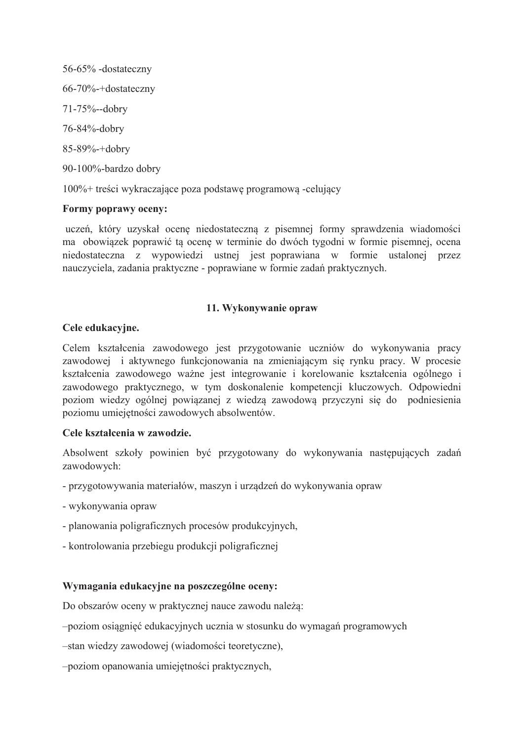56-65% -dostateczny

66-70%-+dostateczny

71-75%--dobry

76-84%-dobry

85-89%-+dobry

90-100%-bardzo dobry

100%+ treści wykraczające poza podstawę programową -celujący

**Formy poprawy oceny:**

uczeń, który uzyskał ocenę niedostateczną z pisemnej formy sprawdzenia wiadomości ma obowiązek poprawić tą ocenę w terminie do dwóch tygodni w formie pisemnej, ocena niedostateczna z wypowiedzi ustnej jest poprawiana w formie ustalonej przez nauczyciela, zadania praktyczne - poprawiane w formie zadań praktycznych.

## 11. Wykonywanie opraw

**Cele edukacyjne.**

Celem kształcenia zawodowego jest przygotowanie uczniów do wykonywania pracy zawodowej i aktywnego funkcjonowania na zmieniającym się rynku pracy. W procesie kształcenia zawodowego ważne jest integrowanie i korelowanie kształcenia ogólnego i zawodowego praktycznego, w tym doskonalenie kompetencji kluczowych. Odpowiedni poziom wiedzy ogólnej powiązanej z wiedzą zawodową przyczyni się do podniesienia poziomu umiejętności zawodowych absolwentów.

**Cele kształcenia w zawodzie.**

Absolwent szkoły powinien być przygotowany do wykonywania następujących zadań zawodowych:

- przygotowywania materiałów, maszyn i urządzeń do wykonywania opraw
- wykonywania opraw
- planowania poligraficznych procesów produkcyjnych,
- kontrolowania przebiegu produkcji poligraficznej

**Wymagania edukacyjne na poszczególne oceny:**

Do obszarów oceny w praktycznej nauce zawodu należą:

–poziom osiągnięć edukacyjnych ucznia w stosunku do wymagań programowych

–stan wiedzy zawodowej (wiadomości teoretyczne),

–poziom opanowania umiejętności praktycznych,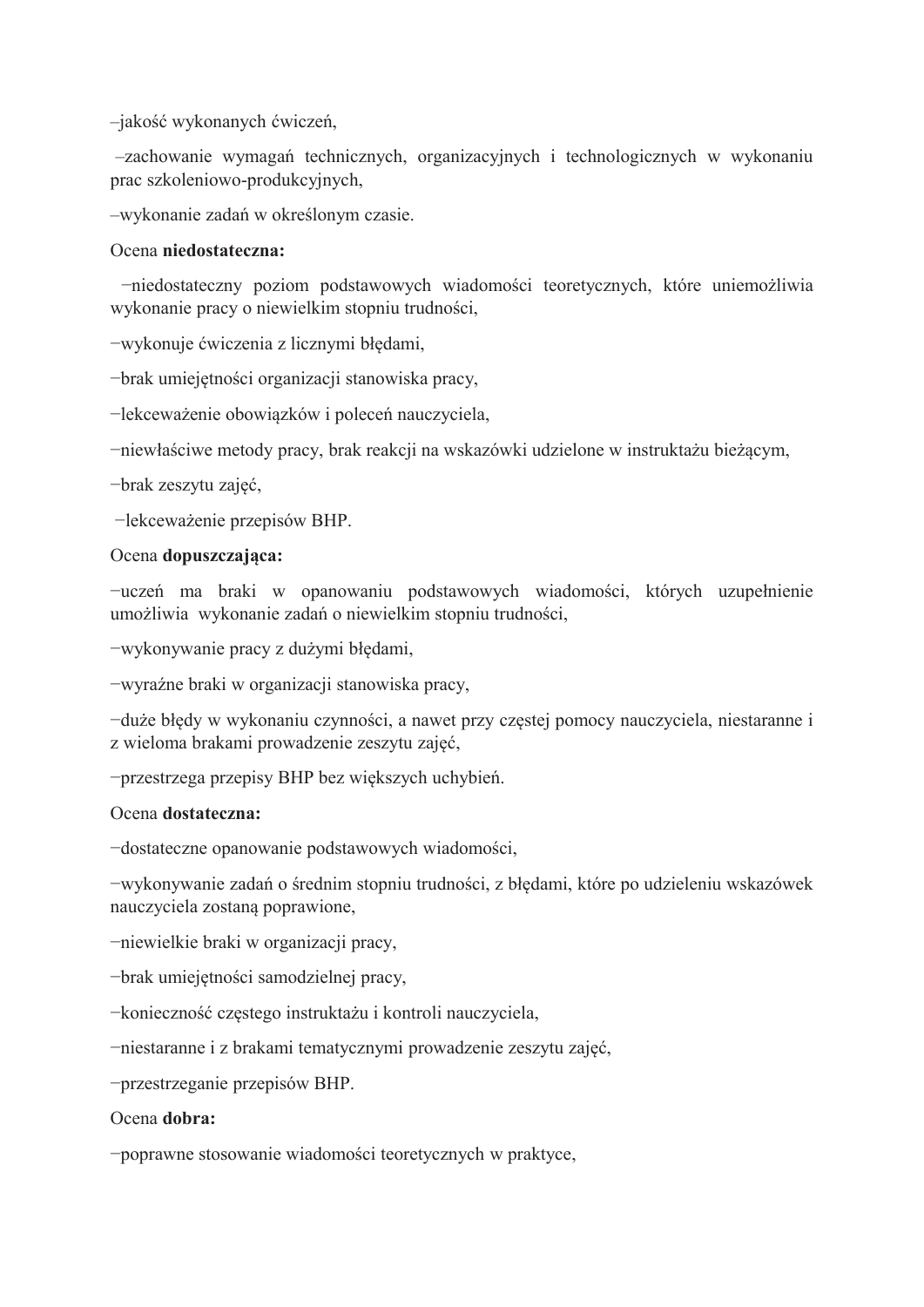–jakość wykonanych ćwiczeń,

–zachowanie wymagań technicznych, organizacyjnych i technologicznych w wykonaniu prac szkoleniowo-produkcyjnych,

–wykonanie zadań w określonym czasie.

Ocena **niedostateczna:**

−niedostateczny poziom podstawowych wiadomości teoretycznych, które uniemożliwia wykonanie pracy o niewielkim stopniu trudności,

−wykonuje ćwiczenia z licznymi błędami,

−brak umiejętności organizacji stanowiska pracy,

−lekceważenie obowiązków i poleceń nauczyciela,

−niewłaściwe metody pracy, brak reakcji na wskazówki udzielone w instruktażu bieżącym,

−brak zeszytu zajęć,

−lekceważenie przepisów BHP.

Ocena **dopuszczająca:**

−uczeń ma braki w opanowaniu podstawowych wiadomości, których uzupełnienie umożliwia wykonanie zadań o niewielkim stopniu trudności,

−wykonywanie pracy z dużymi błędami,

−wyraźne braki w organizacji stanowiska pracy,

−duże błędy w wykonaniu czynności, a nawet przy częstej pomocy nauczyciela, niestaranne i z wieloma brakami prowadzenie zeszytu zajęć,

−przestrzega przepisy BHP bez większych uchybień.

Ocena **dostateczna:**

−dostateczne opanowanie podstawowych wiadomości,

−wykonywanie zadań o średnim stopniu trudności, z błędami, które po udzieleniu wskazówek nauczyciela zostaną poprawione,

−niewielkie braki w organizacji pracy,

−brak umiejętności samodzielnej pracy,

−konieczność częstego instruktażu i kontroli nauczyciela,

−niestaranne i z brakami tematycznymi prowadzenie zeszytu zajęć,

−przestrzeganie przepisów BHP.

Ocena **dobra:**

−poprawne stosowanie wiadomości teoretycznych w praktyce,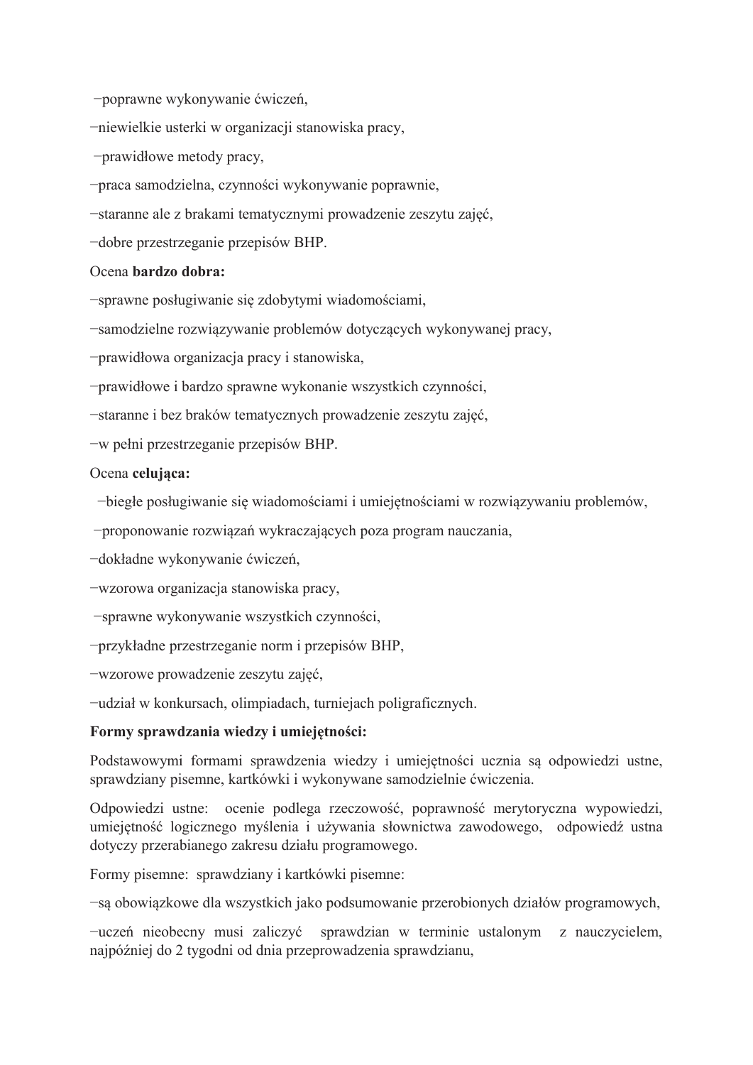−poprawne wykonywanie ćwiczeń,

−niewielkie usterki w organizacji stanowiska pracy,

−prawidłowe metody pracy,

−praca samodzielna, czynności wykonywanie poprawnie,

−staranne ale z brakami tematycznymi prowadzenie zeszytu zajęć,

−dobre przestrzeganie przepisów BHP.

Ocena **bardzo dobra:**

−sprawne posługiwanie się zdobytymi wiadomościami,

−samodzielne rozwiązywanie problemów dotyczących wykonywanej pracy,

−prawidłowa organizacja pracy i stanowiska,

−prawidłowe i bardzo sprawne wykonanie wszystkich czynności,

−staranne i bez braków tematycznych prowadzenie zeszytu zajęć,

−w pełni przestrzeganie przepisów BHP.

Ocena **celująca:**

−biegłe posługiwanie się wiadomościami i umiejętnościami w rozwiązywaniu problemów,

−proponowanie rozwiązań wykraczających poza program nauczania,

−dokładne wykonywanie ćwiczeń,

−wzorowa organizacja stanowiska pracy,

−sprawne wykonywanie wszystkich czynności,

−przykładne przestrzeganie norm i przepisów BHP,

−wzorowe prowadzenie zeszytu zajęć,

−udział w konkursach, olimpiadach, turniejach poligraficznych.

**Formy sprawdzania wiedzy i umiejętności:**

Podstawowymi formami sprawdzenia wiedzy i umiejętności ucznia są odpowiedzi ustne, sprawdziany pisemne, kartkówki i wykonywane samodzielnie ćwiczenia.

Odpowiedzi ustne: ocenie podlega rzeczowość, poprawność merytoryczna wypowiedzi, umiejętność logicznego myślenia i używania słownictwa zawodowego, odpowiedź ustna dotyczy przerabianego zakresu działu programowego.

Formy pisemne: sprawdziany i kartkówki pisemne:

−są obowiązkowe dla wszystkich jako podsumowanie przerobionych działów programowych,

−uczeń nieobecny musi zaliczyć sprawdzian w terminie ustalonym z nauczycielem, najpóźniej do 2 tygodni od dnia przeprowadzenia sprawdzianu,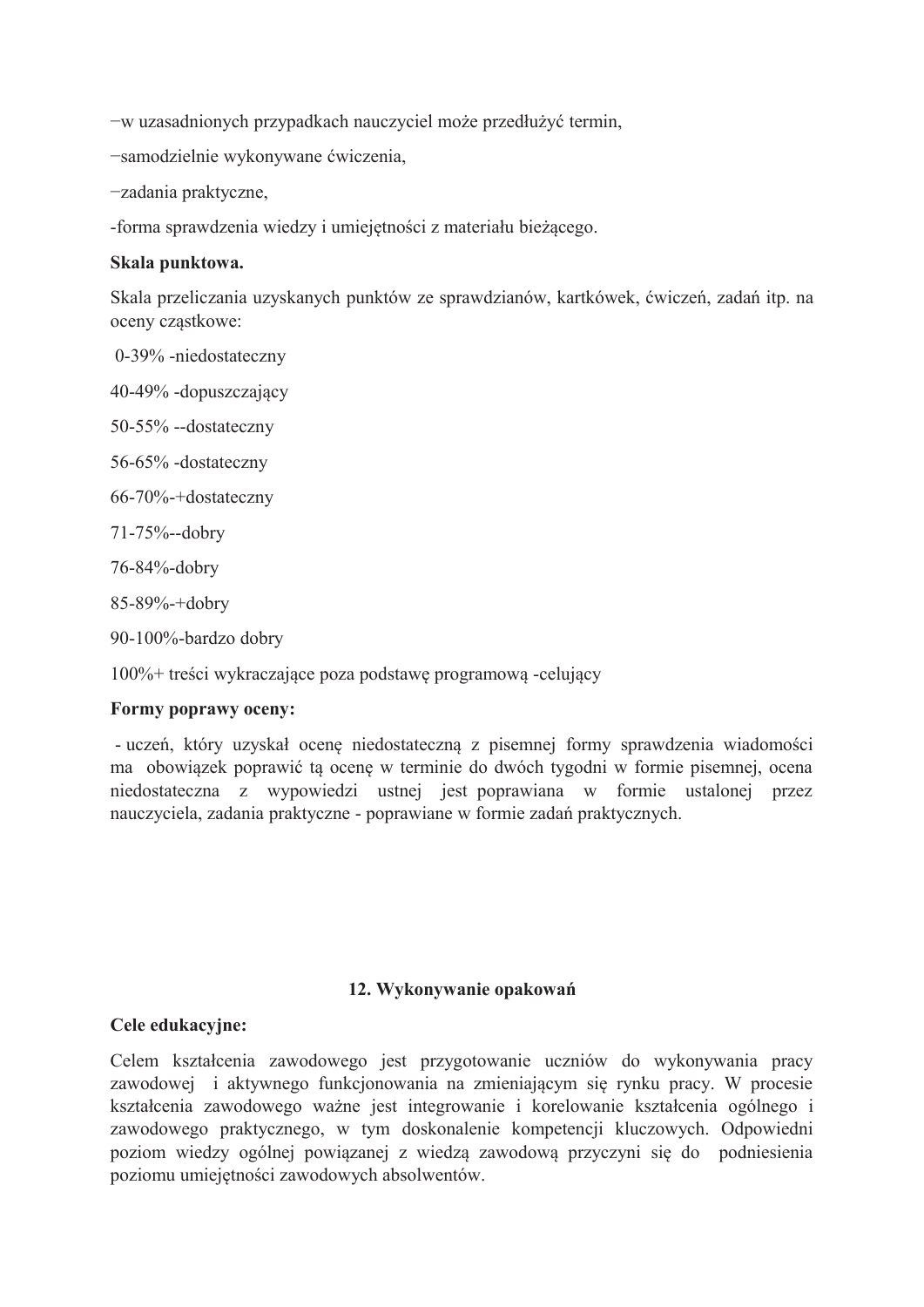−w uzasadnionych przypadkach nauczyciel może przedłużyć termin,

−samodzielnie wykonywane ćwiczenia,

−zadania praktyczne,

-forma sprawdzenia wiedzy i umiejętności z materiału bieżącego.

**Skala punktowa.**

Skala przeliczania uzyskanych punktów ze sprawdzianów, kartkówek, ćwiczeń, zadań itp. na oceny cząstkowe:

0-39% -niedostateczny

40-49% -dopuszczający

50-55% --dostateczny

56-65% -dostateczny

66-70%-+dostateczny

71-75%--dobry

76-84%-dobry

85-89%-+dobry

90-100%-bardzo dobry

100%+ treści wykraczające poza podstawę programową -celujący

**Formy poprawy oceny:**

- uczeń, który uzyskał ocenę niedostateczną z pisemnej formy sprawdzenia wiadomości ma obowiązek poprawić tą ocenę w terminie do dwóch tygodni w formie pisemnej, ocena niedostateczna z wypowiedzi ustnej jest poprawiana w formie ustalonej przez nauczyciela, zadania praktyczne - poprawiane w formie zadań praktycznych.

## 12. Wykonywanie opakowań

**Cele edukacyjne:**

Celem kształcenia zawodowego jest przygotowanie uczniów do wykonywania pracy zawodowej i aktywnego funkcjonowania na zmieniającym się rynku pracy. W procesie kształcenia zawodowego ważne jest integrowanie i korelowanie kształcenia ogólnego i zawodowego praktycznego, w tym doskonalenie kompetencji kluczowych. Odpowiedni poziom wiedzy ogólnej powiązanej z wiedzą zawodową przyczyni się do podniesienia poziomu umiejętności zawodowych absolwentów.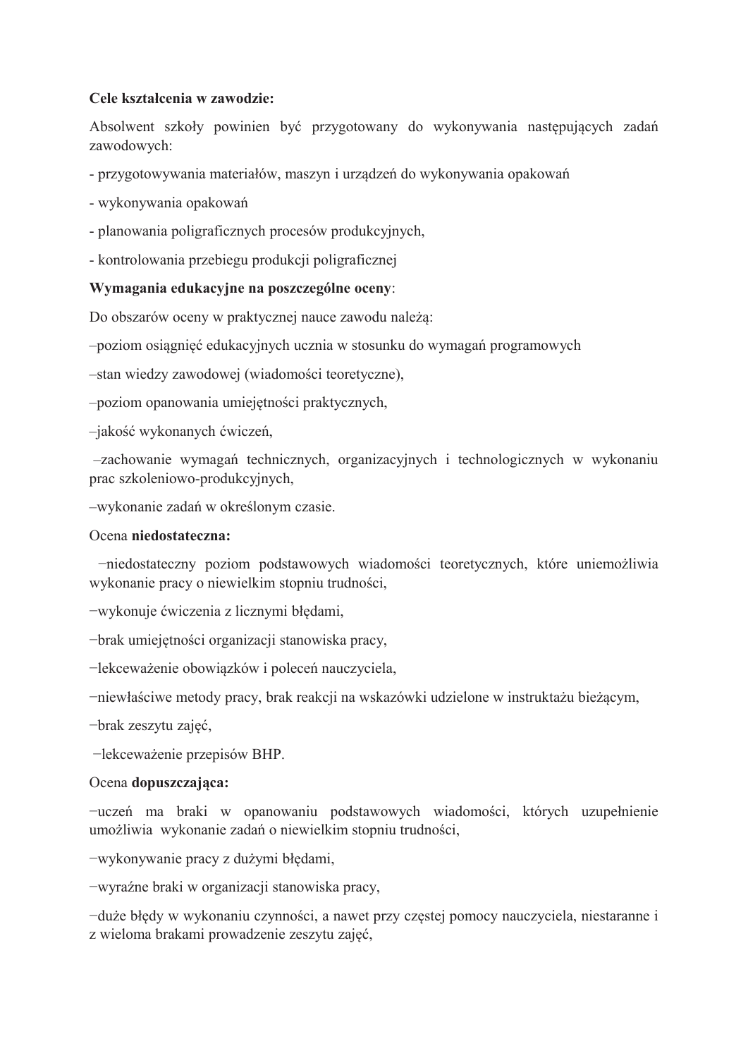**Cele kształcenia w zawodzie:**

Absolwent szkoły powinien być przygotowany do wykonywania następujących zadań zawodowych:

- przygotowywania materiałów, maszyn i urządzeń do wykonywania opakowań
- wykonywania opakowań
- planowania poligraficznych procesów produkcyjnych,
- kontrolowania przebiegu produkcji poligraficznej

**Wymagania edukacyjne na poszczególne oceny**:

Do obszarów oceny w praktycznej nauce zawodu należą:

–poziom osiągnięć edukacyjnych ucznia w stosunku do wymagań programowych

–stan wiedzy zawodowej (wiadomości teoretyczne),

–poziom opanowania umiejętności praktycznych,

–jakość wykonanych ćwiczeń,

–zachowanie wymagań technicznych, organizacyjnych i technologicznych w wykonaniu prac szkoleniowo-produkcyjnych,

–wykonanie zadań w określonym czasie.

Ocena **niedostateczna:**

−niedostateczny poziom podstawowych wiadomości teoretycznych, które uniemożliwia wykonanie pracy o niewielkim stopniu trudności,

−wykonuje ćwiczenia z licznymi błędami,

−brak umiejętności organizacji stanowiska pracy,

−lekceważenie obowiązków i poleceń nauczyciela,

−niewłaściwe metody pracy, brak reakcji na wskazówki udzielone w instruktażu bieżącym,

−brak zeszytu zajęć,

−lekceważenie przepisów BHP.

Ocena **dopuszczająca:**

−uczeń ma braki w opanowaniu podstawowych wiadomości, których uzupełnienie umożliwia wykonanie zadań o niewielkim stopniu trudności,

−wykonywanie pracy z dużymi błędami,

−wyraźne braki w organizacji stanowiska pracy,

−duże błędy w wykonaniu czynności, a nawet przy częstej pomocy nauczyciela, niestaranne i z wieloma brakami prowadzenie zeszytu zajęć,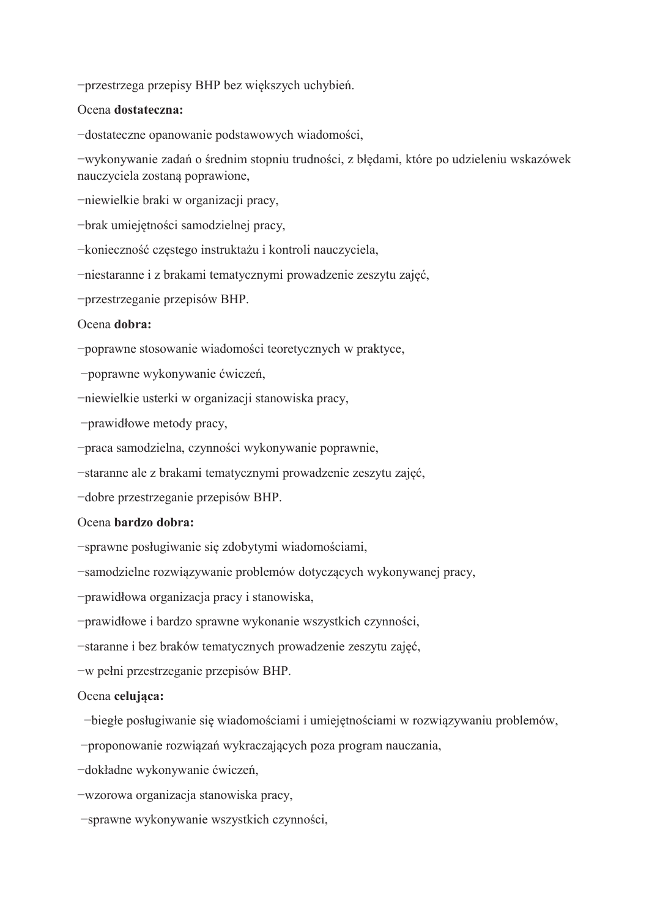−przestrzega przepisy BHP bez większych uchybień.

Ocena **dostateczna:**

−dostateczne opanowanie podstawowych wiadomości,

−wykonywanie zadań o średnim stopniu trudności, z błędami, które po udzieleniu wskazówek nauczyciela zostaną poprawione,

−niewielkie braki w organizacji pracy,

−brak umiejętności samodzielnej pracy,

−konieczność częstego instruktażu i kontroli nauczyciela,

−niestaranne i z brakami tematycznymi prowadzenie zeszytu zajęć,

−przestrzeganie przepisów BHP.

Ocena **dobra:**

−poprawne stosowanie wiadomości teoretycznych w praktyce,

−poprawne wykonywanie ćwiczeń,

−niewielkie usterki w organizacji stanowiska pracy,

−prawidłowe metody pracy,

−praca samodzielna, czynności wykonywanie poprawnie,

−staranne ale z brakami tematycznymi prowadzenie zeszytu zajęć,

−dobre przestrzeganie przepisów BHP.

Ocena **bardzo dobra:**

−sprawne posługiwanie się zdobytymi wiadomościami,

−samodzielne rozwiązywanie problemów dotyczących wykonywanej pracy,

−prawidłowa organizacja pracy i stanowiska,

−prawidłowe i bardzo sprawne wykonanie wszystkich czynności,

−staranne i bez braków tematycznych prowadzenie zeszytu zajęć,

−w pełni przestrzeganie przepisów BHP.

Ocena **celująca:**

−biegłe posługiwanie się wiadomościami i umiejętnościami w rozwiązywaniu problemów,

−proponowanie rozwiązań wykraczających poza program nauczania,

−dokładne wykonywanie ćwiczeń,

−wzorowa organizacja stanowiska pracy,

−sprawne wykonywanie wszystkich czynności,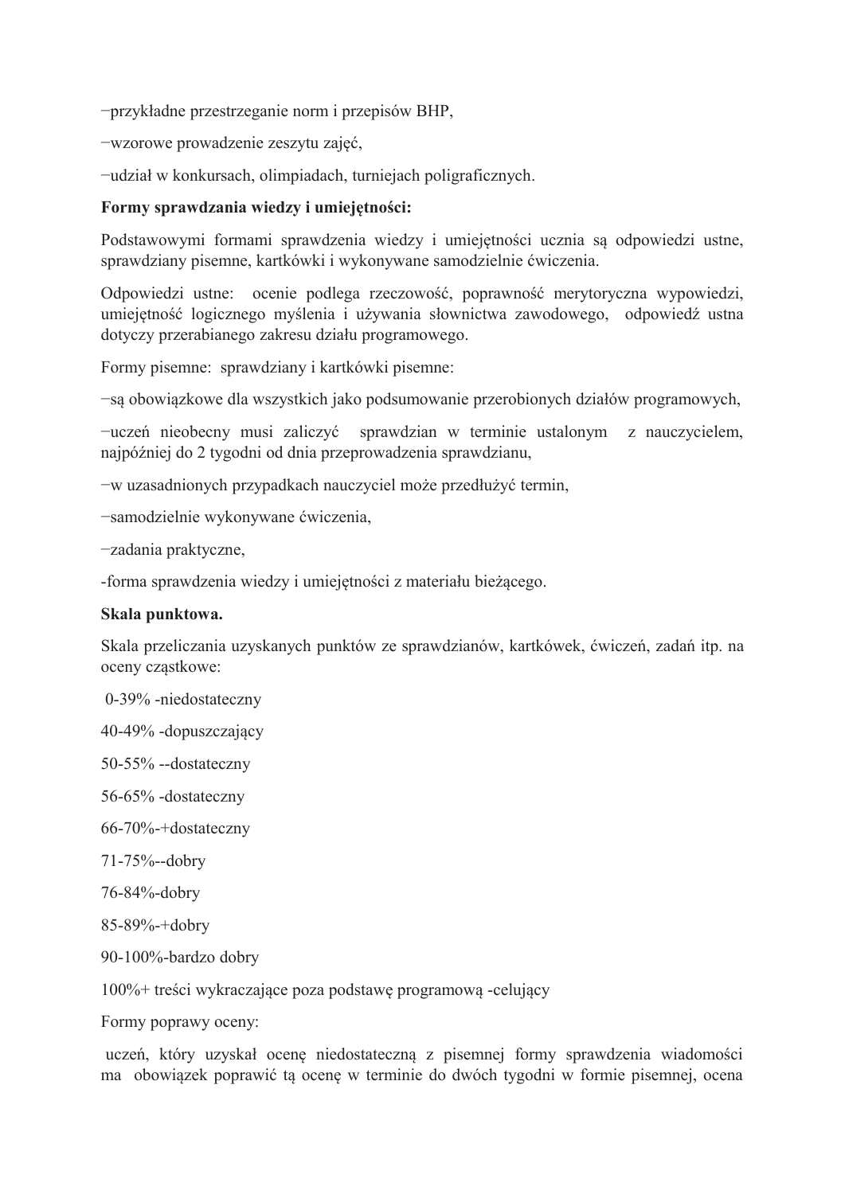−przykładne przestrzeganie norm i przepisów BHP,

−wzorowe prowadzenie zeszytu zajęć,

−udział w konkursach, olimpiadach, turniejach poligraficznych.

**Formy sprawdzania wiedzy i umiejętności:**

Podstawowymi formami sprawdzenia wiedzy i umiejętności ucznia są odpowiedzi ustne, sprawdziany pisemne, kartkówki i wykonywane samodzielnie ćwiczenia.

Odpowiedzi ustne: ocenie podlega rzeczowość, poprawność merytoryczna wypowiedzi, umiejętność logicznego myślenia i używania słownictwa zawodowego, odpowiedź ustna dotyczy przerabianego zakresu działu programowego.

Formy pisemne: sprawdziany i kartkówki pisemne:

−są obowiązkowe dla wszystkich jako podsumowanie przerobionych działów programowych,

−uczeń nieobecny musi zaliczyć sprawdzian w terminie ustalonym z nauczycielem, najpóźniej do 2 tygodni od dnia przeprowadzenia sprawdzianu,

−w uzasadnionych przypadkach nauczyciel może przedłużyć termin,

−samodzielnie wykonywane ćwiczenia,

−zadania praktyczne,

-forma sprawdzenia wiedzy i umiejętności z materiału bieżącego.

**Skala punktowa.**

Skala przeliczania uzyskanych punktów ze sprawdzianów, kartkówek, ćwiczeń, zadań itp. na oceny cząstkowe:

0-39% -niedostateczny

40-49% -dopuszczający

50-55% --dostateczny

56-65% -dostateczny

66-70%-+dostateczny

71-75%--dobry

76-84%-dobry

85-89%-+dobry

90-100%-bardzo dobry

100%+ treści wykraczające poza podstawę programową -celujący

Formy poprawy oceny:

uczeń, który uzyskał ocenę niedostateczną z pisemnej formy sprawdzenia wiadomości ma obowiązek poprawić tą ocenę w terminie do dwóch tygodni w formie pisemnej, ocena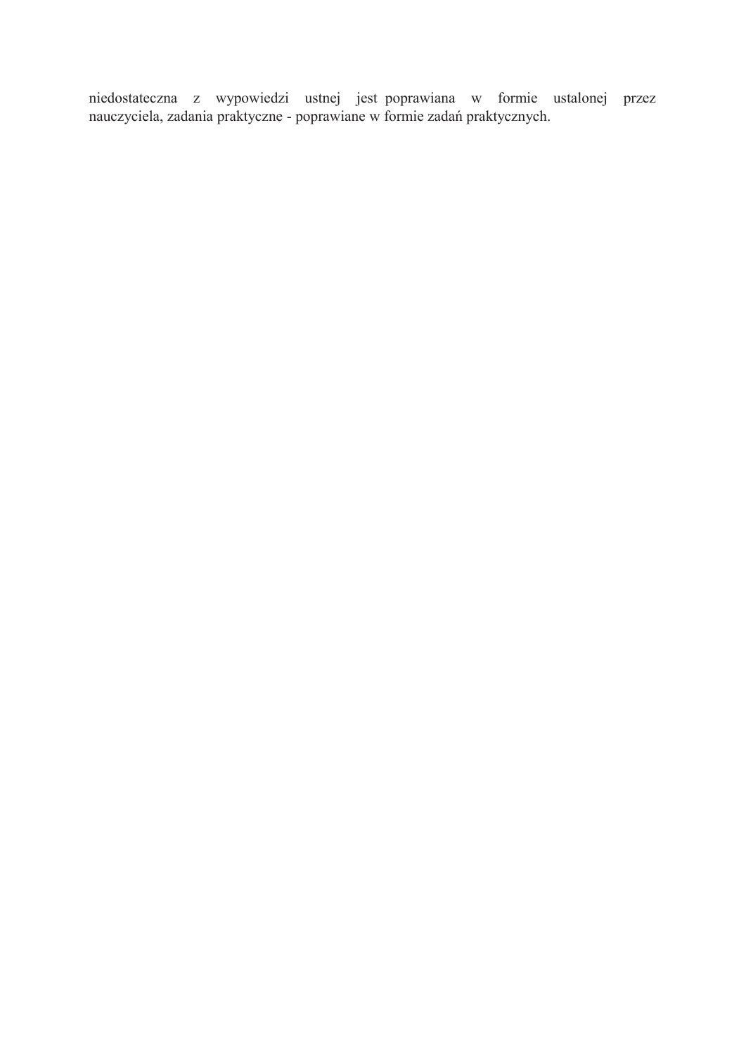niedostateczna z wypowiedzi ustnej jest poprawiana w formie ustalonej przez nauczyciela, zadania praktyczne - poprawiane w formie zadań praktycznych.